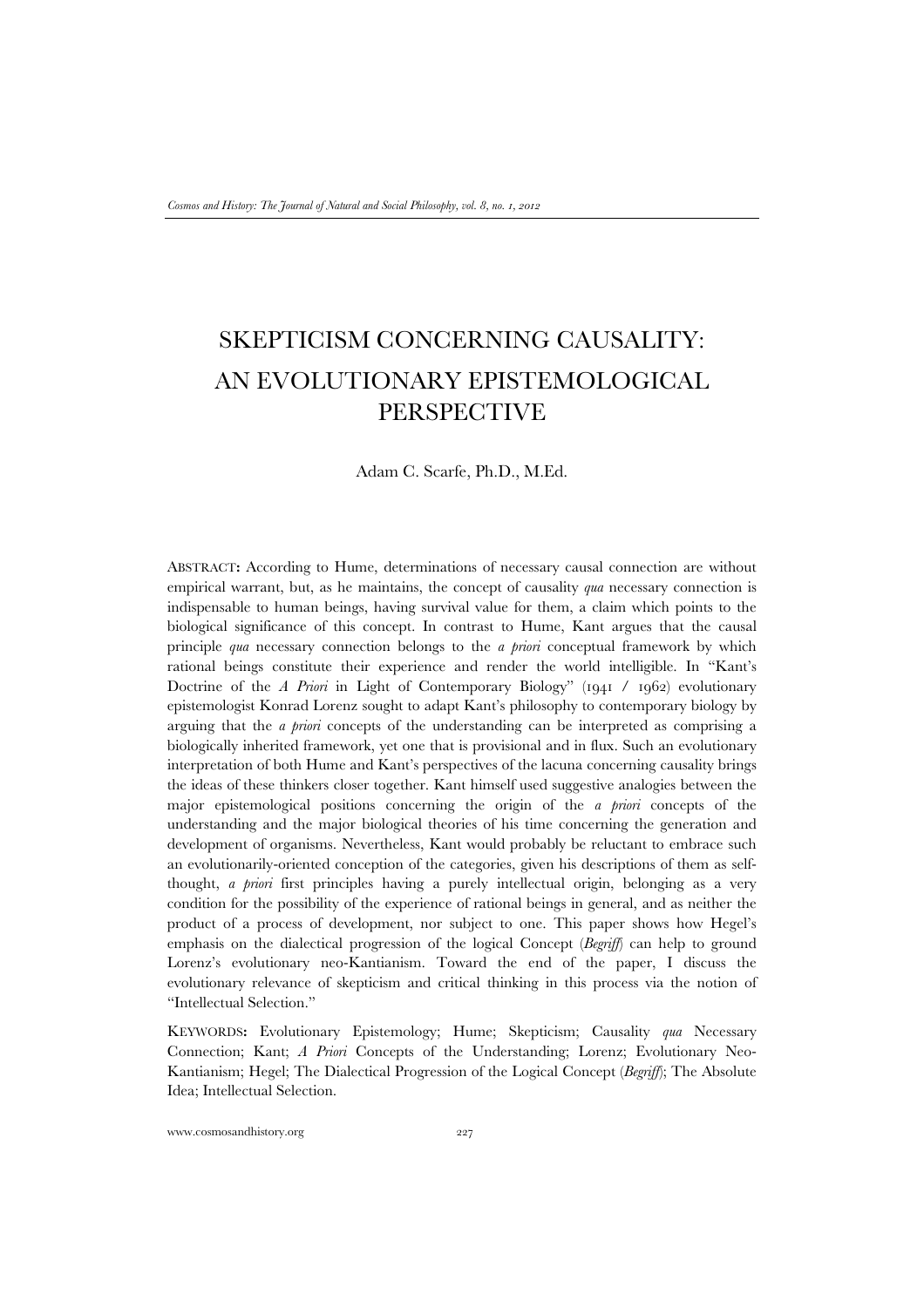# SKEPTICISM CONCERNING CAUSALITY: AN EVOLUTIONARY EPISTEMOLOGICAL PERSPECTIVE

Adam C. Scarfe, Ph.D., M.Ed.

ABSTRACT**:** According to Hume, determinations of necessary causal connection are without empirical warrant, but, as he maintains, the concept of causality *qua* necessary connection is indispensable to human beings, having survival value for them, a claim which points to the biological significance of this concept. In contrast to Hume, Kant argues that the causal principle *qua* necessary connection belongs to the *a priori* conceptual framework by which rational beings constitute their experience and render the world intelligible. In "Kant's Doctrine of the *A Priori* in Light of Contemporary Biology" (1941 / 1962) evolutionary epistemologist Konrad Lorenz sought to adapt Kant's philosophy to contemporary biology by arguing that the *a priori* concepts of the understanding can be interpreted as comprising a biologically inherited framework, yet one that is provisional and in flux. Such an evolutionary interpretation of both Hume and Kant's perspectives of the lacuna concerning causality brings the ideas of these thinkers closer together. Kant himself used suggestive analogies between the major epistemological positions concerning the origin of the *a priori* concepts of the understanding and the major biological theories of his time concerning the generation and development of organisms. Nevertheless, Kant would probably be reluctant to embrace such an evolutionarily-oriented conception of the categories, given his descriptions of them as self-thought, *a priori* first principles having a purely intellectual origin, belonging as a very condition for the possibility of the experience of rational beings in general, and as neither the product of a process of development, nor subject to one. This paper shows how Hegel's emphasis on the dialectical progression of the logical Concept (*Begriff*) can help to ground Lorenz's evolutionary neo-Kantianism. Toward the end of the paper, I discuss the evolutionary relevance of skepticism and critical thinking in this process via the notion of "Intellectual Selection."

KEYWORDS**:** Evolutionary Epistemology; Hume; Skepticism; Causality *qua* Necessary Connection; Kant; *A Priori* Concepts of the Understanding; Lorenz; Evolutionary Neo-Kantianism; Hegel; The Dialectical Progression of the Logical Concept (*Begriff*); The Absolute Idea; Intellectual Selection.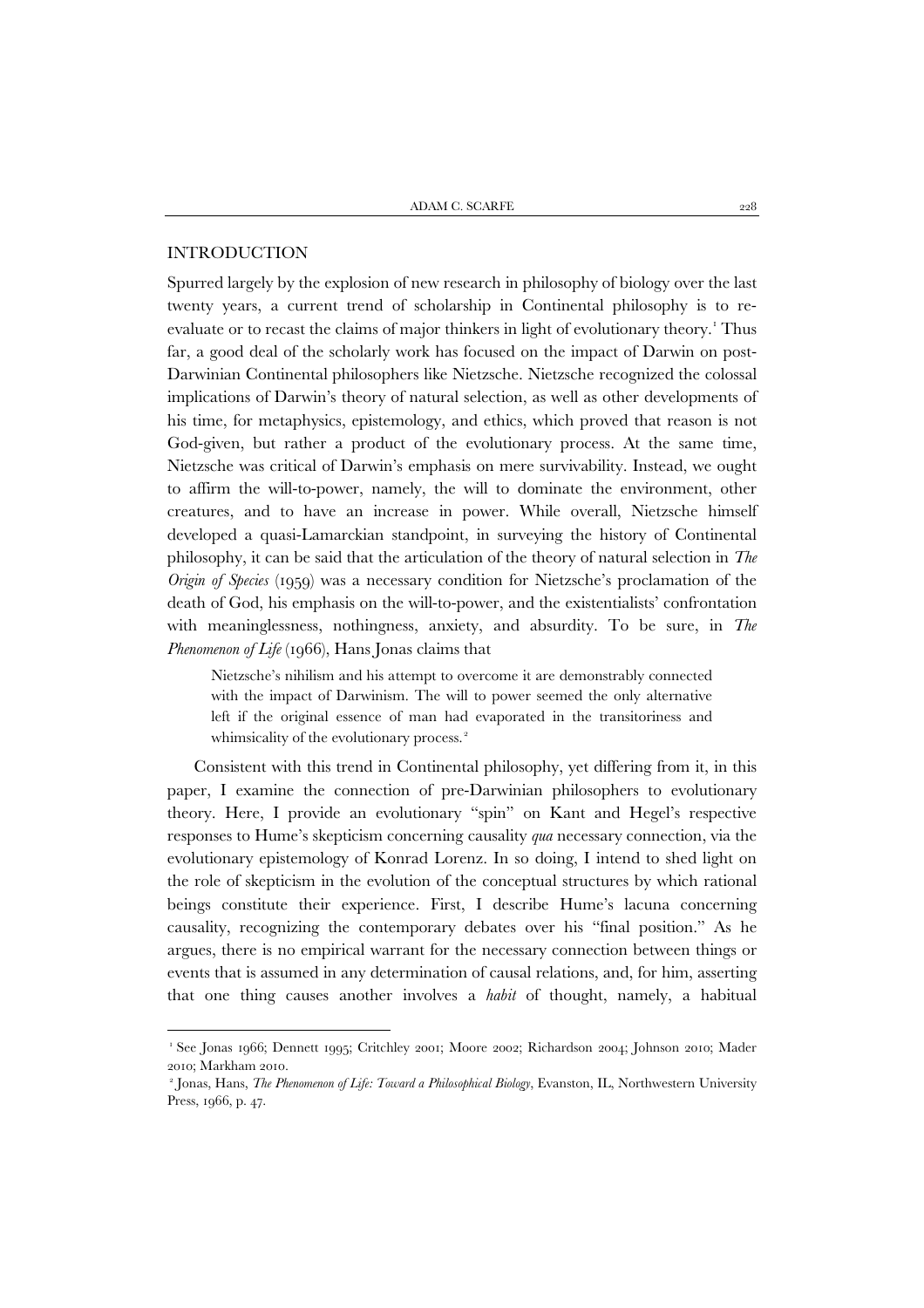## INTRODUCTION

Spurred largely by the explosion of new research in philosophy of biology over the last twenty years, a current trend of scholarship in Continental philosophy is to re-evaluate or to recast the claims of major thinkers in light of evolutionary theory.[1] Thus far, a good deal of the scholarly work has focused on the impact of Darwin on post-Darwinian Continental philosophers like Nietzsche. Nietzsche recognized the colossal implications of Darwin's theory of natural selection, as well as other developments of his time, for metaphysics, epistemology, and ethics, which proved that reason is not God-given, but rather a product of the evolutionary process. At the same time, Nietzsche was critical of Darwin's emphasis on mere survivability. Instead, we ought to affirm the will-to-power, namely, the will to dominate the environment, other creatures, and to have an increase in power. While overall, Nietzsche himself developed a quasi-Lamarckian standpoint, in surveying the history of Continental philosophy, it can be said that the articulation of the theory of natural selection in *The Origin of Species* (1959) was a necessary condition for Nietzsche's proclamation of the death of God, his emphasis on the will-to-power, and the existentialists' confrontation with meaninglessness, nothingness, anxiety, and absurdity. To be sure, in *The Phenomenon of Life* (1966), Hans Jonas claims that

> Nietzsche's nihilism and his attempt to overcome it are demonstrably connected with the impact of Darwinism. The will to power seemed the only alternative left if the original essence of man had evaporated in the transitoriness and whimsicality of the evolutionary process.[2]

Consistent with this trend in Continental philosophy, yet differing from it, in this paper, I examine the connection of pre-Darwinian philosophers to evolutionary theory. Here, I provide an evolutionary "spin" on Kant and Hegel's respective responses to Hume's skepticism concerning causality *qua* necessary connection, via the evolutionary epistemology of Konrad Lorenz. In so doing, I intend to shed light on the role of skepticism in the evolution of the conceptual structures by which rational beings constitute their experience. First, I describe Hume's lacuna concerning causality, recognizing the contemporary debates over his "final position." As he argues, there is no empirical warrant for the necessary connection between things or events that is assumed in any determination of causal relations, and, for him, asserting that one thing causes another involves a *habit* of thought, namely, a habitual

---

[1] See Jonas 1966; Dennett 1995; Critchley 2001; Moore 2002; Richardson 2004; Johnson 2010; Mader 2010; Markham 2010.

[2] Jonas, Hans, *The Phenomenon of Life: Toward a Philosophical Biology*, Evanston, IL, Northwestern University Press, 1966, p. 47.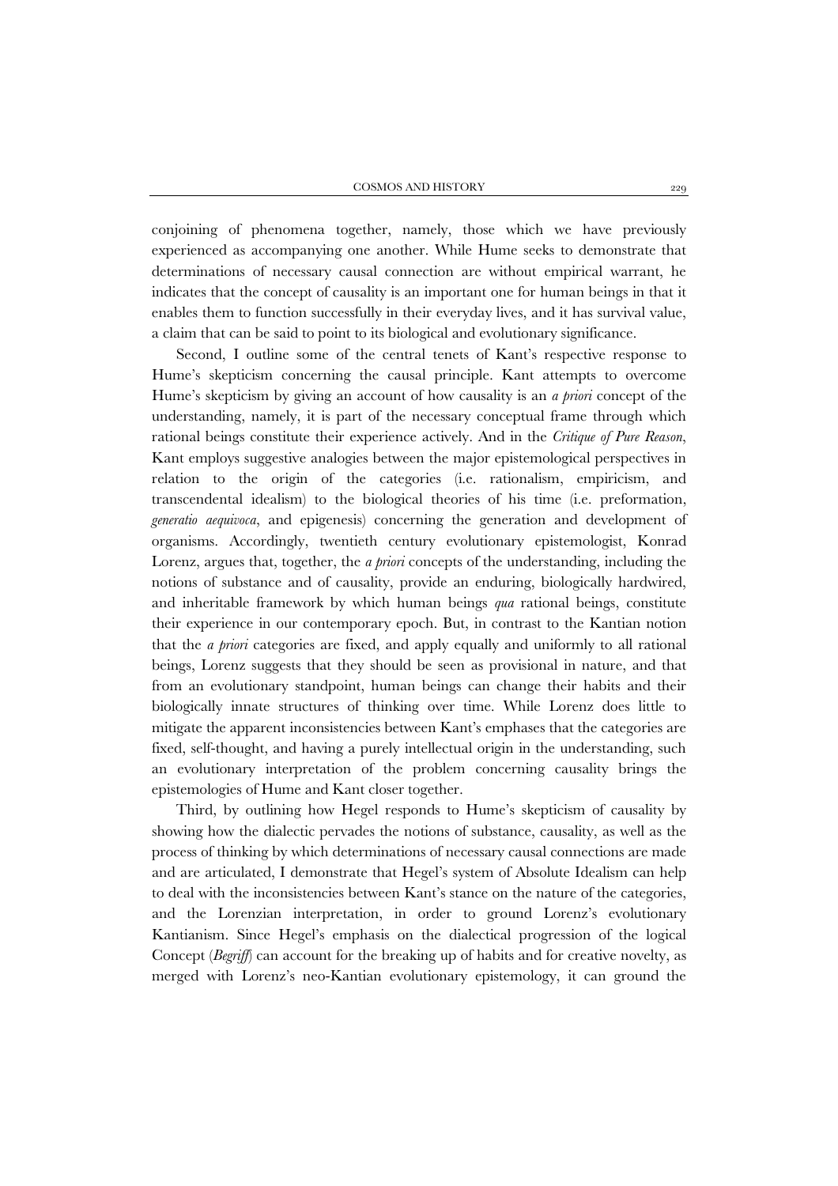conjoining of phenomena together, namely, those which we have previously experienced as accompanying one another. While Hume seeks to demonstrate that determinations of necessary causal connection are without empirical warrant, he indicates that the concept of causality is an important one for human beings in that it enables them to function successfully in their everyday lives, and it has survival value, a claim that can be said to point to its biological and evolutionary significance.

Second, I outline some of the central tenets of Kant's respective response to Hume's skepticism concerning the causal principle. Kant attempts to overcome Hume's skepticism by giving an account of how causality is an *a priori* concept of the understanding, namely, it is part of the necessary conceptual frame through which rational beings constitute their experience actively. And in the *Critique of Pure Reason*, Kant employs suggestive analogies between the major epistemological perspectives in relation to the origin of the categories (i.e. rationalism, empiricism, and transcendental idealism) to the biological theories of his time (i.e. preformation, *generatio aequivoca*, and epigenesis) concerning the generation and development of organisms. Accordingly, twentieth century evolutionary epistemologist, Konrad Lorenz, argues that, together, the *a priori* concepts of the understanding, including the notions of substance and of causality, provide an enduring, biologically hardwired, and inheritable framework by which human beings *qua* rational beings, constitute their experience in our contemporary epoch. But, in contrast to the Kantian notion that the *a priori* categories are fixed, and apply equally and uniformly to all rational beings, Lorenz suggests that they should be seen as provisional in nature, and that from an evolutionary standpoint, human beings can change their habits and their biologically innate structures of thinking over time. While Lorenz does little to mitigate the apparent inconsistencies between Kant's emphases that the categories are fixed, self-thought, and having a purely intellectual origin in the understanding, such an evolutionary interpretation of the problem concerning causality brings the epistemologies of Hume and Kant closer together.

Third, by outlining how Hegel responds to Hume's skepticism of causality by showing how the dialectic pervades the notions of substance, causality, as well as the process of thinking by which determinations of necessary causal connections are made and are articulated, I demonstrate that Hegel's system of Absolute Idealism can help to deal with the inconsistencies between Kant's stance on the nature of the categories, and the Lorenzian interpretation, in order to ground Lorenz's evolutionary Kantianism. Since Hegel's emphasis on the dialectical progression of the logical Concept (*Begriff*) can account for the breaking up of habits and for creative novelty, as merged with Lorenz's neo-Kantian evolutionary epistemology, it can ground the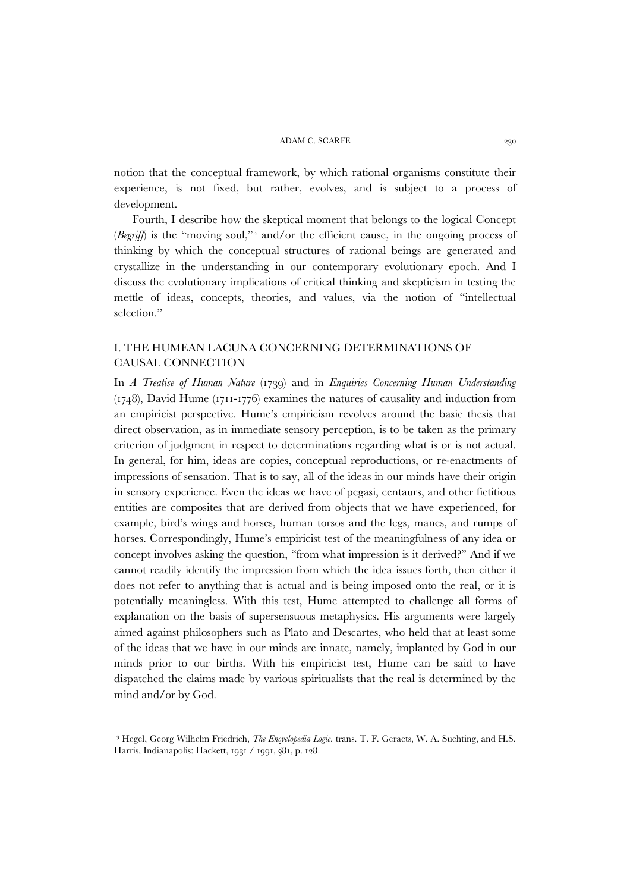notion that the conceptual framework, by which rational organisms constitute their experience, is not fixed, but rather, evolves, and is subject to a process of development.

Fourth, I describe how the skeptical moment that belongs to the logical Concept (*Begriff*) is the "moving soul,"[3] and/or the efficient cause, in the ongoing process of thinking by which the conceptual structures of rational beings are generated and crystallize in the understanding in our contemporary evolutionary epoch. And I discuss the evolutionary implications of critical thinking and skepticism in testing the mettle of ideas, concepts, theories, and values, via the notion of "intellectual selection."

## I. THE HUMEAN LACUNA CONCERNING DETERMINATIONS OF CAUSAL CONNECTION

In *A Treatise of Human Nature* (1739) and in *Enquiries Concerning Human Understanding* (1748), David Hume (1711-1776) examines the natures of causality and induction from an empiricist perspective. Hume's empiricism revolves around the basic thesis that direct observation, as in immediate sensory perception, is to be taken as the primary criterion of judgment in respect to determinations regarding what is or is not actual. In general, for him, ideas are copies, conceptual reproductions, or re-enactments of impressions of sensation. That is to say, all of the ideas in our minds have their origin in sensory experience. Even the ideas we have of pegasi, centaurs, and other fictitious entities are composites that are derived from objects that we have experienced, for example, bird's wings and horses, human torsos and the legs, manes, and rumps of horses. Correspondingly, Hume's empiricist test of the meaningfulness of any idea or concept involves asking the question, "from what impression is it derived?" And if we cannot readily identify the impression from which the idea issues forth, then either it does not refer to anything that is actual and is being imposed onto the real, or it is potentially meaningless. With this test, Hume attempted to challenge all forms of explanation on the basis of supersensuous metaphysics. His arguments were largely aimed against philosophers such as Plato and Descartes, who held that at least some of the ideas that we have in our minds are innate, namely, implanted by God in our minds prior to our births. With his empiricist test, Hume can be said to have dispatched the claims made by various spiritualists that the real is determined by the mind and/or by God.

[3] Hegel, Georg Wilhelm Friedrich, *The Encyclopedia Logic*, trans. T. F. Geraets, W. A. Suchting, and H.S. Harris, Indianapolis: Hackett, 1931 / 1991, §81, p. 128.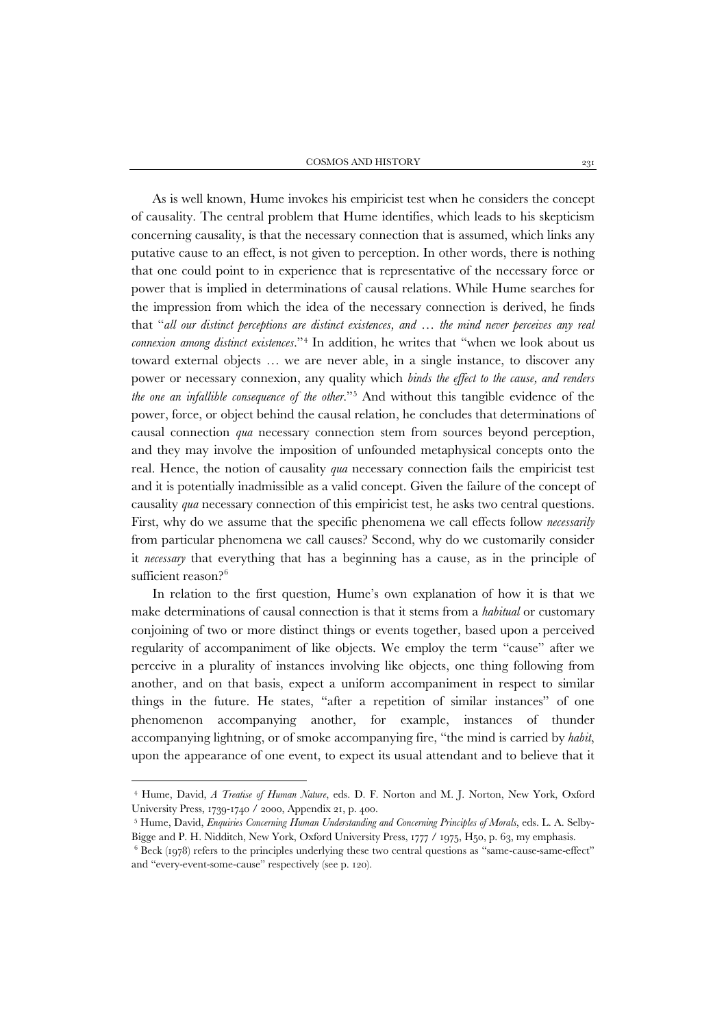As is well known, Hume invokes his empiricist test when he considers the concept of causality. The central problem that Hume identifies, which leads to his skepticism concerning causality, is that the necessary connection that is assumed, which links any putative cause to an effect, is not given to perception. In other words, there is nothing that one could point to in experience that is representative of the necessary force or power that is implied in determinations of causal relations. While Hume searches for the impression from which the idea of the necessary connection is derived, he finds that "*all our distinct perceptions are distinct existences, and … the mind never perceives any real connexion among distinct existences*."[4] In addition, he writes that "when we look about us toward external objects … we are never able, in a single instance, to discover any power or necessary connexion, any quality which *binds the effect to the cause, and renders the one an infallible consequence of the other*."[5] And without this tangible evidence of the power, force, or object behind the causal relation, he concludes that determinations of causal connection *qua* necessary connection stem from sources beyond perception, and they may involve the imposition of unfounded metaphysical concepts onto the real. Hence, the notion of causality *qua* necessary connection fails the empiricist test and it is potentially inadmissible as a valid concept. Given the failure of the concept of causality *qua* necessary connection of this empiricist test, he asks two central questions. First, why do we assume that the specific phenomena we call effects follow *necessarily* from particular phenomena we call causes? Second, why do we customarily consider it *necessary* that everything that has a beginning has a cause, as in the principle of sufficient reason?[6]

In relation to the first question, Hume's own explanation of how it is that we make determinations of causal connection is that it stems from a *habitual* or customary conjoining of two or more distinct things or events together, based upon a perceived regularity of accompaniment of like objects. We employ the term "cause" after we perceive in a plurality of instances involving like objects, one thing following from another, and on that basis, expect a uniform accompaniment in respect to similar things in the future. He states, "after a repetition of similar instances" of one phenomenon accompanying another, for example, instances of thunder accompanying lightning, or of smoke accompanying fire, "the mind is carried by *habit*, upon the appearance of one event, to expect its usual attendant and to believe that it

---

[4] Hume, David, *A Treatise of Human Nature*, eds. D. F. Norton and M. J. Norton, New York, Oxford University Press, 1739-1740 / 2000, Appendix 21, p. 400.

[5] Hume, David, *Enquiries Concerning Human Understanding and Concerning Principles of Morals*, eds. L. A. Selby-Bigge and P. H. Nidditch, New York, Oxford University Press, 1777 / 1975, H50, p. 63, my emphasis.

[6] Beck (1978) refers to the principles underlying these two central questions as "same-cause-same-effect" and "every-event-some-cause" respectively (see p. 120).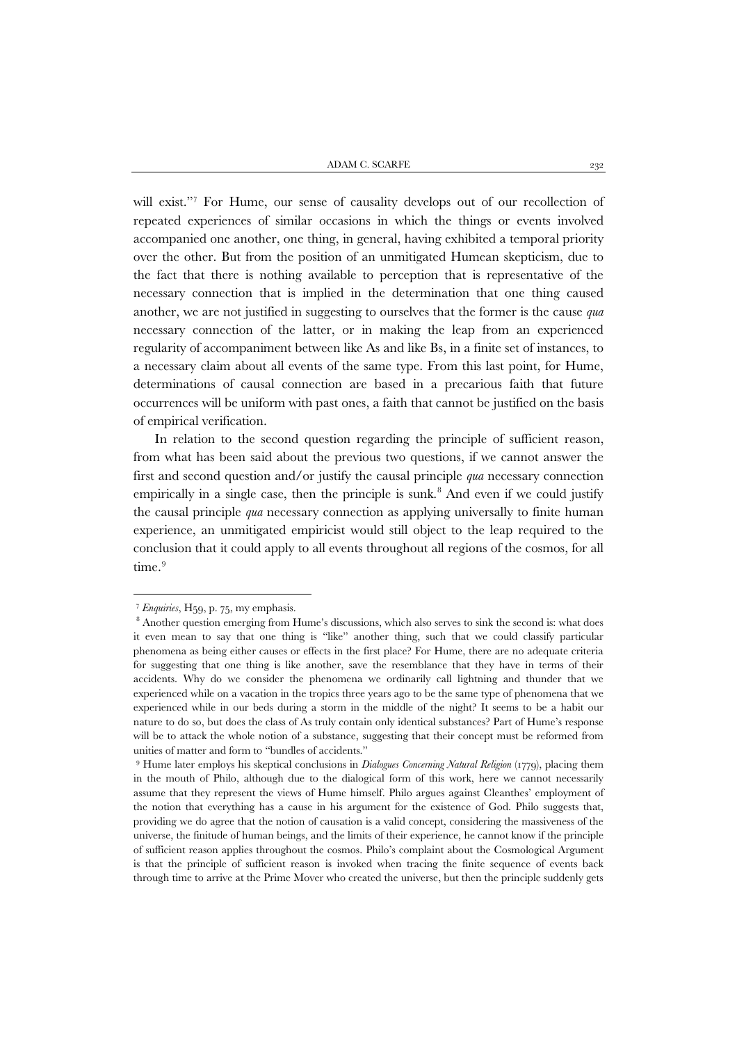will exist."[7] For Hume, our sense of causality develops out of our recollection of repeated experiences of similar occasions in which the things or events involved accompanied one another, one thing, in general, having exhibited a temporal priority over the other. But from the position of an unmitigated Humean skepticism, due to the fact that there is nothing available to perception that is representative of the necessary connection that is implied in the determination that one thing caused another, we are not justified in suggesting to ourselves that the former is the cause *qua* necessary connection of the latter, or in making the leap from an experienced regularity of accompaniment between like As and like Bs, in a finite set of instances, to a necessary claim about all events of the same type. From this last point, for Hume, determinations of causal connection are based in a precarious faith that future occurrences will be uniform with past ones, a faith that cannot be justified on the basis of empirical verification.

In relation to the second question regarding the principle of sufficient reason, from what has been said about the previous two questions, if we cannot answer the first and second question and/or justify the causal principle *qua* necessary connection empirically in a single case, then the principle is sunk.[8] And even if we could justify the causal principle *qua* necessary connection as applying universally to finite human experience, an unmitigated empiricist would still object to the leap required to the conclusion that it could apply to all events throughout all regions of the cosmos, for all time.[9]

---

[7] *Enquiries*, H59, p. 75, my emphasis.

[8] Another question emerging from Hume's discussions, which also serves to sink the second is: what does it even mean to say that one thing is "like" another thing, such that we could classify particular phenomena as being either causes or effects in the first place? For Hume, there are no adequate criteria for suggesting that one thing is like another, save the resemblance that they have in terms of their accidents. Why do we consider the phenomena we ordinarily call lightning and thunder that we experienced while on a vacation in the tropics three years ago to be the same type of phenomena that we experienced while in our beds during a storm in the middle of the night? It seems to be a habit our nature to do so, but does the class of As truly contain only identical substances? Part of Hume's response will be to attack the whole notion of a substance, suggesting that their concept must be reformed from unities of matter and form to "bundles of accidents."

[9] Hume later employs his skeptical conclusions in *Dialogues Concerning Natural Religion* (1779), placing them in the mouth of Philo, although due to the dialogical form of this work, here we cannot necessarily assume that they represent the views of Hume himself. Philo argues against Cleanthes' employment of the notion that everything has a cause in his argument for the existence of God. Philo suggests that, providing we do agree that the notion of causation is a valid concept, considering the massiveness of the universe, the finitude of human beings, and the limits of their experience, he cannot know if the principle of sufficient reason applies throughout the cosmos. Philo's complaint about the Cosmological Argument is that the principle of sufficient reason is invoked when tracing the finite sequence of events back through time to arrive at the Prime Mover who created the universe, but then the principle suddenly gets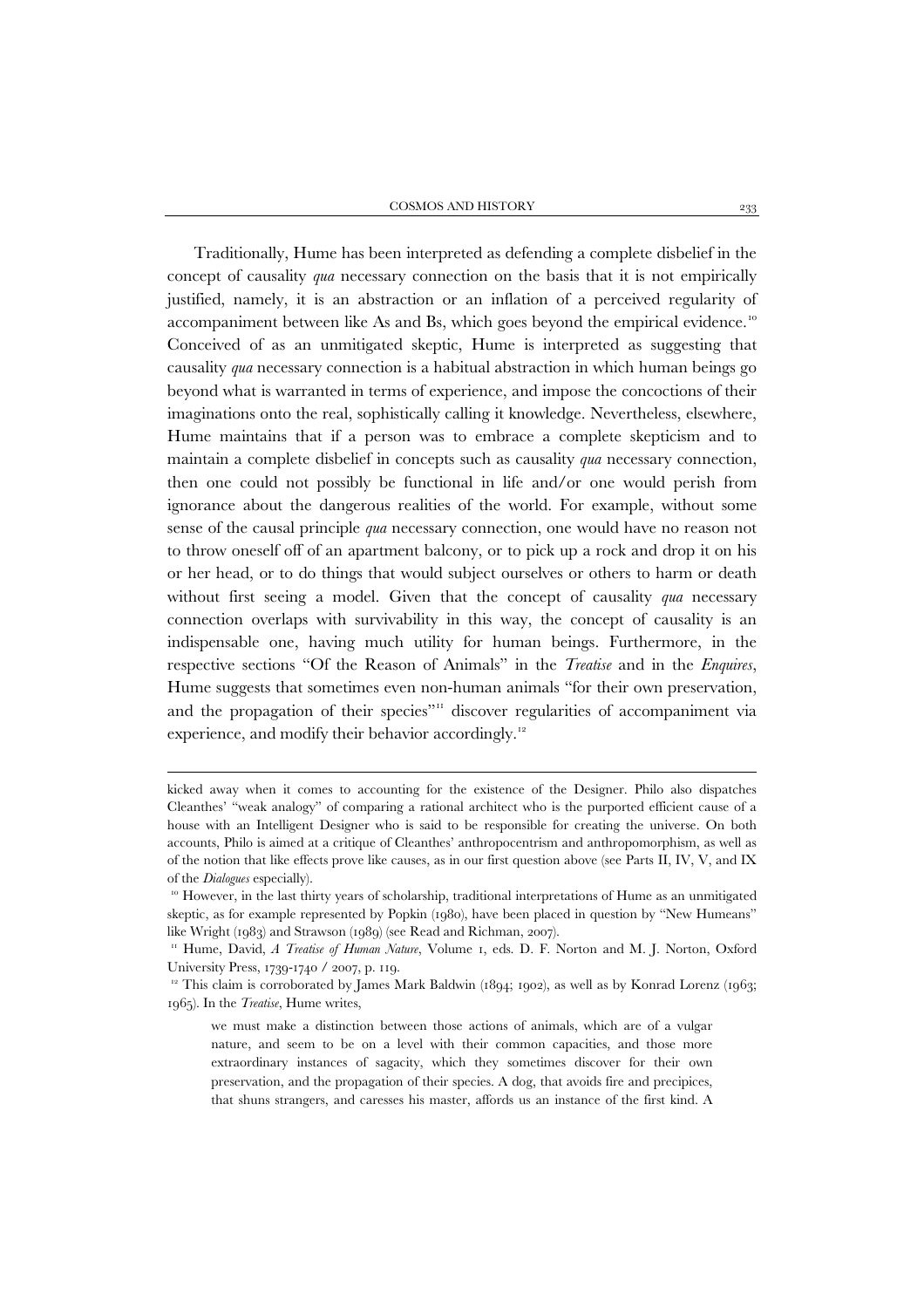Traditionally, Hume has been interpreted as defending a complete disbelief in the concept of causality *qua* necessary connection on the basis that it is not empirically justified, namely, it is an abstraction or an inflation of a perceived regularity of accompaniment between like As and Bs, which goes beyond the empirical evidence.[10] Conceived of as an unmitigated skeptic, Hume is interpreted as suggesting that causality *qua* necessary connection is a habitual abstraction in which human beings go beyond what is warranted in terms of experience, and impose the concoctions of their imaginations onto the real, sophistically calling it knowledge. Nevertheless, elsewhere, Hume maintains that if a person was to embrace a complete skepticism and to maintain a complete disbelief in concepts such as causality *qua* necessary connection, then one could not possibly be functional in life and/or one would perish from ignorance about the dangerous realities of the world. For example, without some sense of the causal principle *qua* necessary connection, one would have no reason not to throw oneself off of an apartment balcony, or to pick up a rock and drop it on his or her head, or to do things that would subject ourselves or others to harm or death without first seeing a model. Given that the concept of causality *qua* necessary connection overlaps with survivability in this way, the concept of causality is an indispensable one, having much utility for human beings. Furthermore, in the respective sections "Of the Reason of Animals" in the *Treatise* and in the *Enquires*, Hume suggests that sometimes even non-human animals "for their own preservation, and the propagation of their species"[11] discover regularities of accompaniment via experience, and modify their behavior accordingly.[12]

---

kicked away when it comes to accounting for the existence of the Designer. Philo also dispatches Cleanthes' "weak analogy" of comparing a rational architect who is the purported efficient cause of a house with an Intelligent Designer who is said to be responsible for creating the universe. On both accounts, Philo is aimed at a critique of Cleanthes' anthropocentrism and anthropomorphism, as well as of the notion that like effects prove like causes, as in our first question above (see Parts II, IV, V, and IX of the *Dialogues* especially).

[10] However, in the last thirty years of scholarship, traditional interpretations of Hume as an unmitigated skeptic, as for example represented by Popkin (1980), have been placed in question by "New Humeans" like Wright (1983) and Strawson (1989) (see Read and Richman, 2007).

[11] Hume, David, *A Treatise of Human Nature*, Volume 1, eds. D. F. Norton and M. J. Norton, Oxford University Press, 1739-1740 / 2007, p. 119.

[12] This claim is corroborated by James Mark Baldwin (1894; 1902), as well as by Konrad Lorenz (1963; 1965). In the *Treatise*, Hume writes,

> we must make a distinction between those actions of animals, which are of a vulgar nature, and seem to be on a level with their common capacities, and those more extraordinary instances of sagacity, which they sometimes discover for their own preservation, and the propagation of their species. A dog, that avoids fire and precipices, that shuns strangers, and caresses his master, affords us an instance of the first kind. A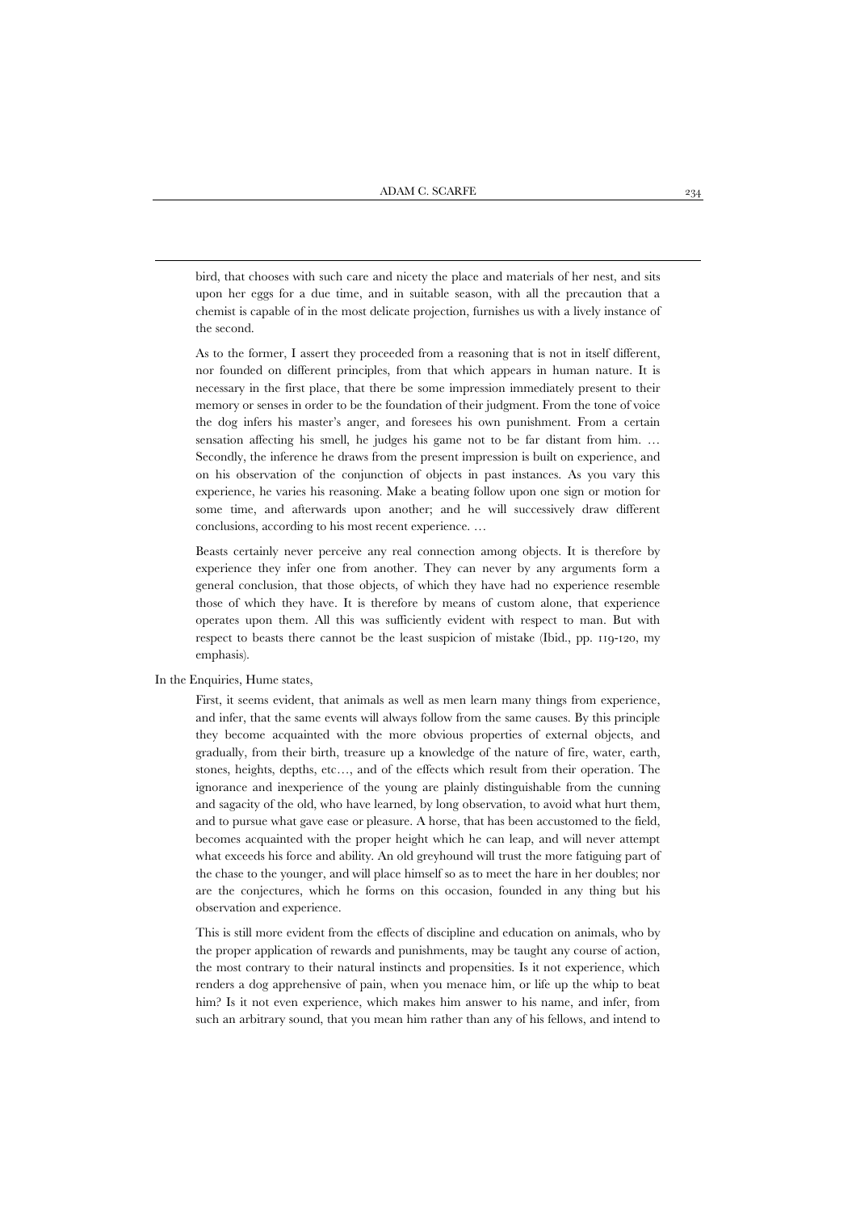bird, that chooses with such care and nicety the place and materials of her nest, and sits upon her eggs for a due time, and in suitable season, with all the precaution that a chemist is capable of in the most delicate projection, furnishes us with a lively instance of the second.

> As to the former, I assert they proceeded from a reasoning that is not in itself different, nor founded on different principles, from that which appears in human nature. It is necessary in the first place, that there be some impression immediately present to their memory or senses in order to be the foundation of their judgment. From the tone of voice the dog infers his master's anger, and foresees his own punishment. From a certain sensation affecting his smell, he judges his game not to be far distant from him. … Secondly, the inference he draws from the present impression is built on experience, and on his observation of the conjunction of objects in past instances. As you vary this experience, he varies his reasoning. Make a beating follow upon one sign or motion for some time, and afterwards upon another; and he will successively draw different conclusions, according to his most recent experience. …
>
> Beasts certainly never perceive any real connection among objects. It is therefore by experience they infer one from another. They can never by any arguments form a general conclusion, that those objects, of which they have had no experience resemble those of which they have. It is therefore by means of custom alone, that experience operates upon them. All this was sufficiently evident with respect to man. But with respect to beasts there cannot be the least suspicion of mistake (Ibid., pp. 119-120, my emphasis).

In the Enquiries, Hume states,

> First, it seems evident, that animals as well as men learn many things from experience, and infer, that the same events will always follow from the same causes. By this principle they become acquainted with the more obvious properties of external objects, and gradually, from their birth, treasure up a knowledge of the nature of fire, water, earth, stones, heights, depths, etc…, and of the effects which result from their operation. The ignorance and inexperience of the young are plainly distinguishable from the cunning and sagacity of the old, who have learned, by long observation, to avoid what hurt them, and to pursue what gave ease or pleasure. A horse, that has been accustomed to the field, becomes acquainted with the proper height which he can leap, and will never attempt what exceeds his force and ability. An old greyhound will trust the more fatiguing part of the chase to the younger, and will place himself so as to meet the hare in her doubles; nor are the conjectures, which he forms on this occasion, founded in any thing but his observation and experience.
>
> This is still more evident from the effects of discipline and education on animals, who by the proper application of rewards and punishments, may be taught any course of action, the most contrary to their natural instincts and propensities. Is it not experience, which renders a dog apprehensive of pain, when you menace him, or life up the whip to beat him? Is it not even experience, which makes him answer to his name, and infer, from such an arbitrary sound, that you mean him rather than any of his fellows, and intend to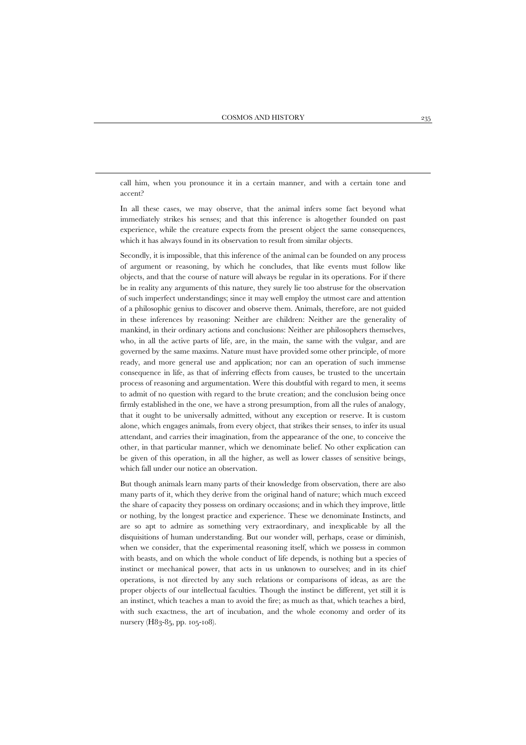call him, when you pronounce it in a certain manner, and with a certain tone and accent?

In all these cases, we may observe, that the animal infers some fact beyond what immediately strikes his senses; and that this inference is altogether founded on past experience, while the creature expects from the present object the same consequences, which it has always found in its observation to result from similar objects.

Secondly, it is impossible, that this inference of the animal can be founded on any process of argument or reasoning, by which he concludes, that like events must follow like objects, and that the course of nature will always be regular in its operations. For if there be in reality any arguments of this nature, they surely lie too abstruse for the observation of such imperfect understandings; since it may well employ the utmost care and attention of a philosophic genius to discover and observe them. Animals, therefore, are not guided in these inferences by reasoning: Neither are children: Neither are the generality of mankind, in their ordinary actions and conclusions: Neither are philosophers themselves, who, in all the active parts of life, are, in the main, the same with the vulgar, and are governed by the same maxims. Nature must have provided some other principle, of more ready, and more general use and application; nor can an operation of such immense consequence in life, as that of inferring effects from causes, be trusted to the uncertain process of reasoning and argumentation. Were this doubtful with regard to men, it seems to admit of no question with regard to the brute creation; and the conclusion being once firmly established in the one, we have a strong presumption, from all the rules of analogy, that it ought to be universally admitted, without any exception or reserve. It is custom alone, which engages animals, from every object, that strikes their senses, to infer its usual attendant, and carries their imagination, from the appearance of the one, to conceive the other, in that particular manner, which we denominate belief. No other explication can be given of this operation, in all the higher, as well as lower classes of sensitive beings, which fall under our notice an observation.

But though animals learn many parts of their knowledge from observation, there are also many parts of it, which they derive from the original hand of nature; which much exceed the share of capacity they possess on ordinary occasions; and in which they improve, little or nothing, by the longest practice and experience. These we denominate Instincts, and are so apt to admire as something very extraordinary, and inexplicable by all the disquisitions of human understanding. But our wonder will, perhaps, cease or diminish, when we consider, that the experimental reasoning itself, which we possess in common with beasts, and on which the whole conduct of life depends, is nothing but a species of instinct or mechanical power, that acts in us unknown to ourselves; and in its chief operations, is not directed by any such relations or comparisons of ideas, as are the proper objects of our intellectual faculties. Though the instinct be different, yet still it is an instinct, which teaches a man to avoid the fire; as much as that, which teaches a bird, with such exactness, the art of incubation, and the whole economy and order of its nursery (H83-85, pp. 105-108).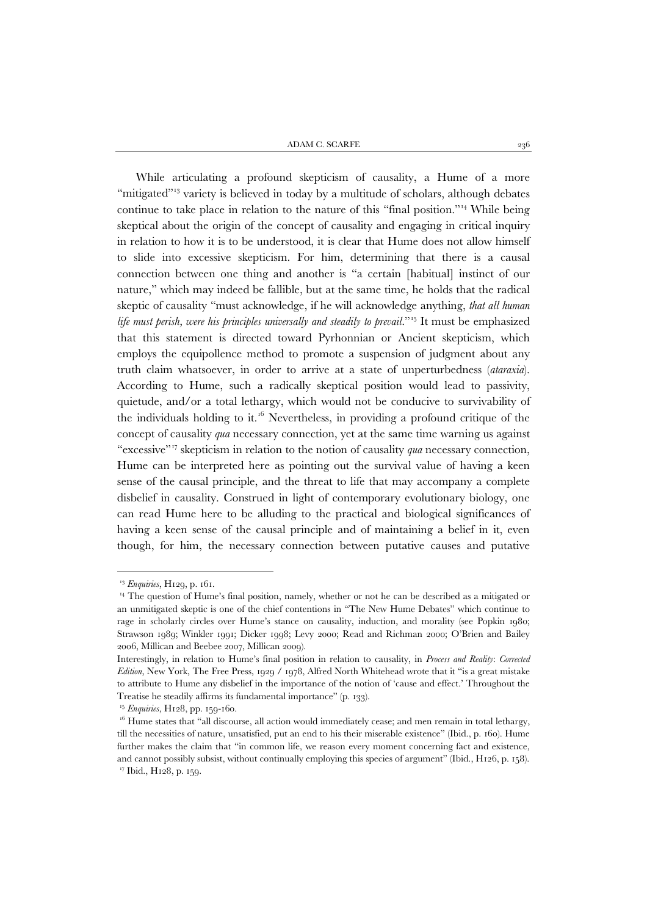While articulating a profound skepticism of causality, a Hume of a more "mitigated"[13] variety is believed in today by a multitude of scholars, although debates continue to take place in relation to the nature of this "final position."[14] While being skeptical about the origin of the concept of causality and engaging in critical inquiry in relation to how it is to be understood, it is clear that Hume does not allow himself to slide into excessive skepticism. For him, determining that there is a causal connection between one thing and another is "a certain [habitual] instinct of our nature," which may indeed be fallible, but at the same time, he holds that the radical skeptic of causality "must acknowledge, if he will acknowledge anything, *that all human life must perish, were his principles universally and steadily to prevail*."[15] It must be emphasized that this statement is directed toward Pyrhonnian or Ancient skepticism, which employs the equipollence method to promote a suspension of judgment about any truth claim whatsoever, in order to arrive at a state of unperturbedness (*ataraxia*). According to Hume, such a radically skeptical position would lead to passivity, quietude, and/or a total lethargy, which would not be conducive to survivability of the individuals holding to it.[16] Nevertheless, in providing a profound critique of the concept of causality *qua* necessary connection, yet at the same time warning us against "excessive"[17] skepticism in relation to the notion of causality *qua* necessary connection, Hume can be interpreted here as pointing out the survival value of having a keen sense of the causal principle, and the threat to life that may accompany a complete disbelief in causality. Construed in light of contemporary evolutionary biology, one can read Hume here to be alluding to the practical and biological significances of having a keen sense of the causal principle and of maintaining a belief in it, even though, for him, the necessary connection between putative causes and putative

---

[13] *Enquiries*, H129, p. 161.

[14] The question of Hume's final position, namely, whether or not he can be described as a mitigated or an unmitigated skeptic is one of the chief contentions in "The New Hume Debates" which continue to rage in scholarly circles over Hume's stance on causality, induction, and morality (see Popkin 1980; Strawson 1989; Winkler 1991; Dicker 1998; Levy 2000; Read and Richman 2000; O'Brien and Bailey 2006, Millican and Beebee 2007, Millican 2009).

Interestingly, in relation to Hume's final position in relation to causality, in *Process and Reality*: *Corrected Edition*, New York, The Free Press, 1929 / 1978, Alfred North Whitehead wrote that it "is a great mistake to attribute to Hume any disbelief in the importance of the notion of 'cause and effect.' Throughout the Treatise he steadily affirms its fundamental importance" (p. 133).

[15] *Enquiries*, H128, pp. 159-160.

[16] Hume states that "all discourse, all action would immediately cease; and men remain in total lethargy, till the necessities of nature, unsatisfied, put an end to his their miserable existence" (Ibid., p. 160). Hume further makes the claim that "in common life, we reason every moment concerning fact and existence, and cannot possibly subsist, without continually employing this species of argument" (Ibid., H126, p. 158).

[17] Ibid., H128, p. 159.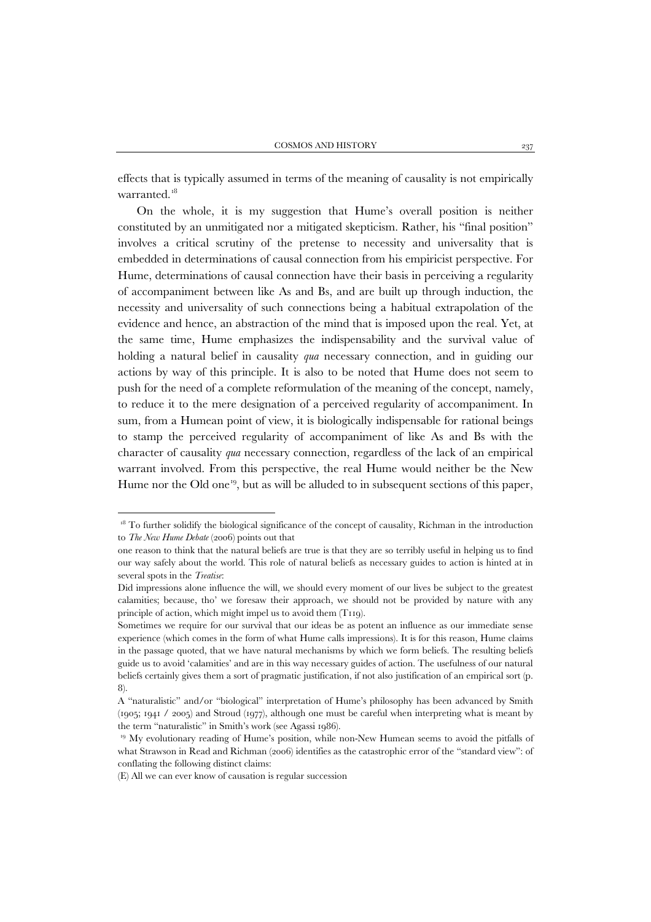effects that is typically assumed in terms of the meaning of causality is not empirically warranted.[18]

On the whole, it is my suggestion that Hume's overall position is neither constituted by an unmitigated nor a mitigated skepticism. Rather, his "final position" involves a critical scrutiny of the pretense to necessity and universality that is embedded in determinations of causal connection from his empiricist perspective. For Hume, determinations of causal connection have their basis in perceiving a regularity of accompaniment between like As and Bs, and are built up through induction, the necessity and universality of such connections being a habitual extrapolation of the evidence and hence, an abstraction of the mind that is imposed upon the real. Yet, at the same time, Hume emphasizes the indispensability and the survival value of holding a natural belief in causality *qua* necessary connection, and in guiding our actions by way of this principle. It is also to be noted that Hume does not seem to push for the need of a complete reformulation of the meaning of the concept, namely, to reduce it to the mere designation of a perceived regularity of accompaniment. In sum, from a Humean point of view, it is biologically indispensable for rational beings to stamp the perceived regularity of accompaniment of like As and Bs with the character of causality *qua* necessary connection, regardless of the lack of an empirical warrant involved. From this perspective, the real Hume would neither be the New Hume nor the Old one[19], but as will be alluded to in subsequent sections of this paper,

---

[18] To further solidify the biological significance of the concept of causality, Richman in the introduction to *The New Hume Debate* (2006) points out that

one reason to think that the natural beliefs are true is that they are so terribly useful in helping us to find our way safely about the world. This role of natural beliefs as necessary guides to action is hinted at in several spots in the *Treatise*:

Did impressions alone influence the will, we should every moment of our lives be subject to the greatest calamities; because, tho' we foresaw their approach, we should not be provided by nature with any principle of action, which might impel us to avoid them (T119).

Sometimes we require for our survival that our ideas be as potent an influence as our immediate sense experience (which comes in the form of what Hume calls impressions). It is for this reason, Hume claims in the passage quoted, that we have natural mechanisms by which we form beliefs. The resulting beliefs guide us to avoid 'calamities' and are in this way necessary guides of action. The usefulness of our natural beliefs certainly gives them a sort of pragmatic justification, if not also justification of an empirical sort (p. 8).

A "naturalistic" and/or "biological" interpretation of Hume's philosophy has been advanced by Smith (1905; 1941 / 2005) and Stroud (1977), although one must be careful when interpreting what is meant by the term "naturalistic" in Smith's work (see Agassi 1986).

[19] My evolutionary reading of Hume's position, while non-New Humean seems to avoid the pitfalls of what Strawson in Read and Richman (2006) identifies as the catastrophic error of the "standard view": of conflating the following distinct claims:

(E) All we can ever know of causation is regular succession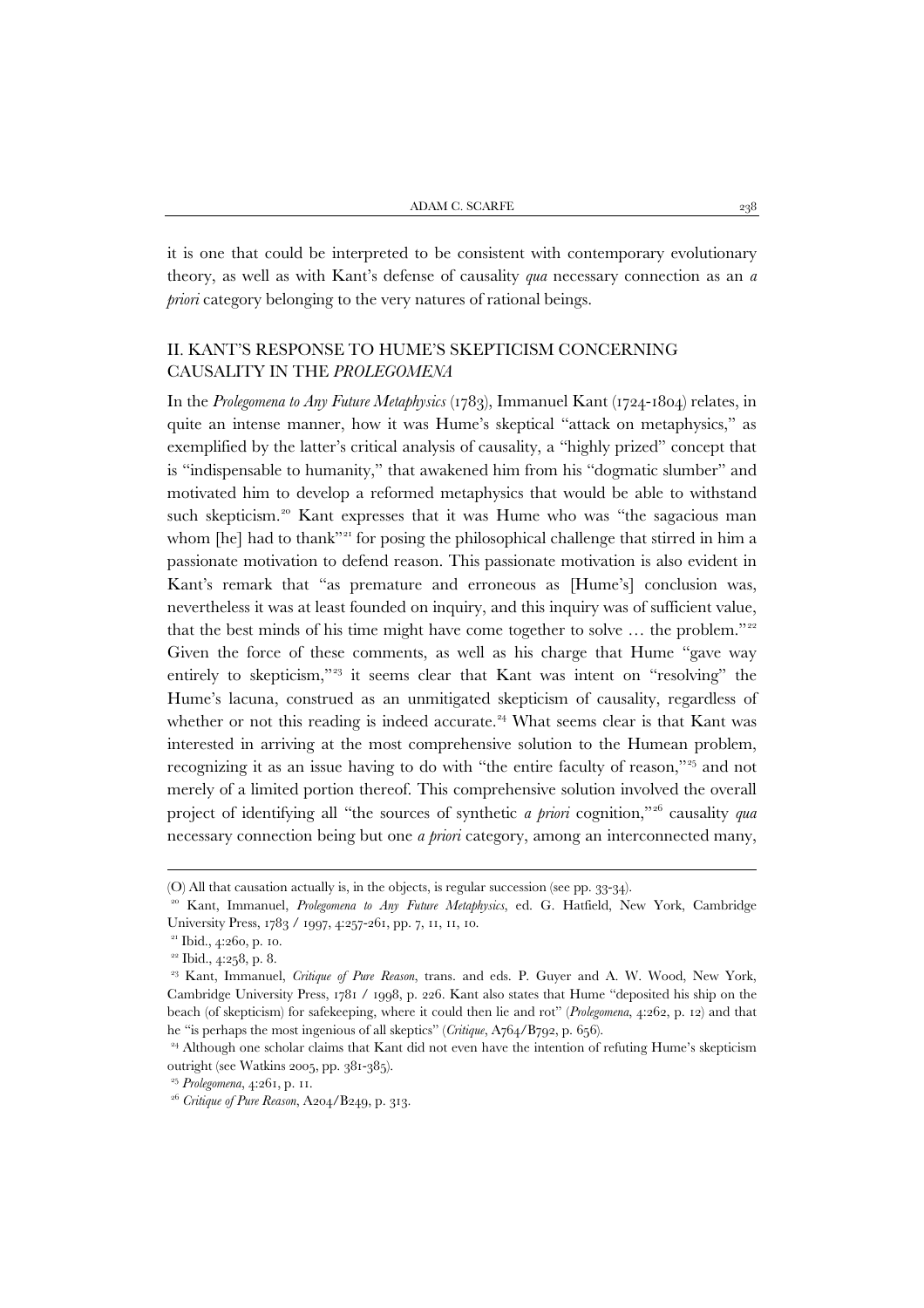it is one that could be interpreted to be consistent with contemporary evolutionary theory, as well as with Kant's defense of causality *qua* necessary connection as an *a priori* category belonging to the very natures of rational beings.

## II. KANT'S RESPONSE TO HUME'S SKEPTICISM CONCERNING CAUSALITY IN THE *PROLEGOMENA*

In the *Prolegomena to Any Future Metaphysics* (1783), Immanuel Kant (1724-1804) relates, in quite an intense manner, how it was Hume's skeptical "attack on metaphysics," as exemplified by the latter's critical analysis of causality, a "highly prized" concept that is "indispensable to humanity," that awakened him from his "dogmatic slumber" and motivated him to develop a reformed metaphysics that would be able to withstand such skepticism.[20] Kant expresses that it was Hume who was "the sagacious man whom [he] had to thank"[21] for posing the philosophical challenge that stirred in him a passionate motivation to defend reason. This passionate motivation is also evident in Kant's remark that "as premature and erroneous as [Hume's] conclusion was, nevertheless it was at least founded on inquiry, and this inquiry was of sufficient value, that the best minds of his time might have come together to solve … the problem."[22] Given the force of these comments, as well as his charge that Hume "gave way entirely to skepticism,"[23] it seems clear that Kant was intent on "resolving" the Hume's lacuna, construed as an unmitigated skepticism of causality, regardless of whether or not this reading is indeed accurate.[24] What seems clear is that Kant was interested in arriving at the most comprehensive solution to the Humean problem, recognizing it as an issue having to do with "the entire faculty of reason,"[25] and not merely of a limited portion thereof. This comprehensive solution involved the overall project of identifying all "the sources of synthetic *a priori* cognition,"[26] causality *qua* necessary connection being but one *a priori* category, among an interconnected many,

---

(O) All that causation actually is, in the objects, is regular succession (see pp. 33-34).

[20] Kant, Immanuel, *Prolegomena to Any Future Metaphysics*, ed. G. Hatfield, New York, Cambridge University Press, 1783 / 1997, 4:257-261, pp. 7, 11, 11, 10.

[21] Ibid., 4:260, p. 10.

[22] Ibid., 4:258, p. 8.

[23] Kant, Immanuel, *Critique of Pure Reason*, trans. and eds. P. Guyer and A. W. Wood, New York, Cambridge University Press, 1781 / 1998, p. 226. Kant also states that Hume "deposited his ship on the beach (of skepticism) for safekeeping, where it could then lie and rot" (*Prolegomena*, 4:262, p. 12) and that he "is perhaps the most ingenious of all skeptics" (*Critique*, A764/B792, p. 656).

[24] Although one scholar claims that Kant did not even have the intention of refuting Hume's skepticism outright (see Watkins 2005, pp. 381-385).

[25] *Prolegomena*, 4:261, p. 11.

[26] *Critique of Pure Reason*, A204/B249, p. 313.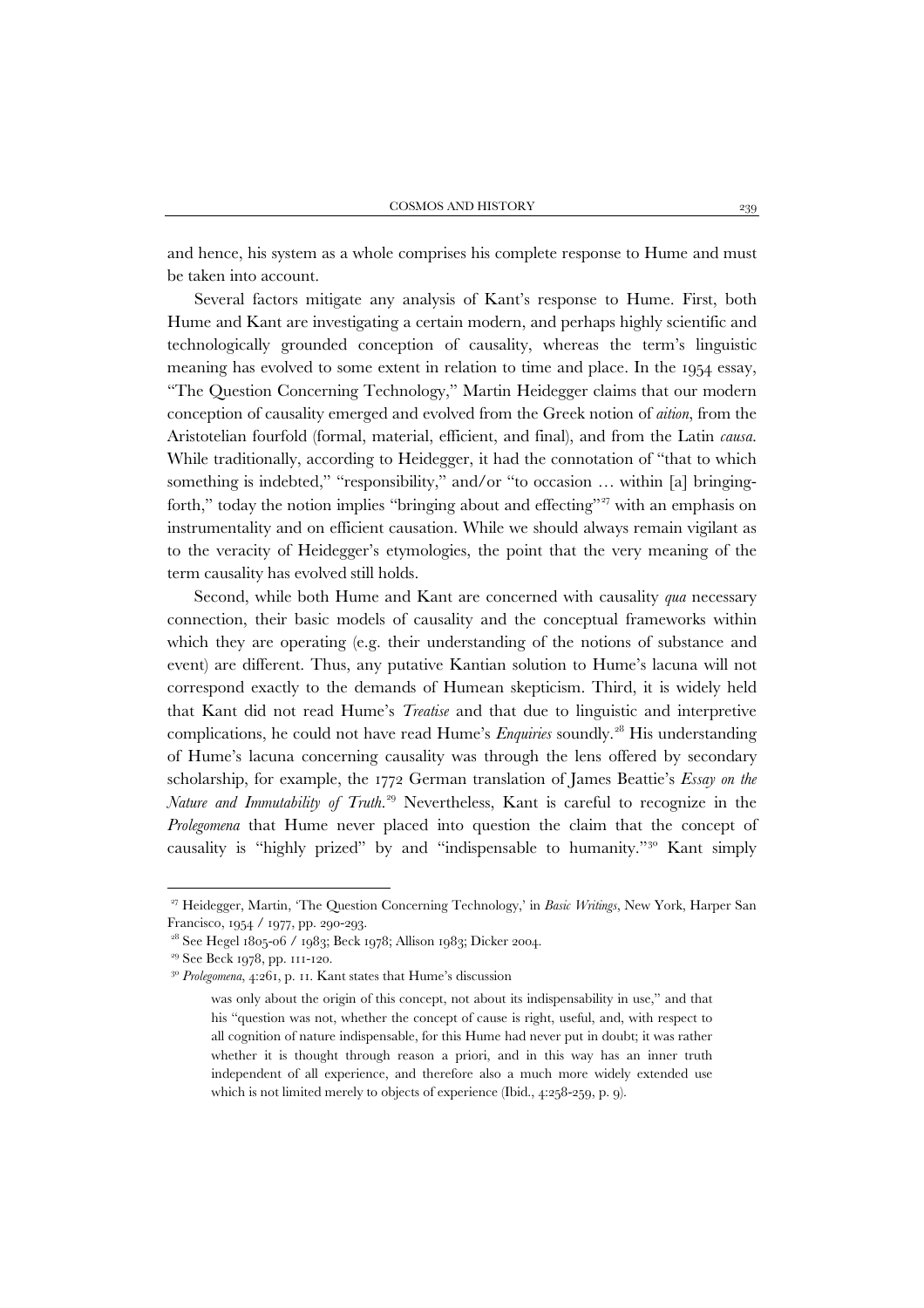and hence, his system as a whole comprises his complete response to Hume and must be taken into account.

Several factors mitigate any analysis of Kant's response to Hume. First, both Hume and Kant are investigating a certain modern, and perhaps highly scientific and technologically grounded conception of causality, whereas the term's linguistic meaning has evolved to some extent in relation to time and place. In the 1954 essay, "The Question Concerning Technology," Martin Heidegger claims that our modern conception of causality emerged and evolved from the Greek notion of *aition*, from the Aristotelian fourfold (formal, material, efficient, and final), and from the Latin *causa*. While traditionally, according to Heidegger, it had the connotation of "that to which something is indebted," "responsibility," and/or "to occasion … within [a] bringing-forth," today the notion implies "bringing about and effecting"[27] with an emphasis on instrumentality and on efficient causation. While we should always remain vigilant as to the veracity of Heidegger's etymologies, the point that the very meaning of the term causality has evolved still holds.

Second, while both Hume and Kant are concerned with causality *qua* necessary connection, their basic models of causality and the conceptual frameworks within which they are operating (e.g. their understanding of the notions of substance and event) are different. Thus, any putative Kantian solution to Hume's lacuna will not correspond exactly to the demands of Humean skepticism. Third, it is widely held that Kant did not read Hume's *Treatise* and that due to linguistic and interpretive complications, he could not have read Hume's *Enquiries* soundly.[28] His understanding of Hume's lacuna concerning causality was through the lens offered by secondary scholarship, for example, the 1772 German translation of James Beattie's *Essay on the Nature and Immutability of Truth*.[29] Nevertheless, Kant is careful to recognize in the *Prolegomena* that Hume never placed into question the claim that the concept of causality is "highly prized" by and "indispensable to humanity."[30] Kant simply

---

[27] Heidegger, Martin, 'The Question Concerning Technology,' in *Basic Writings*, New York, Harper San Francisco, 1954 / 1977, pp. 290-293.

[28] See Hegel 1805-06 / 1983; Beck 1978; Allison 1983; Dicker 2004.

[29] See Beck 1978, pp. 111-120.

[30] *Prolegomena*, 4:261, p. 11. Kant states that Hume's discussion

> was only about the origin of this concept, not about its indispensability in use," and that his "question was not, whether the concept of cause is right, useful, and, with respect to all cognition of nature indispensable, for this Hume had never put in doubt; it was rather whether it is thought through reason a priori, and in this way has an inner truth independent of all experience, and therefore also a much more widely extended use which is not limited merely to objects of experience (Ibid., 4:258-259, p. 9).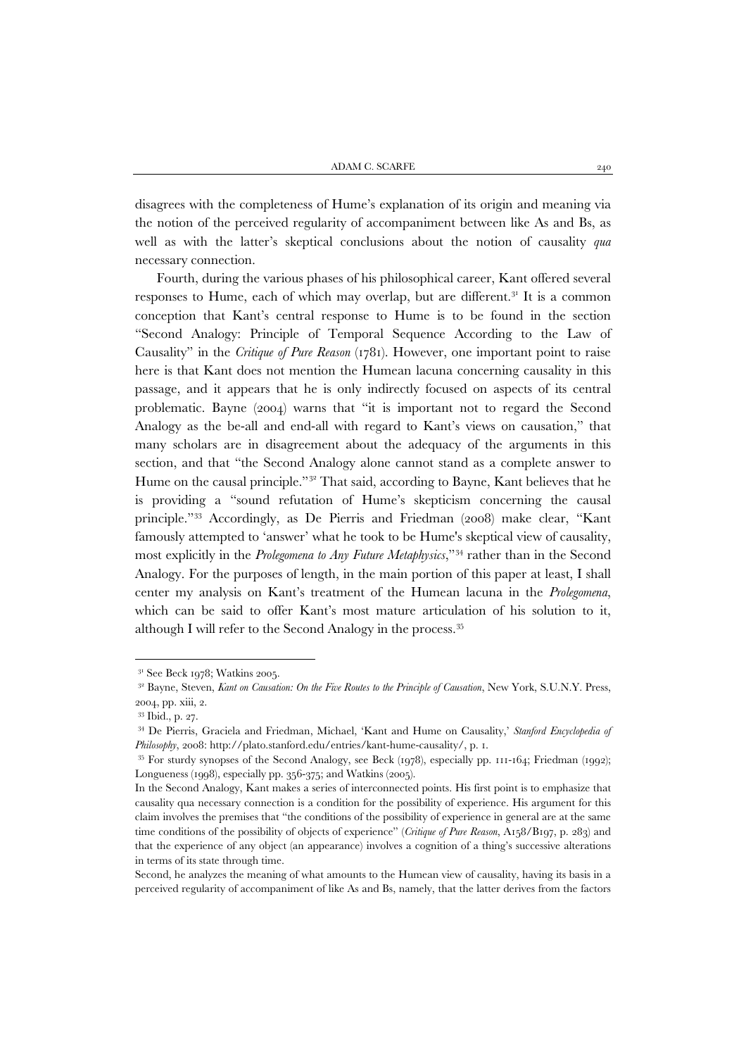disagrees with the completeness of Hume's explanation of its origin and meaning via the notion of the perceived regularity of accompaniment between like As and Bs, as well as with the latter's skeptical conclusions about the notion of causality *qua* necessary connection.

Fourth, during the various phases of his philosophical career, Kant offered several responses to Hume, each of which may overlap, but are different.[31] It is a common conception that Kant's central response to Hume is to be found in the section "Second Analogy: Principle of Temporal Sequence According to the Law of Causality" in the *Critique of Pure Reason* (1781). However, one important point to raise here is that Kant does not mention the Humean lacuna concerning causality in this passage, and it appears that he is only indirectly focused on aspects of its central problematic. Bayne (2004) warns that "it is important not to regard the Second Analogy as the be-all and end-all with regard to Kant's views on causation," that many scholars are in disagreement about the adequacy of the arguments in this section, and that "the Second Analogy alone cannot stand as a complete answer to Hume on the causal principle."[32] That said, according to Bayne, Kant believes that he is providing a "sound refutation of Hume's skepticism concerning the causal principle."[33] Accordingly, as De Pierris and Friedman (2008) make clear, "Kant famously attempted to 'answer' what he took to be Hume's skeptical view of causality, most explicitly in the *Prolegomena to Any Future Metaphysics*,"[34] rather than in the Second Analogy. For the purposes of length, in the main portion of this paper at least, I shall center my analysis on Kant's treatment of the Humean lacuna in the *Prolegomena*, which can be said to offer Kant's most mature articulation of his solution to it, although I will refer to the Second Analogy in the process.[35]

---

[31] See Beck 1978; Watkins 2005.

[32] Bayne, Steven, *Kant on Causation: On the Five Routes to the Principle of Causation*, New York, S.U.N.Y. Press, 2004, pp. xiii, 2.

[33] Ibid., p. 27.

[34] De Pierris, Graciela and Friedman, Michael, 'Kant and Hume on Causality,' *Stanford Encyclopedia of Philosophy*, 2008: http://plato.stanford.edu/entries/kant-hume-causality/, p. 1.

[35] For sturdy synopses of the Second Analogy, see Beck (1978), especially pp. 111-164; Friedman (1992); Longueness (1998), especially pp. 356-375; and Watkins (2005).

In the Second Analogy, Kant makes a series of interconnected points. His first point is to emphasize that causality qua necessary connection is a condition for the possibility of experience. His argument for this claim involves the premises that "the conditions of the possibility of experience in general are at the same time conditions of the possibility of objects of experience" (*Critique of Pure Reason*, A158/B197, p. 283) and that the experience of any object (an appearance) involves a cognition of a thing's successive alterations in terms of its state through time.

Second, he analyzes the meaning of what amounts to the Humean view of causality, having its basis in a perceived regularity of accompaniment of like As and Bs, namely, that the latter derives from the factors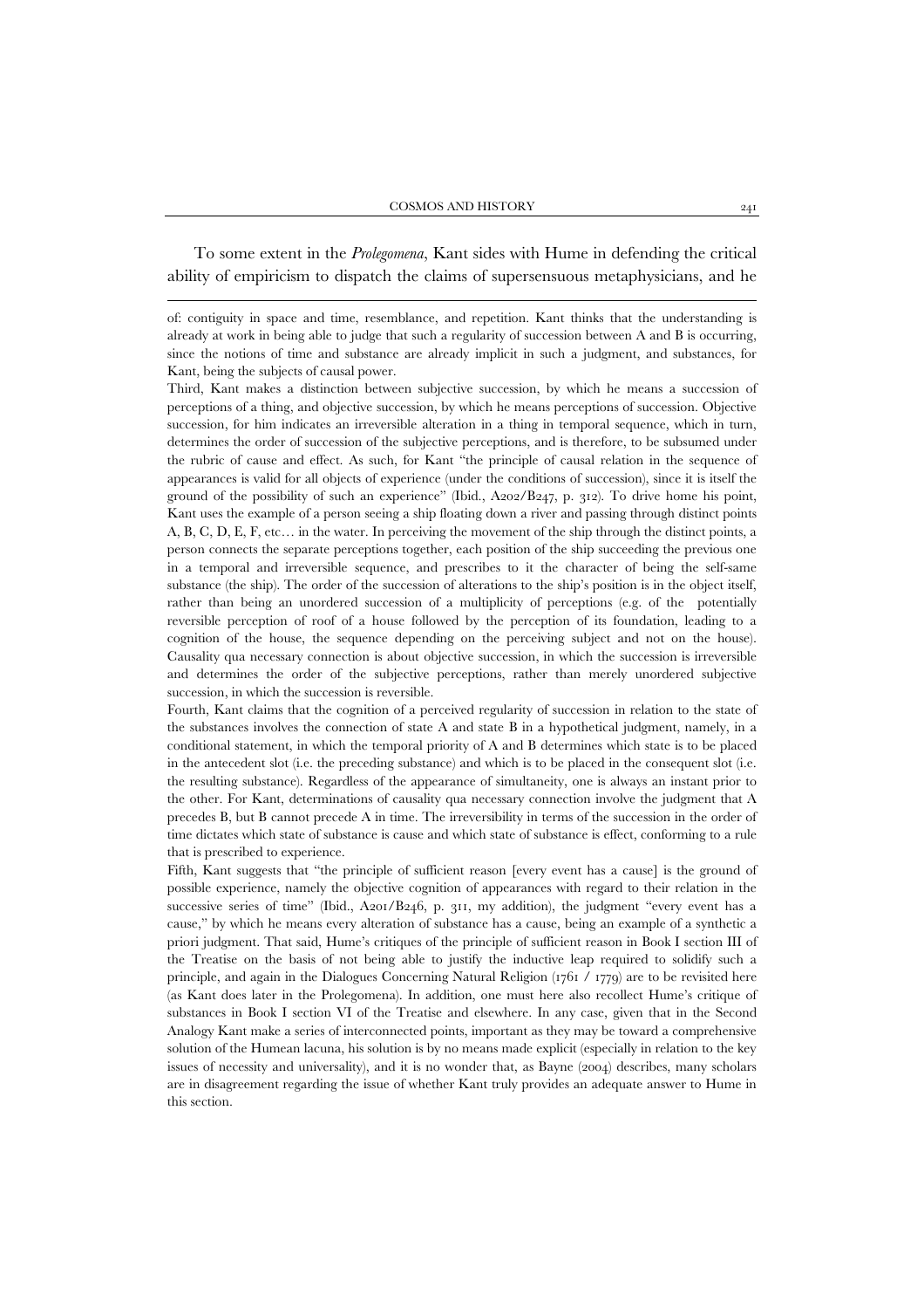To some extent in the *Prolegomena*, Kant sides with Hume in defending the critical ability of empiricism to dispatch the claims of supersensuous metaphysicians, and he

---

of: contiguity in space and time, resemblance, and repetition. Kant thinks that the understanding is already at work in being able to judge that such a regularity of succession between A and B is occurring, since the notions of time and substance are already implicit in such a judgment, and substances, for Kant, being the subjects of causal power.

Third, Kant makes a distinction between subjective succession, by which he means a succession of perceptions of a thing, and objective succession, by which he means perceptions of succession. Objective succession, for him indicates an irreversible alteration in a thing in temporal sequence, which in turn, determines the order of succession of the subjective perceptions, and is therefore, to be subsumed under the rubric of cause and effect. As such, for Kant "the principle of causal relation in the sequence of appearances is valid for all objects of experience (under the conditions of succession), since it is itself the ground of the possibility of such an experience" (Ibid., A202/B247, p. 312). To drive home his point, Kant uses the example of a person seeing a ship floating down a river and passing through distinct points A, B, C, D, E, F, etc… in the water. In perceiving the movement of the ship through the distinct points, a person connects the separate perceptions together, each position of the ship succeeding the previous one in a temporal and irreversible sequence, and prescribes to it the character of being the self-same substance (the ship). The order of the succession of alterations to the ship's position is in the object itself, rather than being an unordered succession of a multiplicity of perceptions (e.g. of the potentially reversible perception of roof of a house followed by the perception of its foundation, leading to a cognition of the house, the sequence depending on the perceiving subject and not on the house). Causality qua necessary connection is about objective succession, in which the succession is irreversible and determines the order of the subjective perceptions, rather than merely unordered subjective succession, in which the succession is reversible.

Fourth, Kant claims that the cognition of a perceived regularity of succession in relation to the state of the substances involves the connection of state A and state B in a hypothetical judgment, namely, in a conditional statement, in which the temporal priority of A and B determines which state is to be placed in the antecedent slot (i.e. the preceding substance) and which is to be placed in the consequent slot (i.e. the resulting substance). Regardless of the appearance of simultaneity, one is always an instant prior to the other. For Kant, determinations of causality qua necessary connection involve the judgment that A precedes B, but B cannot precede A in time. The irreversibility in terms of the succession in the order of time dictates which state of substance is cause and which state of substance is effect, conforming to a rule that is prescribed to experience.

Fifth, Kant suggests that "the principle of sufficient reason [every event has a cause] is the ground of possible experience, namely the objective cognition of appearances with regard to their relation in the successive series of time" (Ibid., A201/B246, p. 311, my addition), the judgment "every event has a cause," by which he means every alteration of substance has a cause, being an example of a synthetic a priori judgment. That said, Hume's critiques of the principle of sufficient reason in Book I section III of the Treatise on the basis of not being able to justify the inductive leap required to solidify such a principle, and again in the Dialogues Concerning Natural Religion (1761 / 1779) are to be revisited here (as Kant does later in the Prolegomena). In addition, one must here also recollect Hume's critique of substances in Book I section VI of the Treatise and elsewhere. In any case, given that in the Second Analogy Kant make a series of interconnected points, important as they may be toward a comprehensive solution of the Humean lacuna, his solution is by no means made explicit (especially in relation to the key issues of necessity and universality), and it is no wonder that, as Bayne (2004) describes, many scholars are in disagreement regarding the issue of whether Kant truly provides an adequate answer to Hume in this section.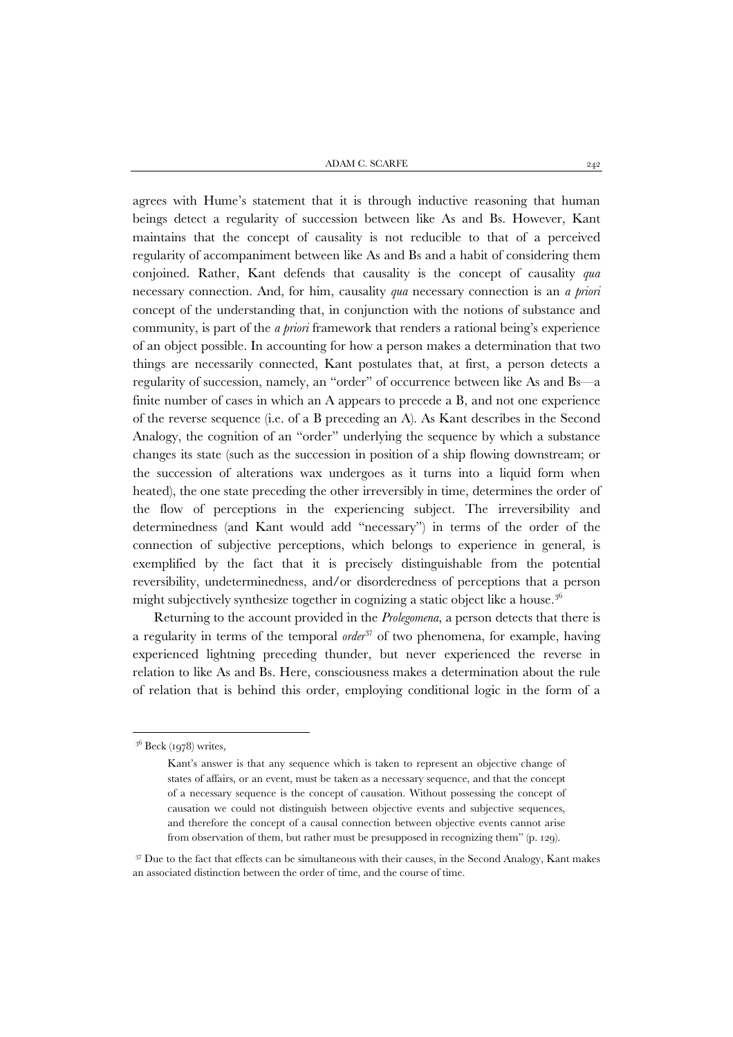agrees with Hume's statement that it is through inductive reasoning that human beings detect a regularity of succession between like As and Bs. However, Kant maintains that the concept of causality is not reducible to that of a perceived regularity of accompaniment between like As and Bs and a habit of considering them conjoined. Rather, Kant defends that causality is the concept of causality *qua* necessary connection. And, for him, causality *qua* necessary connection is an *a priori* concept of the understanding that, in conjunction with the notions of substance and community, is part of the *a priori* framework that renders a rational being's experience of an object possible. In accounting for how a person makes a determination that two things are necessarily connected, Kant postulates that, at first, a person detects a regularity of succession, namely, an "order" of occurrence between like As and Bs—a finite number of cases in which an A appears to precede a B, and not one experience of the reverse sequence (i.e. of a B preceding an A). As Kant describes in the Second Analogy, the cognition of an "order" underlying the sequence by which a substance changes its state (such as the succession in position of a ship flowing downstream; or the succession of alterations wax undergoes as it turns into a liquid form when heated), the one state preceding the other irreversibly in time, determines the order of the flow of perceptions in the experiencing subject. The irreversibility and determinedness (and Kant would add "necessary") in terms of the order of the connection of subjective perceptions, which belongs to experience in general, is exemplified by the fact that it is precisely distinguishable from the potential reversibility, undeterminedness, and/or disorderedness of perceptions that a person might subjectively synthesize together in cognizing a static object like a house.[36]

Returning to the account provided in the *Prolegomena*, a person detects that there is a regularity in terms of the temporal *order*[37] of two phenomena, for example, having experienced lightning preceding thunder, but never experienced the reverse in relation to like As and Bs. Here, consciousness makes a determination about the rule of relation that is behind this order, employing conditional logic in the form of a

---

[36] Beck (1978) writes,

> Kant's answer is that any sequence which is taken to represent an objective change of states of affairs, or an event, must be taken as a necessary sequence, and that the concept of a necessary sequence is the concept of causation. Without possessing the concept of causation we could not distinguish between objective events and subjective sequences, and therefore the concept of a causal connection between objective events cannot arise from observation of them, but rather must be presupposed in recognizing them" (p. 129).

[37] Due to the fact that effects can be simultaneous with their causes, in the Second Analogy, Kant makes an associated distinction between the order of time, and the course of time.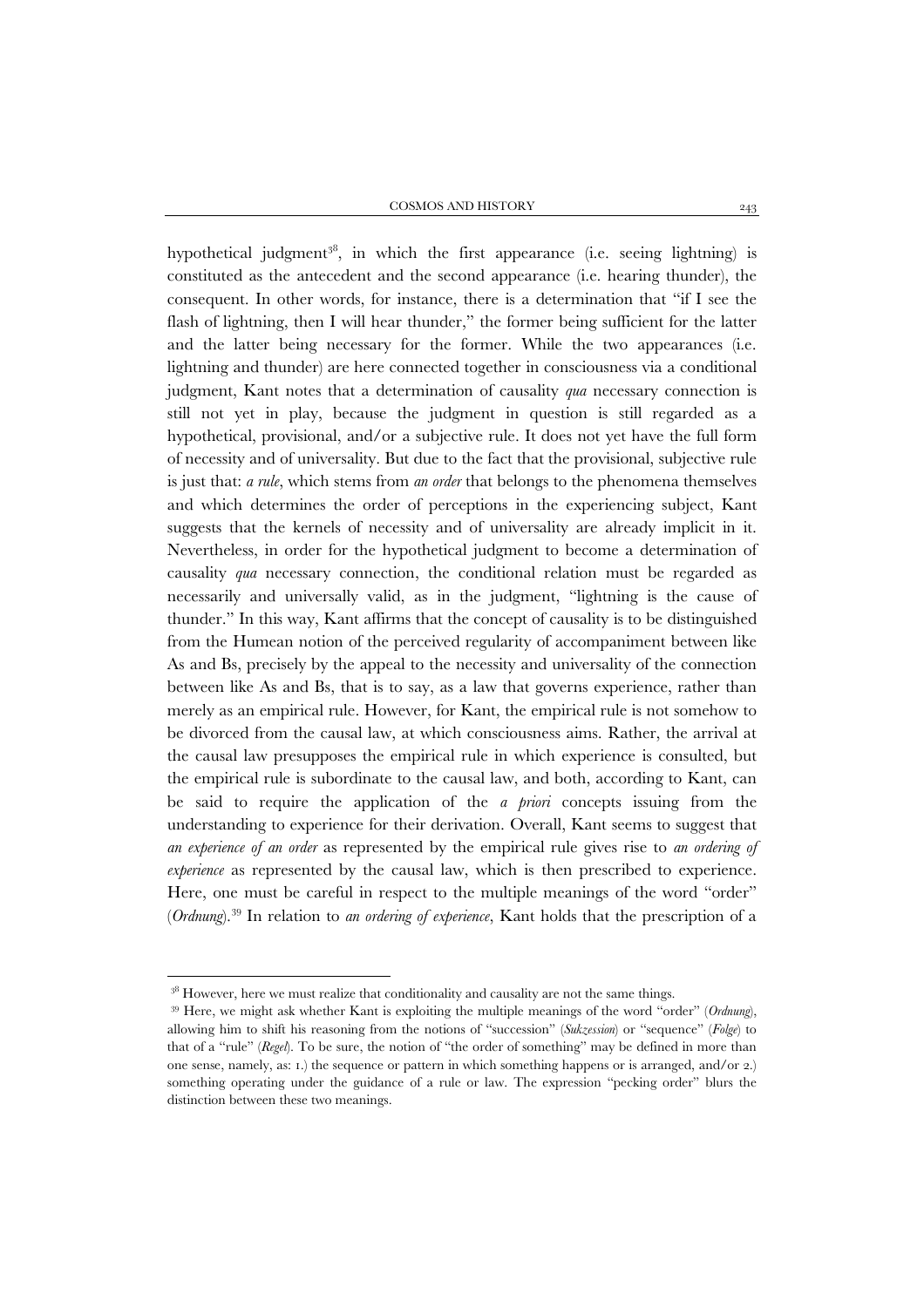hypothetical judgment[38], in which the first appearance (i.e. seeing lightning) is constituted as the antecedent and the second appearance (i.e. hearing thunder), the consequent. In other words, for instance, there is a determination that "if I see the flash of lightning, then I will hear thunder," the former being sufficient for the latter and the latter being necessary for the former. While the two appearances (i.e. lightning and thunder) are here connected together in consciousness via a conditional judgment, Kant notes that a determination of causality *qua* necessary connection is still not yet in play, because the judgment in question is still regarded as a hypothetical, provisional, and/or a subjective rule. It does not yet have the full form of necessity and of universality. But due to the fact that the provisional, subjective rule is just that: *a rule*, which stems from *an order* that belongs to the phenomena themselves and which determines the order of perceptions in the experiencing subject, Kant suggests that the kernels of necessity and of universality are already implicit in it. Nevertheless, in order for the hypothetical judgment to become a determination of causality *qua* necessary connection, the conditional relation must be regarded as necessarily and universally valid, as in the judgment, "lightning is the cause of thunder." In this way, Kant affirms that the concept of causality is to be distinguished from the Humean notion of the perceived regularity of accompaniment between like As and Bs, precisely by the appeal to the necessity and universality of the connection between like As and Bs, that is to say, as a law that governs experience, rather than merely as an empirical rule. However, for Kant, the empirical rule is not somehow to be divorced from the causal law, at which consciousness aims. Rather, the arrival at the causal law presupposes the empirical rule in which experience is consulted, but the empirical rule is subordinate to the causal law, and both, according to Kant, can be said to require the application of the *a priori* concepts issuing from the understanding to experience for their derivation. Overall, Kant seems to suggest that *an experience of an order* as represented by the empirical rule gives rise to *an ordering of experience* as represented by the causal law, which is then prescribed to experience. Here, one must be careful in respect to the multiple meanings of the word "order" (*Ordnung*).[39] In relation to *an ordering of experience*, Kant holds that the prescription of a

[38] However, here we must realize that conditionality and causality are not the same things.

[39] Here, we might ask whether Kant is exploiting the multiple meanings of the word "order" (*Ordnung*), allowing him to shift his reasoning from the notions of "succession" (*Sukzession*) or "sequence" (*Folge*) to that of a "rule" (*Regel*). To be sure, the notion of "the order of something" may be defined in more than one sense, namely, as: 1.) the sequence or pattern in which something happens or is arranged, and/or 2.) something operating under the guidance of a rule or law. The expression "pecking order" blurs the distinction between these two meanings.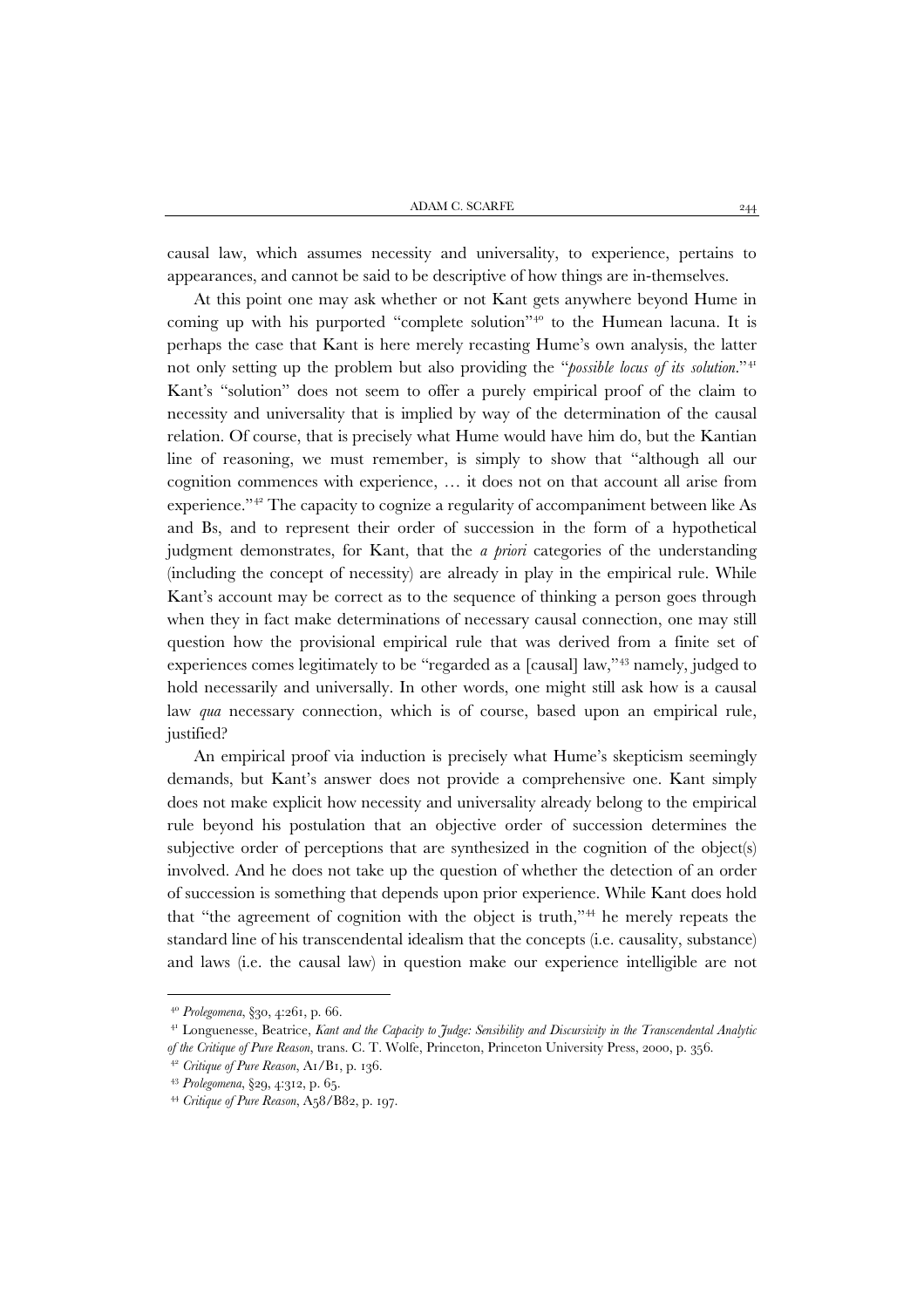causal law, which assumes necessity and universality, to experience, pertains to appearances, and cannot be said to be descriptive of how things are in-themselves.

At this point one may ask whether or not Kant gets anywhere beyond Hume in coming up with his purported "complete solution"[40] to the Humean lacuna. It is perhaps the case that Kant is here merely recasting Hume's own analysis, the latter not only setting up the problem but also providing the "*possible locus of its solution*."[41] Kant's "solution" does not seem to offer a purely empirical proof of the claim to necessity and universality that is implied by way of the determination of the causal relation. Of course, that is precisely what Hume would have him do, but the Kantian line of reasoning, we must remember, is simply to show that "although all our cognition commences with experience, … it does not on that account all arise from experience."[42] The capacity to cognize a regularity of accompaniment between like As and Bs, and to represent their order of succession in the form of a hypothetical judgment demonstrates, for Kant, that the *a priori* categories of the understanding (including the concept of necessity) are already in play in the empirical rule. While Kant's account may be correct as to the sequence of thinking a person goes through when they in fact make determinations of necessary causal connection, one may still question how the provisional empirical rule that was derived from a finite set of experiences comes legitimately to be "regarded as a [causal] law,"[43] namely, judged to hold necessarily and universally. In other words, one might still ask how is a causal law *qua* necessary connection, which is of course, based upon an empirical rule, justified?

An empirical proof via induction is precisely what Hume's skepticism seemingly demands, but Kant's answer does not provide a comprehensive one. Kant simply does not make explicit how necessity and universality already belong to the empirical rule beyond his postulation that an objective order of succession determines the subjective order of perceptions that are synthesized in the cognition of the object(s) involved. And he does not take up the question of whether the detection of an order of succession is something that depends upon prior experience. While Kant does hold that "the agreement of cognition with the object is truth,"[44] he merely repeats the standard line of his transcendental idealism that the concepts (i.e. causality, substance) and laws (i.e. the causal law) in question make our experience intelligible are not

---

[40] *Prolegomena*, §30, 4:261, p. 66.

[41] Longuenesse, Beatrice, *Kant and the Capacity to Judge: Sensibility and Discursivity in the Transcendental Analytic of the Critique of Pure Reason*, trans. C. T. Wolfe, Princeton, Princeton University Press, 2000, p. 356.

[42] *Critique of Pure Reason*, A1/B1, p. 136.

[43] *Prolegomena*, §29, 4:312, p. 65.

[44] *Critique of Pure Reason*, A58/B82, p. 197.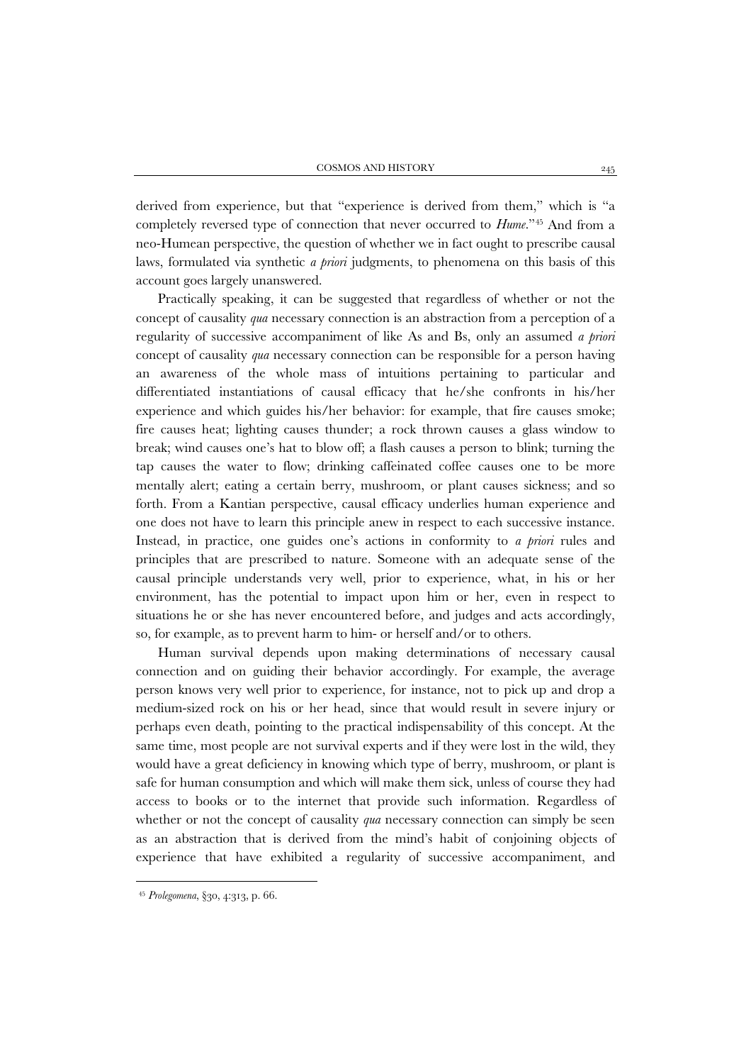derived from experience, but that "experience is derived from them," which is "a completely reversed type of connection that never occurred to *Hume*."[45] And from a neo-Humean perspective, the question of whether we in fact ought to prescribe causal laws, formulated via synthetic *a priori* judgments, to phenomena on this basis of this account goes largely unanswered.

Practically speaking, it can be suggested that regardless of whether or not the concept of causality *qua* necessary connection is an abstraction from a perception of a regularity of successive accompaniment of like As and Bs, only an assumed *a priori* concept of causality *qua* necessary connection can be responsible for a person having an awareness of the whole mass of intuitions pertaining to particular and differentiated instantiations of causal efficacy that he/she confronts in his/her experience and which guides his/her behavior: for example, that fire causes smoke; fire causes heat; lighting causes thunder; a rock thrown causes a glass window to break; wind causes one's hat to blow off; a flash causes a person to blink; turning the tap causes the water to flow; drinking caffeinated coffee causes one to be more mentally alert; eating a certain berry, mushroom, or plant causes sickness; and so forth. From a Kantian perspective, causal efficacy underlies human experience and one does not have to learn this principle anew in respect to each successive instance. Instead, in practice, one guides one's actions in conformity to *a priori* rules and principles that are prescribed to nature. Someone with an adequate sense of the causal principle understands very well, prior to experience, what, in his or her environment, has the potential to impact upon him or her, even in respect to situations he or she has never encountered before, and judges and acts accordingly, so, for example, as to prevent harm to him- or herself and/or to others.

Human survival depends upon making determinations of necessary causal connection and on guiding their behavior accordingly. For example, the average person knows very well prior to experience, for instance, not to pick up and drop a medium-sized rock on his or her head, since that would result in severe injury or perhaps even death, pointing to the practical indispensability of this concept. At the same time, most people are not survival experts and if they were lost in the wild, they would have a great deficiency in knowing which type of berry, mushroom, or plant is safe for human consumption and which will make them sick, unless of course they had access to books or to the internet that provide such information. Regardless of whether or not the concept of causality *qua* necessary connection can simply be seen as an abstraction that is derived from the mind's habit of conjoining objects of experience that have exhibited a regularity of successive accompaniment, and

[45] *Prolegomena*, §30, 4:313, p. 66.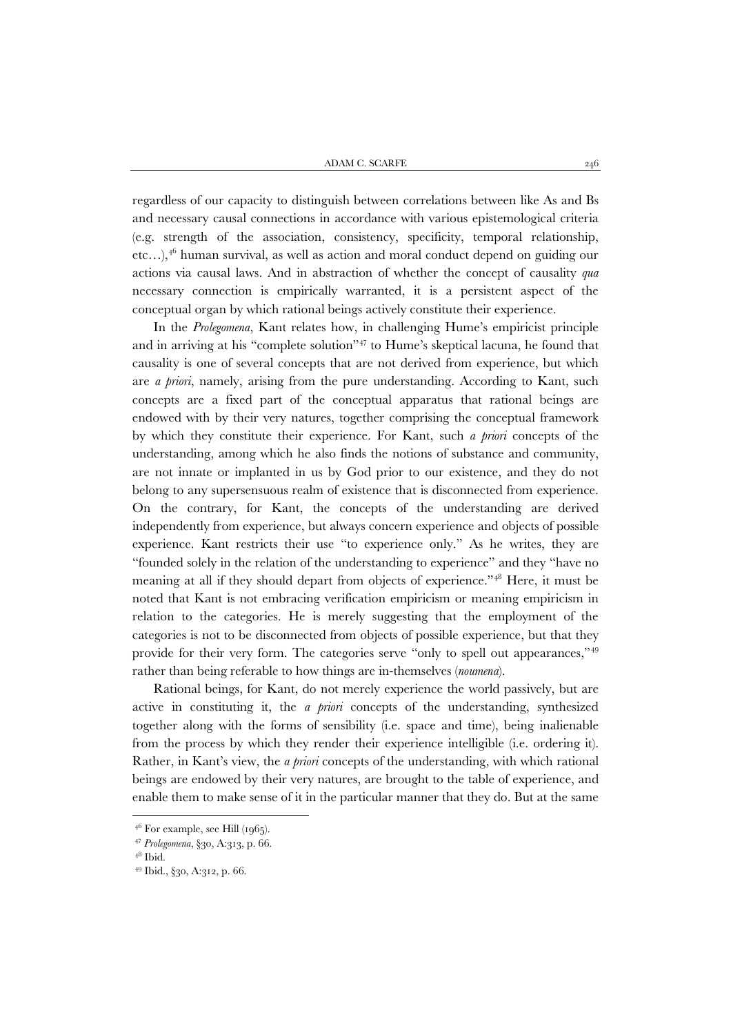regardless of our capacity to distinguish between correlations between like As and Bs and necessary causal connections in accordance with various epistemological criteria (e.g. strength of the association, consistency, specificity, temporal relationship, etc…),[46] human survival, as well as action and moral conduct depend on guiding our actions via causal laws. And in abstraction of whether the concept of causality *qua* necessary connection is empirically warranted, it is a persistent aspect of the conceptual organ by which rational beings actively constitute their experience.

In the *Prolegomena*, Kant relates how, in challenging Hume's empiricist principle and in arriving at his "complete solution"[47] to Hume's skeptical lacuna, he found that causality is one of several concepts that are not derived from experience, but which are *a priori*, namely, arising from the pure understanding. According to Kant, such concepts are a fixed part of the conceptual apparatus that rational beings are endowed with by their very natures, together comprising the conceptual framework by which they constitute their experience. For Kant, such *a priori* concepts of the understanding, among which he also finds the notions of substance and community, are not innate or implanted in us by God prior to our existence, and they do not belong to any supersensuous realm of existence that is disconnected from experience. On the contrary, for Kant, the concepts of the understanding are derived independently from experience, but always concern experience and objects of possible experience. Kant restricts their use "to experience only." As he writes, they are "founded solely in the relation of the understanding to experience" and they "have no meaning at all if they should depart from objects of experience."[48] Here, it must be noted that Kant is not embracing verification empiricism or meaning empiricism in relation to the categories. He is merely suggesting that the employment of the categories is not to be disconnected from objects of possible experience, but that they provide for their very form. The categories serve "only to spell out appearances,"[49] rather than being referable to how things are in-themselves (*noumena*).

Rational beings, for Kant, do not merely experience the world passively, but are active in constituting it, the *a priori* concepts of the understanding, synthesized together along with the forms of sensibility (i.e. space and time), being inalienable from the process by which they render their experience intelligible (i.e. ordering it). Rather, in Kant's view, the *a priori* concepts of the understanding, with which rational beings are endowed by their very natures, are brought to the table of experience, and enable them to make sense of it in the particular manner that they do. But at the same

---

[46] For example, see Hill (1965).

[47] *Prolegomena*, §30, A:313, p. 66.

[48] Ibid.

[49] Ibid., §30, A:312, p. 66.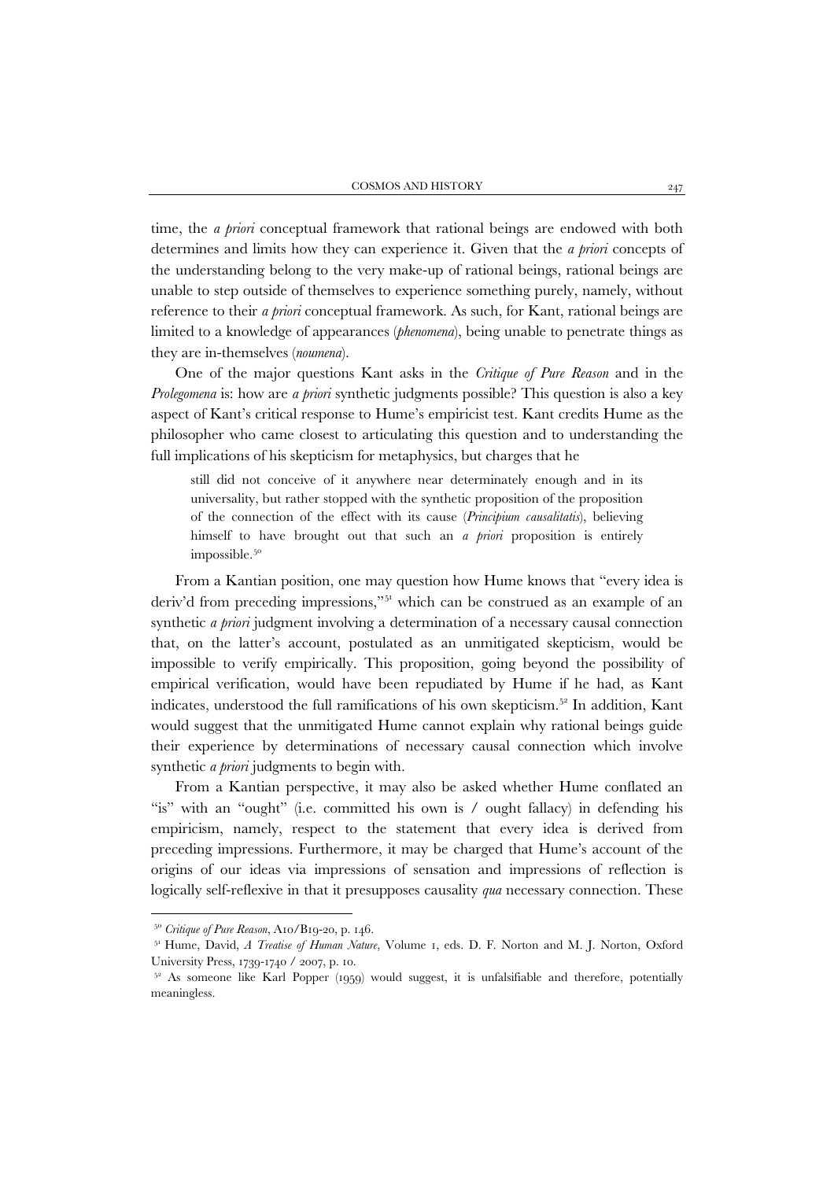time, the *a priori* conceptual framework that rational beings are endowed with both determines and limits how they can experience it. Given that the *a priori* concepts of the understanding belong to the very make-up of rational beings, rational beings are unable to step outside of themselves to experience something purely, namely, without reference to their *a priori* conceptual framework. As such, for Kant, rational beings are limited to a knowledge of appearances (*phenomena*), being unable to penetrate things as they are in-themselves (*noumena*).

One of the major questions Kant asks in the *Critique of Pure Reason* and in the *Prolegomena* is: how are *a priori* synthetic judgments possible? This question is also a key aspect of Kant's critical response to Hume's empiricist test. Kant credits Hume as the philosopher who came closest to articulating this question and to understanding the full implications of his skepticism for metaphysics, but charges that he

> still did not conceive of it anywhere near determinately enough and in its universality, but rather stopped with the synthetic proposition of the proposition of the connection of the effect with its cause (*Principium causalitatis*), believing himself to have brought out that such an *a priori* proposition is entirely impossible.[50]

From a Kantian position, one may question how Hume knows that "every idea is deriv'd from preceding impressions,"[51] which can be construed as an example of an synthetic *a priori* judgment involving a determination of a necessary causal connection that, on the latter's account, postulated as an unmitigated skepticism, would be impossible to verify empirically. This proposition, going beyond the possibility of empirical verification, would have been repudiated by Hume if he had, as Kant indicates, understood the full ramifications of his own skepticism.[52] In addition, Kant would suggest that the unmitigated Hume cannot explain why rational beings guide their experience by determinations of necessary causal connection which involve synthetic *a priori* judgments to begin with.

From a Kantian perspective, it may also be asked whether Hume conflated an "is" with an "ought" (i.e. committed his own is / ought fallacy) in defending his empiricism, namely, respect to the statement that every idea is derived from preceding impressions. Furthermore, it may be charged that Hume's account of the origins of our ideas via impressions of sensation and impressions of reflection is logically self-reflexive in that it presupposes causality *qua* necessary connection. These

---

[50] *Critique of Pure Reason*, A10/B19-20, p. 146.

[51] Hume, David, *A Treatise of Human Nature*, Volume 1, eds. D. F. Norton and M. J. Norton, Oxford University Press, 1739-1740 / 2007, p. 10.

[52] As someone like Karl Popper (1959) would suggest, it is unfalsifiable and therefore, potentially meaningless.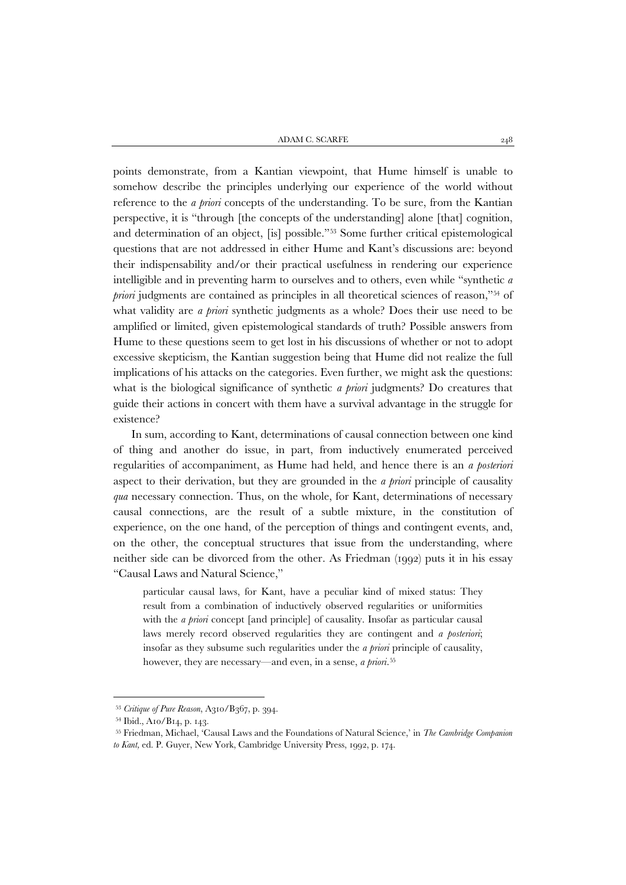points demonstrate, from a Kantian viewpoint, that Hume himself is unable to somehow describe the principles underlying our experience of the world without reference to the *a priori* concepts of the understanding. To be sure, from the Kantian perspective, it is "through [the concepts of the understanding] alone [that] cognition, and determination of an object, [is] possible."[53] Some further critical epistemological questions that are not addressed in either Hume and Kant's discussions are: beyond their indispensability and/or their practical usefulness in rendering our experience intelligible and in preventing harm to ourselves and to others, even while "synthetic *a priori* judgments are contained as principles in all theoretical sciences of reason,"[54] of what validity are *a priori* synthetic judgments as a whole? Does their use need to be amplified or limited, given epistemological standards of truth? Possible answers from Hume to these questions seem to get lost in his discussions of whether or not to adopt excessive skepticism, the Kantian suggestion being that Hume did not realize the full implications of his attacks on the categories. Even further, we might ask the questions: what is the biological significance of synthetic *a priori* judgments? Do creatures that guide their actions in concert with them have a survival advantage in the struggle for existence?

In sum, according to Kant, determinations of causal connection between one kind of thing and another do issue, in part, from inductively enumerated perceived regularities of accompaniment, as Hume had held, and hence there is an *a posteriori* aspect to their derivation, but they are grounded in the *a priori* principle of causality *qua* necessary connection. Thus, on the whole, for Kant, determinations of necessary causal connections, are the result of a subtle mixture, in the constitution of experience, on the one hand, of the perception of things and contingent events, and, on the other, the conceptual structures that issue from the understanding, where neither side can be divorced from the other. As Friedman (1992) puts it in his essay "Causal Laws and Natural Science,"

> particular causal laws, for Kant, have a peculiar kind of mixed status: They result from a combination of inductively observed regularities or uniformities with the *a priori* concept [and principle] of causality. Insofar as particular causal laws merely record observed regularities they are contingent and *a posteriori*; insofar as they subsume such regularities under the *a priori* principle of causality, however, they are necessary—and even, in a sense, *a priori*.[55]

---

[53] *Critique of Pure Reason*, A310/B367, p. 394.

[54] Ibid., A10/B14, p. 143.

[55] Friedman, Michael, 'Causal Laws and the Foundations of Natural Science,' in *The Cambridge Companion to Kant*, ed. P. Guyer, New York, Cambridge University Press, 1992, p. 174.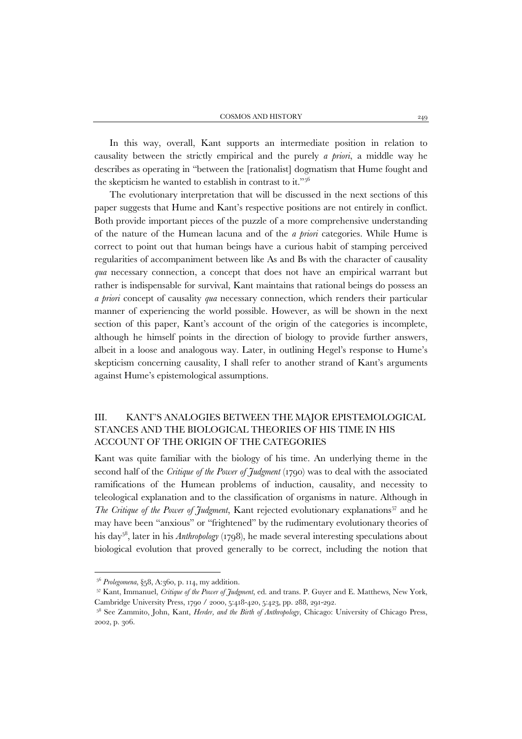In this way, overall, Kant supports an intermediate position in relation to causality between the strictly empirical and the purely *a priori*, a middle way he describes as operating in "between the [rationalist] dogmatism that Hume fought and the skepticism he wanted to establish in contrast to it."[56]

The evolutionary interpretation that will be discussed in the next sections of this paper suggests that Hume and Kant's respective positions are not entirely in conflict. Both provide important pieces of the puzzle of a more comprehensive understanding of the nature of the Humean lacuna and of the *a priori* categories. While Hume is correct to point out that human beings have a curious habit of stamping perceived regularities of accompaniment between like As and Bs with the character of causality *qua* necessary connection, a concept that does not have an empirical warrant but rather is indispensable for survival, Kant maintains that rational beings do possess an *a priori* concept of causality *qua* necessary connection, which renders their particular manner of experiencing the world possible. However, as will be shown in the next section of this paper, Kant's account of the origin of the categories is incomplete, although he himself points in the direction of biology to provide further answers, albeit in a loose and analogous way. Later, in outlining Hegel's response to Hume's skepticism concerning causality, I shall refer to another strand of Kant's arguments against Hume's epistemological assumptions.

## III. KANT'S ANALOGIES BETWEEN THE MAJOR EPISTEMOLOGICAL STANCES AND THE BIOLOGICAL THEORIES OF HIS TIME IN HIS ACCOUNT OF THE ORIGIN OF THE CATEGORIES

Kant was quite familiar with the biology of his time. An underlying theme in the second half of the *Critique of the Power of Judgment* (1790) was to deal with the associated ramifications of the Humean problems of induction, causality, and necessity to teleological explanation and to the classification of organisms in nature. Although in *The Critique of the Power of Judgment*, Kant rejected evolutionary explanations[57] and he may have been "anxious" or "frightened" by the rudimentary evolutionary theories of his day[58], later in his *Anthropology* (1798), he made several interesting speculations about biological evolution that proved generally to be correct, including the notion that

---

[56] *Prolegomena*, §58, A:360, p. 114, my addition.

[57] Kant, Immanuel, *Critique of the Power of Judgment*, ed. and trans. P. Guyer and E. Matthews, New York, Cambridge University Press, 1790 / 2000, 5:418-420, 5:423, pp. 288, 291-292.

[58] See Zammito, John, Kant, *Herder, and the Birth of Anthropology*, Chicago: University of Chicago Press, 2002, p. 306.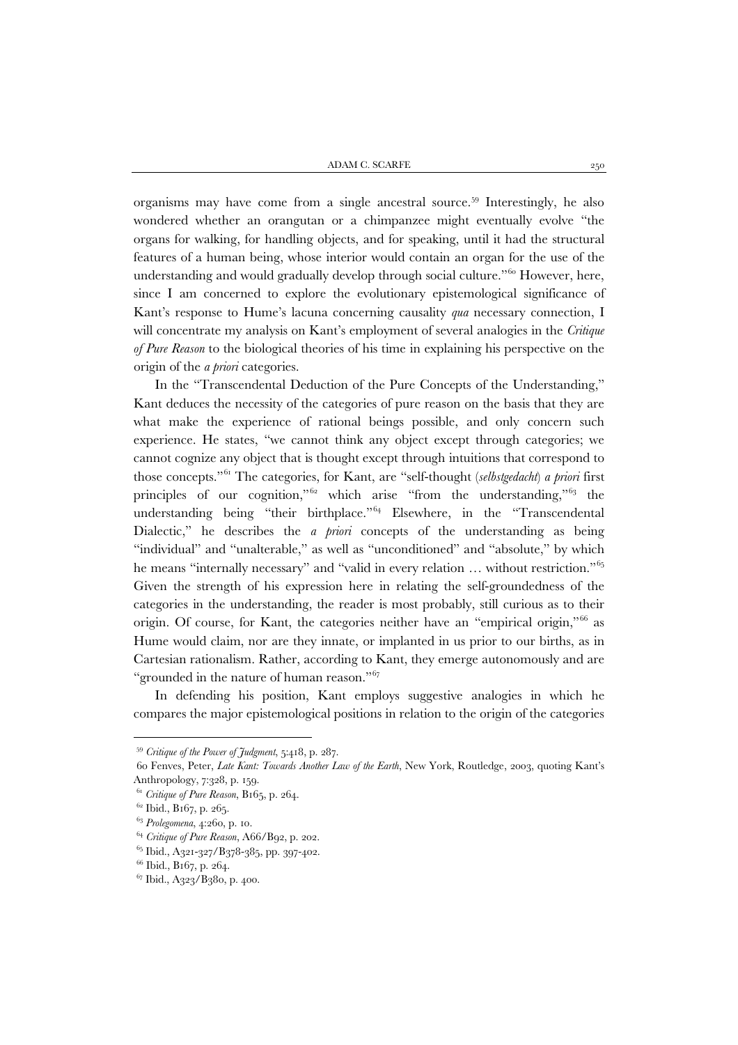organisms may have come from a single ancestral source.[59] Interestingly, he also wondered whether an orangutan or a chimpanzee might eventually evolve "the organs for walking, for handling objects, and for speaking, until it had the structural features of a human being, whose interior would contain an organ for the use of the understanding and would gradually develop through social culture."[60] However, here, since I am concerned to explore the evolutionary epistemological significance of Kant's response to Hume's lacuna concerning causality *qua* necessary connection, I will concentrate my analysis on Kant's employment of several analogies in the *Critique of Pure Reason* to the biological theories of his time in explaining his perspective on the origin of the *a priori* categories.

In the "Transcendental Deduction of the Pure Concepts of the Understanding," Kant deduces the necessity of the categories of pure reason on the basis that they are what make the experience of rational beings possible, and only concern such experience. He states, "we cannot think any object except through categories; we cannot cognize any object that is thought except through intuitions that correspond to those concepts."[61] The categories, for Kant, are "self-thought (*selbstgedacht*) *a priori* first principles of our cognition,"[62] which arise "from the understanding,"[63] the understanding being "their birthplace."[64] Elsewhere, in the "Transcendental Dialectic," he describes the *a priori* concepts of the understanding as being "individual" and "unalterable," as well as "unconditioned" and "absolute," by which he means "internally necessary" and "valid in every relation … without restriction."[65] Given the strength of his expression here in relating the self-groundedness of the categories in the understanding, the reader is most probably, still curious as to their origin. Of course, for Kant, the categories neither have an "empirical origin,"[66] as Hume would claim, nor are they innate, or implanted in us prior to our births, as in Cartesian rationalism. Rather, according to Kant, they emerge autonomously and are "grounded in the nature of human reason."[67]

In defending his position, Kant employs suggestive analogies in which he compares the major epistemological positions in relation to the origin of the categories

---

[59] *Critique of the Power of Judgment*, 5:418, p. 287.

60 Fenves, Peter, *Late Kant: Towards Another Law of the Earth*, New York, Routledge, 2003, quoting Kant's Anthropology, 7:328, p. 159.

[61] *Critique of Pure Reason*, B165, p. 264.

[62] Ibid., B167, p. 265.

[63] *Prolegomena*, 4:260, p. 10.

[64] *Critique of Pure Reason*, A66/B92, p. 202.

[65] Ibid., A321-327/B378-385, pp. 397-402.

[66] Ibid., B167, p. 264.

[67] Ibid., A323/B380, p. 400.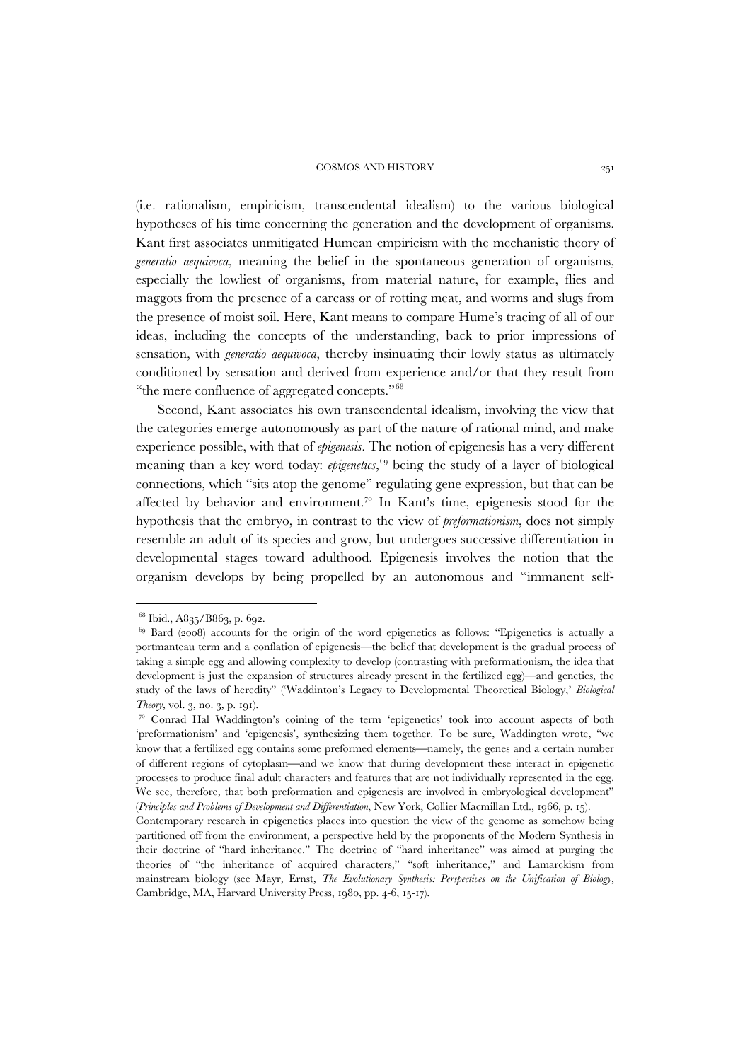(i.e. rationalism, empiricism, transcendental idealism) to the various biological hypotheses of his time concerning the generation and the development of organisms. Kant first associates unmitigated Humean empiricism with the mechanistic theory of *generatio aequivoca*, meaning the belief in the spontaneous generation of organisms, especially the lowliest of organisms, from material nature, for example, flies and maggots from the presence of a carcass or of rotting meat, and worms and slugs from the presence of moist soil. Here, Kant means to compare Hume's tracing of all of our ideas, including the concepts of the understanding, back to prior impressions of sensation, with *generatio aequivoca*, thereby insinuating their lowly status as ultimately conditioned by sensation and derived from experience and/or that they result from "the mere confluence of aggregated concepts."[68]

Second, Kant associates his own transcendental idealism, involving the view that the categories emerge autonomously as part of the nature of rational mind, and make experience possible, with that of *epigenesis*. The notion of epigenesis has a very different meaning than a key word today: *epigenetics*,[69] being the study of a layer of biological connections, which "sits atop the genome" regulating gene expression, but that can be affected by behavior and environment.[70] In Kant's time, epigenesis stood for the hypothesis that the embryo, in contrast to the view of *preformationism*, does not simply resemble an adult of its species and grow, but undergoes successive differentiation in developmental stages toward adulthood. Epigenesis involves the notion that the organism develops by being propelled by an autonomous and "immanent self-

---

[68] Ibid., A835/B863, p. 692.

[69] Bard (2008) accounts for the origin of the word epigenetics as follows: "Epigenetics is actually a portmanteau term and a conflation of epigenesis—the belief that development is the gradual process of taking a simple egg and allowing complexity to develop (contrasting with preformationism, the idea that development is just the expansion of structures already present in the fertilized egg)—and genetics, the study of the laws of heredity" ('Waddinton's Legacy to Developmental Theoretical Biology,' *Biological Theory*, vol. 3, no. 3, p. 191).

[70] Conrad Hal Waddington's coining of the term 'epigenetics' took into account aspects of both 'preformationism' and 'epigenesis', synthesizing them together. To be sure, Waddington wrote, "we know that a fertilized egg contains some preformed elements—namely, the genes and a certain number of different regions of cytoplasm—and we know that during development these interact in epigenetic processes to produce final adult characters and features that are not individually represented in the egg. We see, therefore, that both preformation and epigenesis are involved in embryological development" (*Principles and Problems of Development and Differentiation*, New York, Collier Macmillan Ltd., 1966, p. 15).

Contemporary research in epigenetics places into question the view of the genome as somehow being partitioned off from the environment, a perspective held by the proponents of the Modern Synthesis in their doctrine of "hard inheritance." The doctrine of "hard inheritance" was aimed at purging the theories of "the inheritance of acquired characters," "soft inheritance," and Lamarckism from mainstream biology (see Mayr, Ernst, *The Evolutionary Synthesis: Perspectives on the Unification of Biology*, Cambridge, MA, Harvard University Press, 1980, pp. 4-6, 15-17).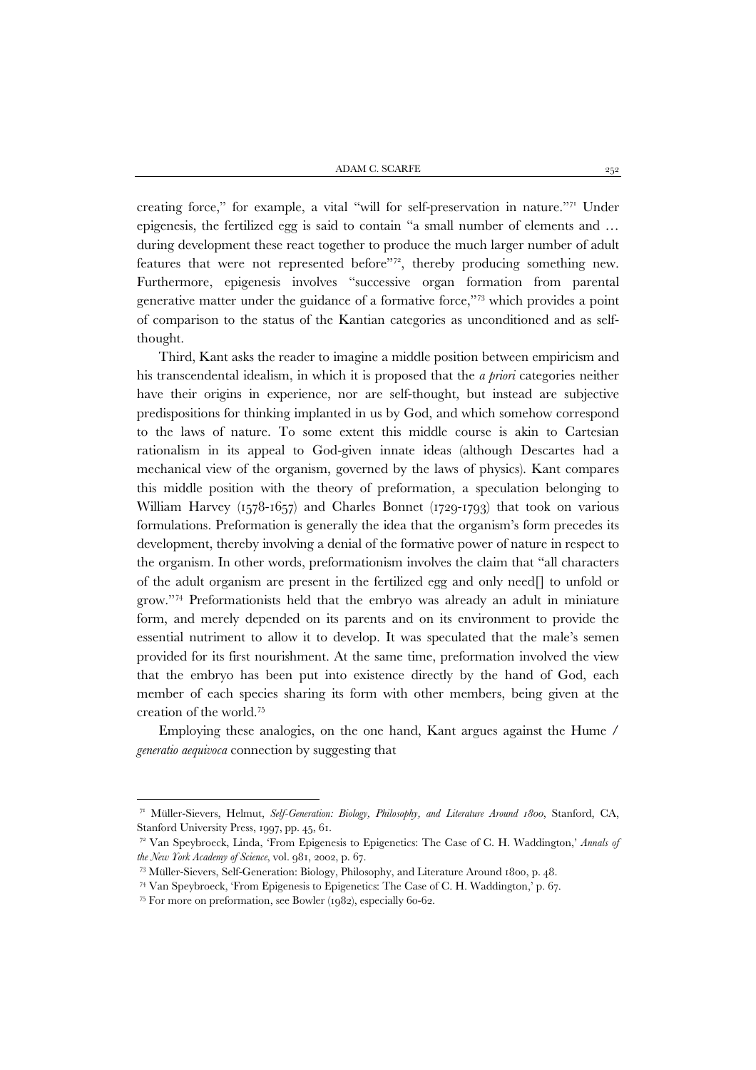creating force," for example, a vital "will for self-preservation in nature."[71] Under epigenesis, the fertilized egg is said to contain "a small number of elements and … during development these react together to produce the much larger number of adult features that were not represented before"[72], thereby producing something new. Furthermore, epigenesis involves "successive organ formation from parental generative matter under the guidance of a formative force,"[73] which provides a point of comparison to the status of the Kantian categories as unconditioned and as self-thought.

Third, Kant asks the reader to imagine a middle position between empiricism and his transcendental idealism, in which it is proposed that the *a priori* categories neither have their origins in experience, nor are self-thought, but instead are subjective predispositions for thinking implanted in us by God, and which somehow correspond to the laws of nature. To some extent this middle course is akin to Cartesian rationalism in its appeal to God-given innate ideas (although Descartes had a mechanical view of the organism, governed by the laws of physics). Kant compares this middle position with the theory of preformation, a speculation belonging to William Harvey (1578-1657) and Charles Bonnet (1729-1793) that took on various formulations. Preformation is generally the idea that the organism's form precedes its development, thereby involving a denial of the formative power of nature in respect to the organism. In other words, preformationism involves the claim that "all characters of the adult organism are present in the fertilized egg and only need[] to unfold or grow."[74] Preformationists held that the embryo was already an adult in miniature form, and merely depended on its parents and on its environment to provide the essential nutriment to allow it to develop. It was speculated that the male's semen provided for its first nourishment. At the same time, preformation involved the view that the embryo has been put into existence directly by the hand of God, each member of each species sharing its form with other members, being given at the creation of the world.[75]

Employing these analogies, on the one hand, Kant argues against the Hume / *generatio aequivoca* connection by suggesting that

---

[71] Müller-Sievers, Helmut, *Self-Generation: Biology, Philosophy, and Literature Around 1800*, Stanford, CA, Stanford University Press, 1997, pp. 45, 61.

[72] Van Speybroeck, Linda, 'From Epigenesis to Epigenetics: The Case of C. H. Waddington,' *Annals of the New York Academy of Science*, vol. 981, 2002, p. 67.

[73] Müller-Sievers, Self-Generation: Biology, Philosophy, and Literature Around 1800, p. 48.

[74] Van Speybroeck, 'From Epigenesis to Epigenetics: The Case of C. H. Waddington,' p. 67.

[75] For more on preformation, see Bowler (1982), especially 60-62.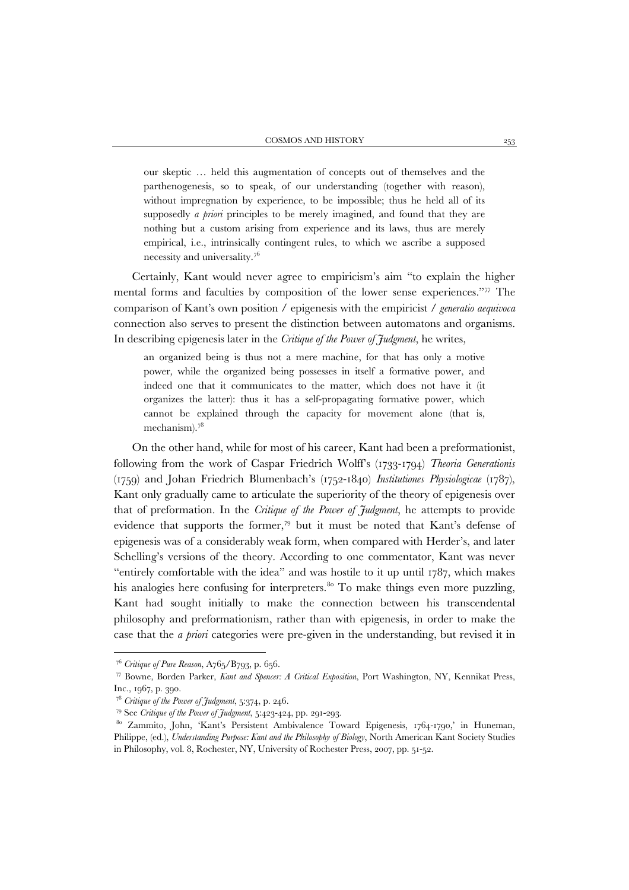> our skeptic … held this augmentation of concepts out of themselves and the parthenogenesis, so to speak, of our understanding (together with reason), without impregnation by experience, to be impossible; thus he held all of its supposedly *a priori* principles to be merely imagined, and found that they are nothing but a custom arising from experience and its laws, thus are merely empirical, i.e., intrinsically contingent rules, to which we ascribe a supposed necessity and universality.[76]

Certainly, Kant would never agree to empiricism's aim "to explain the higher mental forms and faculties by composition of the lower sense experiences."[77] The comparison of Kant's own position / epigenesis with the empiricist / *generatio aequivoca* connection also serves to present the distinction between automatons and organisms. In describing epigenesis later in the *Critique of the Power of Judgment*, he writes,

> an organized being is thus not a mere machine, for that has only a motive power, while the organized being possesses in itself a formative power, and indeed one that it communicates to the matter, which does not have it (it organizes the latter): thus it has a self-propagating formative power, which cannot be explained through the capacity for movement alone (that is, mechanism).[78]

On the other hand, while for most of his career, Kant had been a preformationist, following from the work of Caspar Friedrich Wolff's (1733-1794) *Theoria Generationis* (1759) and Johan Friedrich Blumenbach's (1752-1840) *Institutiones Physiologicae* (1787), Kant only gradually came to articulate the superiority of the theory of epigenesis over that of preformation. In the *Critique of the Power of Judgment*, he attempts to provide evidence that supports the former,[79] but it must be noted that Kant's defense of epigenesis was of a considerably weak form, when compared with Herder's, and later Schelling's versions of the theory. According to one commentator, Kant was never "entirely comfortable with the idea" and was hostile to it up until 1787, which makes his analogies here confusing for interpreters.[80] To make things even more puzzling, Kant had sought initially to make the connection between his transcendental philosophy and preformationism, rather than with epigenesis, in order to make the case that the *a priori* categories were pre-given in the understanding, but revised it in

---

[76] *Critique of Pure Reason*, A765/B793, p. 656.

[77] Bowne, Borden Parker, *Kant and Spencer: A Critical Exposition*, Port Washington, NY, Kennikat Press, Inc., 1967, p. 390.

[78] *Critique of the Power of Judgment*, 5:374, p. 246.

[79] See *Critique of the Power of Judgment*, 5:423-424, pp. 291-293.

[80] Zammito, John, 'Kant's Persistent Ambivalence Toward Epigenesis, 1764-1790,' in Huneman, Philippe, (ed.), *Understanding Purpose: Kant and the Philosophy of Biology*, North American Kant Society Studies in Philosophy, vol. 8, Rochester, NY, University of Rochester Press, 2007, pp. 51-52.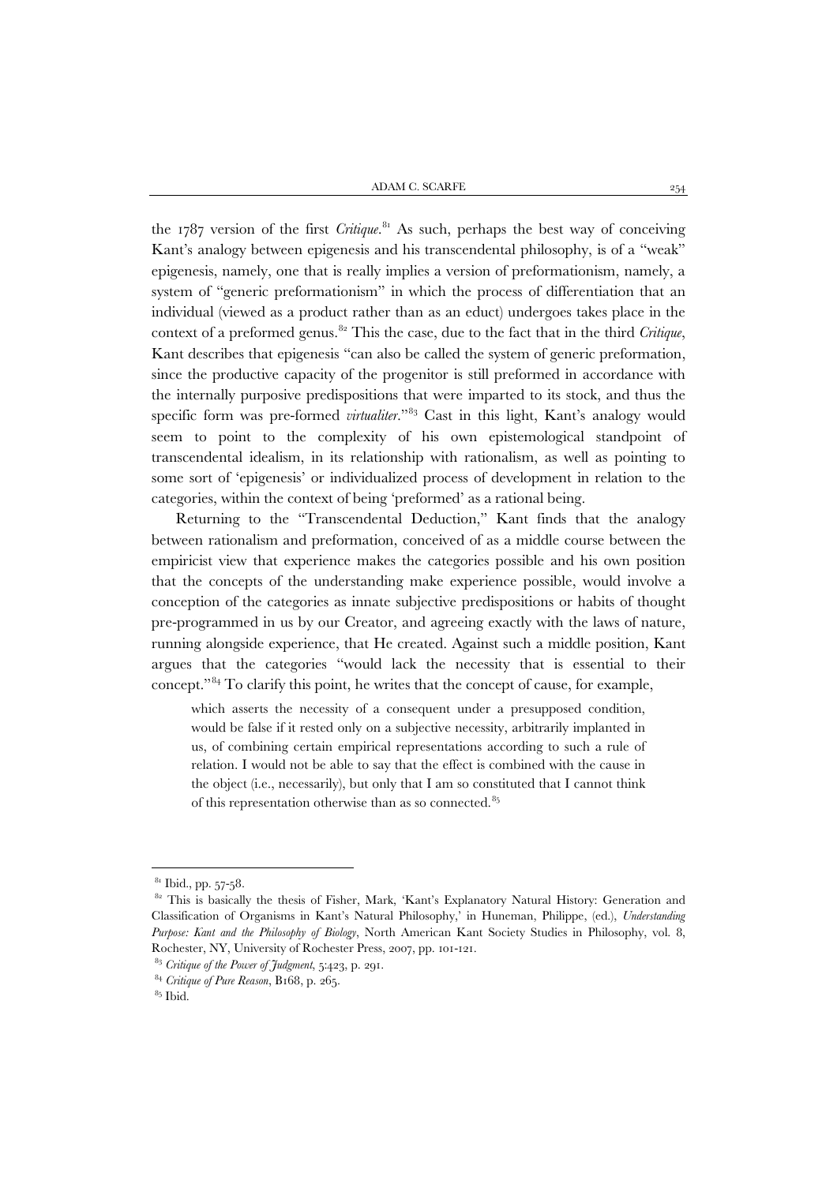the 1787 version of the first *Critique*.[81] As such, perhaps the best way of conceiving Kant's analogy between epigenesis and his transcendental philosophy, is of a "weak" epigenesis, namely, one that is really implies a version of preformationism, namely, a system of "generic preformationism" in which the process of differentiation that an individual (viewed as a product rather than as an educt) undergoes takes place in the context of a preformed genus.[82] This the case, due to the fact that in the third *Critique*, Kant describes that epigenesis "can also be called the system of generic preformation, since the productive capacity of the progenitor is still preformed in accordance with the internally purposive predispositions that were imparted to its stock, and thus the specific form was pre-formed *virtualiter*."[83] Cast in this light, Kant's analogy would seem to point to the complexity of his own epistemological standpoint of transcendental idealism, in its relationship with rationalism, as well as pointing to some sort of 'epigenesis' or individualized process of development in relation to the categories, within the context of being 'preformed' as a rational being.

Returning to the "Transcendental Deduction," Kant finds that the analogy between rationalism and preformation, conceived of as a middle course between the empiricist view that experience makes the categories possible and his own position that the concepts of the understanding make experience possible, would involve a conception of the categories as innate subjective predispositions or habits of thought pre-programmed in us by our Creator, and agreeing exactly with the laws of nature, running alongside experience, that He created. Against such a middle position, Kant argues that the categories "would lack the necessity that is essential to their concept."[84] To clarify this point, he writes that the concept of cause, for example,

> which asserts the necessity of a consequent under a presupposed condition, would be false if it rested only on a subjective necessity, arbitrarily implanted in us, of combining certain empirical representations according to such a rule of relation. I would not be able to say that the effect is combined with the cause in the object (i.e., necessarily), but only that I am so constituted that I cannot think of this representation otherwise than as so connected.[85]

---

[81] Ibid., pp. 57-58.

[82] This is basically the thesis of Fisher, Mark, 'Kant's Explanatory Natural History: Generation and Classification of Organisms in Kant's Natural Philosophy,' in Huneman, Philippe, (ed.), *Understanding Purpose: Kant and the Philosophy of Biology*, North American Kant Society Studies in Philosophy, vol. 8, Rochester, NY, University of Rochester Press, 2007, pp. 101-121.

[83] *Critique of the Power of Judgment*, 5:423, p. 291.

[84] *Critique of Pure Reason*, B168, p. 265.

[85] Ibid.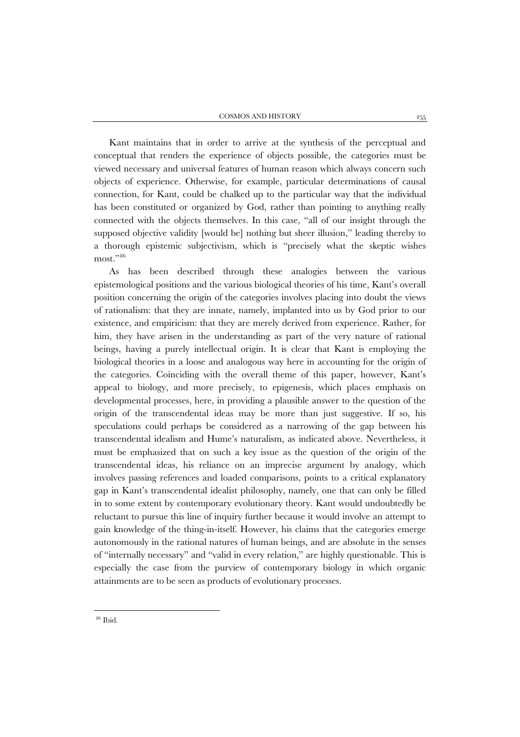Kant maintains that in order to arrive at the synthesis of the perceptual and conceptual that renders the experience of objects possible, the categories must be viewed necessary and universal features of human reason which always concern such objects of experience. Otherwise, for example, particular determinations of causal connection, for Kant, could be chalked up to the particular way that the individual has been constituted or organized by God, rather than pointing to anything really connected with the objects themselves. In this case, "all of our insight through the supposed objective validity [would be] nothing but sheer illusion," leading thereby to a thorough epistemic subjectivism, which is "precisely what the skeptic wishes most."[86]

As has been described through these analogies between the various epistemological positions and the various biological theories of his time, Kant's overall position concerning the origin of the categories involves placing into doubt the views of rationalism: that they are innate, namely, implanted into us by God prior to our existence, and empiricism: that they are merely derived from experience. Rather, for him, they have arisen in the understanding as part of the very nature of rational beings, having a purely intellectual origin. It is clear that Kant is employing the biological theories in a loose and analogous way here in accounting for the origin of the categories. Coinciding with the overall theme of this paper, however, Kant's appeal to biology, and more precisely, to epigenesis, which places emphasis on developmental processes, here, in providing a plausible answer to the question of the origin of the transcendental ideas may be more than just suggestive. If so, his speculations could perhaps be considered as a narrowing of the gap between his transcendental idealism and Hume's naturalism, as indicated above. Nevertheless, it must be emphasized that on such a key issue as the question of the origin of the transcendental ideas, his reliance on an imprecise argument by analogy, which involves passing references and loaded comparisons, points to a critical explanatory gap in Kant's transcendental idealist philosophy, namely, one that can only be filled in to some extent by contemporary evolutionary theory. Kant would undoubtedly be reluctant to pursue this line of inquiry further because it would involve an attempt to gain knowledge of the thing-in-itself. However, his claims that the categories emerge autonomously in the rational natures of human beings, and are absolute in the senses of "internally necessary" and "valid in every relation," are highly questionable. This is especially the case from the purview of contemporary biology in which organic attainments are to be seen as products of evolutionary processes.

[86] Ibid.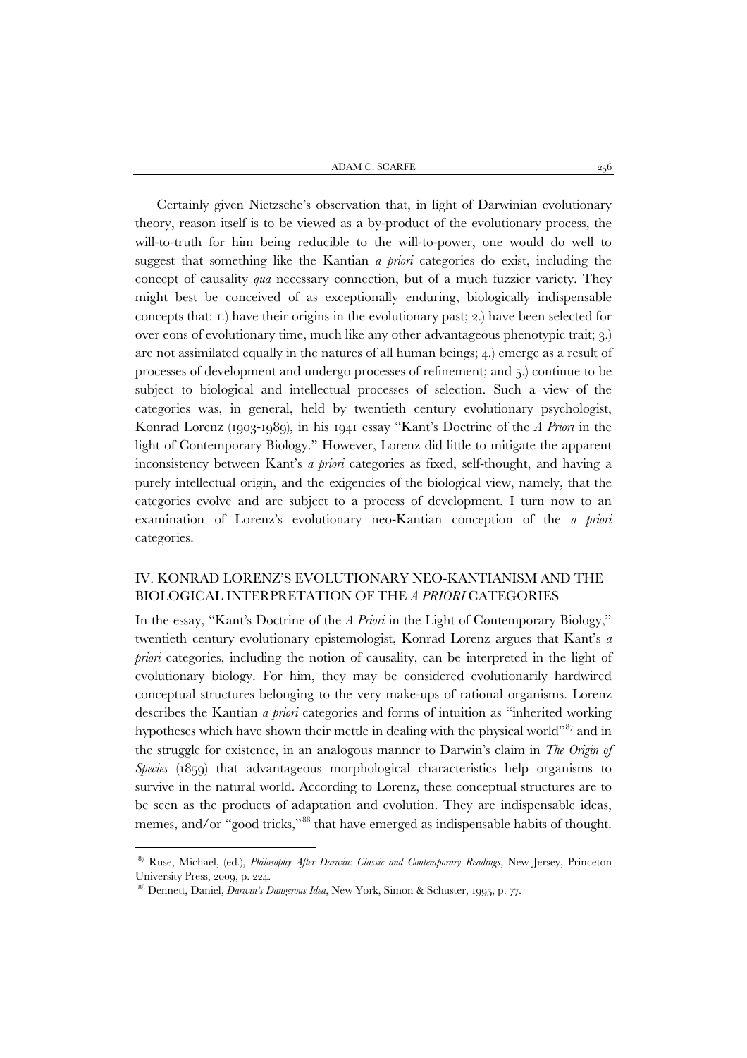Certainly given Nietzsche's observation that, in light of Darwinian evolutionary theory, reason itself is to be viewed as a by-product of the evolutionary process, the will-to-truth for him being reducible to the will-to-power, one would do well to suggest that something like the Kantian *a priori* categories do exist, including the concept of causality *qua* necessary connection, but of a much fuzzier variety. They might best be conceived of as exceptionally enduring, biologically indispensable concepts that: 1.) have their origins in the evolutionary past; 2.) have been selected for over eons of evolutionary time, much like any other advantageous phenotypic trait; 3.) are not assimilated equally in the natures of all human beings; 4.) emerge as a result of processes of development and undergo processes of refinement; and 5.) continue to be subject to biological and intellectual processes of selection. Such a view of the categories was, in general, held by twentieth century evolutionary psychologist, Konrad Lorenz (1903-1989), in his 1941 essay "Kant's Doctrine of the *A Priori* in the light of Contemporary Biology." However, Lorenz did little to mitigate the apparent inconsistency between Kant's *a priori* categories as fixed, self-thought, and having a purely intellectual origin, and the exigencies of the biological view, namely, that the categories evolve and are subject to a process of development. I turn now to an examination of Lorenz's evolutionary neo-Kantian conception of the *a priori* categories.

## IV. KONRAD LORENZ'S EVOLUTIONARY NEO-KANTIANISM AND THE BIOLOGICAL INTERPRETATION OF THE *A PRIORI* CATEGORIES

In the essay, "Kant's Doctrine of the *A Priori* in the Light of Contemporary Biology," twentieth century evolutionary epistemologist, Konrad Lorenz argues that Kant's *a priori* categories, including the notion of causality, can be interpreted in the light of evolutionary biology. For him, they may be considered evolutionarily hardwired conceptual structures belonging to the very make-ups of rational organisms. Lorenz describes the Kantian *a priori* categories and forms of intuition as "inherited working hypotheses which have shown their mettle in dealing with the physical world"[87] and in the struggle for existence, in an analogous manner to Darwin's claim in *The Origin of Species* (1859) that advantageous morphological characteristics help organisms to survive in the natural world. According to Lorenz, these conceptual structures are to be seen as the products of adaptation and evolution. They are indispensable ideas, memes, and/or "good tricks,"[88] that have emerged as indispensable habits of thought.

---

[87] Ruse, Michael, (ed.), *Philosophy After Darwin: Classic and Contemporary Readings*, New Jersey, Princeton University Press, 2009, p. 224.

[88] Dennett, Daniel, *Darwin's Dangerous Idea*, New York, Simon & Schuster, 1995, p. 77.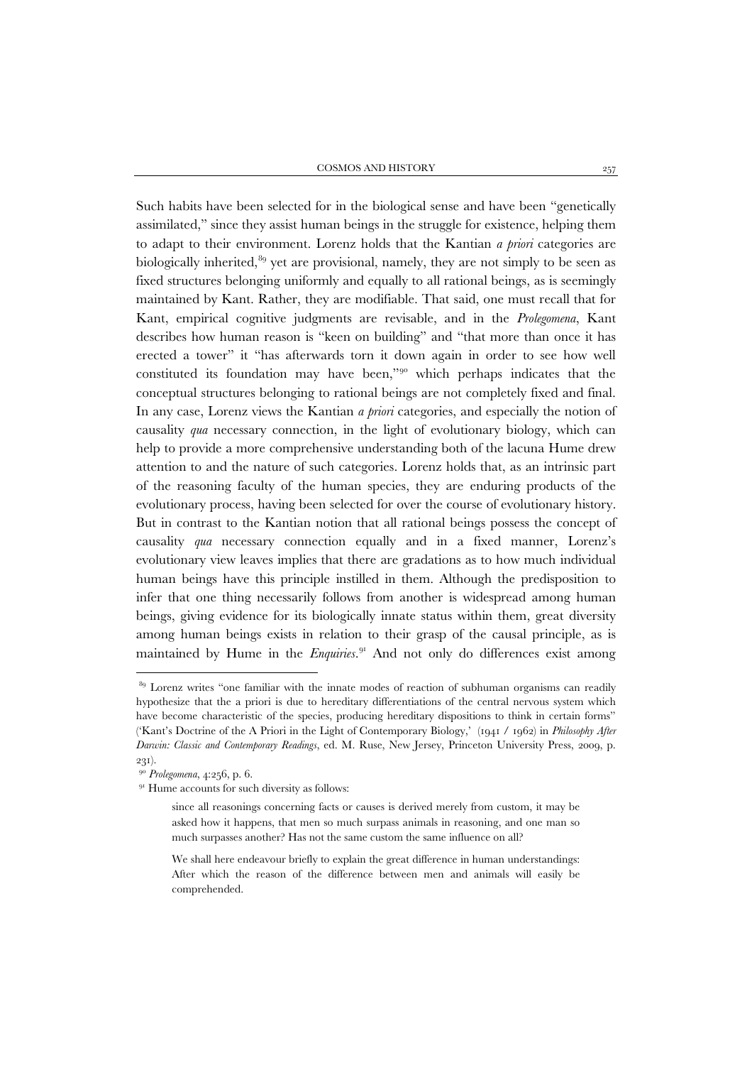Such habits have been selected for in the biological sense and have been "genetically assimilated," since they assist human beings in the struggle for existence, helping them to adapt to their environment. Lorenz holds that the Kantian *a priori* categories are biologically inherited,[89] yet are provisional, namely, they are not simply to be seen as fixed structures belonging uniformly and equally to all rational beings, as is seemingly maintained by Kant. Rather, they are modifiable. That said, one must recall that for Kant, empirical cognitive judgments are revisable, and in the *Prolegomena*, Kant describes how human reason is "keen on building" and "that more than once it has erected a tower" it "has afterwards torn it down again in order to see how well constituted its foundation may have been,"[90] which perhaps indicates that the conceptual structures belonging to rational beings are not completely fixed and final. In any case, Lorenz views the Kantian *a priori* categories, and especially the notion of causality *qua* necessary connection, in the light of evolutionary biology, which can help to provide a more comprehensive understanding both of the lacuna Hume drew attention to and the nature of such categories. Lorenz holds that, as an intrinsic part of the reasoning faculty of the human species, they are enduring products of the evolutionary process, having been selected for over the course of evolutionary history. But in contrast to the Kantian notion that all rational beings possess the concept of causality *qua* necessary connection equally and in a fixed manner, Lorenz's evolutionary view leaves implies that there are gradations as to how much individual human beings have this principle instilled in them. Although the predisposition to infer that one thing necessarily follows from another is widespread among human beings, giving evidence for its biologically innate status within them, great diversity among human beings exists in relation to their grasp of the causal principle, as is maintained by Hume in the *Enquiries*.[91] And not only do differences exist among

---

[89] Lorenz writes "one familiar with the innate modes of reaction of subhuman organisms can readily hypothesize that the a priori is due to hereditary differentiations of the central nervous system which have become characteristic of the species, producing hereditary dispositions to think in certain forms" ('Kant's Doctrine of the A Priori in the Light of Contemporary Biology,' (1941 / 1962) in *Philosophy After Darwin: Classic and Contemporary Readings*, ed. M. Ruse, New Jersey, Princeton University Press, 2009, p. 231).

[90] *Prolegomena*, 4:256, p. 6.

[91] Hume accounts for such diversity as follows:

> since all reasonings concerning facts or causes is derived merely from custom, it may be asked how it happens, that men so much surpass animals in reasoning, and one man so much surpasses another? Has not the same custom the same influence on all?
>
> We shall here endeavour briefly to explain the great difference in human understandings: After which the reason of the difference between men and animals will easily be comprehended.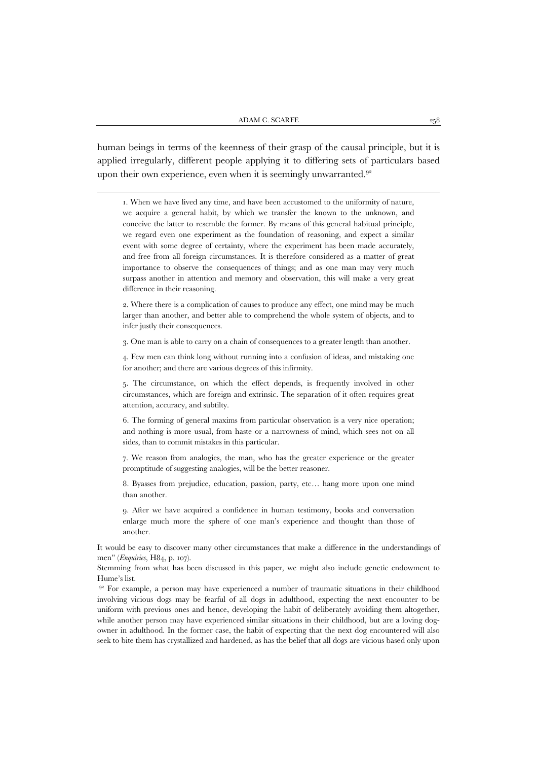human beings in terms of the keenness of their grasp of the causal principle, but it is applied irregularly, different people applying it to differing sets of particulars based upon their own experience, even when it is seemingly unwarranted.[92]

---

> 1. When we have lived any time, and have been accustomed to the uniformity of nature, we acquire a general habit, by which we transfer the known to the unknown, and conceive the latter to resemble the former. By means of this general habitual principle, we regard even one experiment as the foundation of reasoning, and expect a similar event with some degree of certainty, where the experiment has been made accurately, and free from all foreign circumstances. It is therefore considered as a matter of great importance to observe the consequences of things; and as one man may very much surpass another in attention and memory and observation, this will make a very great difference in their reasoning.
>
> 2. Where there is a complication of causes to produce any effect, one mind may be much larger than another, and better able to comprehend the whole system of objects, and to infer justly their consequences.
>
> 3. One man is able to carry on a chain of consequences to a greater length than another.
>
> 4. Few men can think long without running into a confusion of ideas, and mistaking one for another; and there are various degrees of this infirmity.
>
> 5. The circumstance, on which the effect depends, is frequently involved in other circumstances, which are foreign and extrinsic. The separation of it often requires great attention, accuracy, and subtilty.
>
> 6. The forming of general maxims from particular observation is a very nice operation; and nothing is more usual, from haste or a narrowness of mind, which sees not on all sides, than to commit mistakes in this particular.
>
> 7. We reason from analogies, the man, who has the greater experience or the greater promptitude of suggesting analogies, will be the better reasoner.
>
> 8. Byasses from prejudice, education, passion, party, etc… hang more upon one mind than another.
>
> 9. After we have acquired a confidence in human testimony, books and conversation enlarge much more the sphere of one man's experience and thought than those of another.

It would be easy to discover many other circumstances that make a difference in the understandings of men" (*Enquiries*, H84, p. 107).

Stemming from what has been discussed in this paper, we might also include genetic endowment to Hume's list.

[92] For example, a person may have experienced a number of traumatic situations in their childhood involving vicious dogs may be fearful of all dogs in adulthood, expecting the next encounter to be uniform with previous ones and hence, developing the habit of deliberately avoiding them altogether, while another person may have experienced similar situations in their childhood, but are a loving dog-owner in adulthood. In the former case, the habit of expecting that the next dog encountered will also seek to bite them has crystallized and hardened, as has the belief that all dogs are vicious based only upon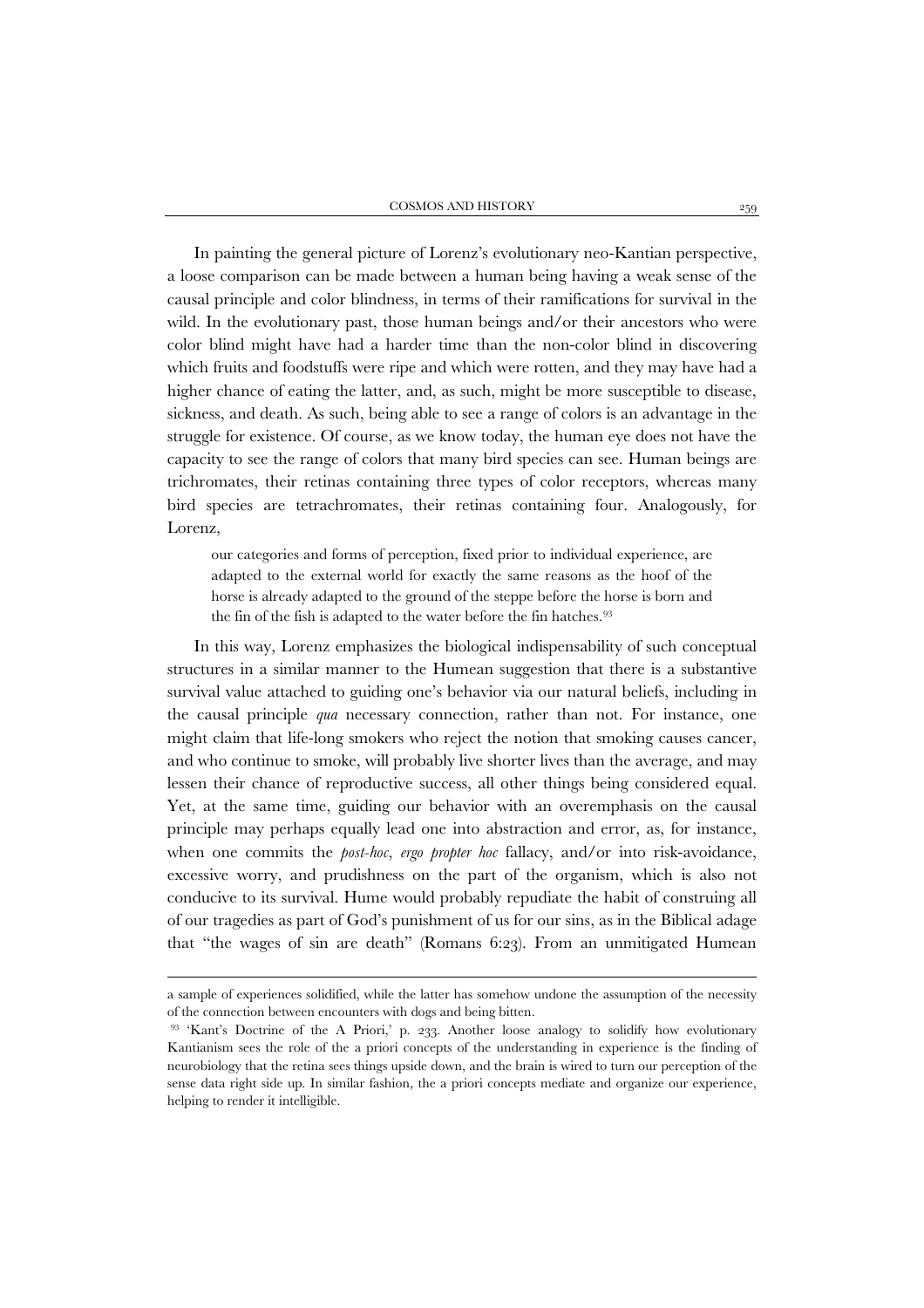In painting the general picture of Lorenz's evolutionary neo-Kantian perspective, a loose comparison can be made between a human being having a weak sense of the causal principle and color blindness, in terms of their ramifications for survival in the wild. In the evolutionary past, those human beings and/or their ancestors who were color blind might have had a harder time than the non-color blind in discovering which fruits and foodstuffs were ripe and which were rotten, and they may have had a higher chance of eating the latter, and, as such, might be more susceptible to disease, sickness, and death. As such, being able to see a range of colors is an advantage in the struggle for existence. Of course, as we know today, the human eye does not have the capacity to see the range of colors that many bird species can see. Human beings are trichromates, their retinas containing three types of color receptors, whereas many bird species are tetrachromates, their retinas containing four. Analogously, for Lorenz,

> our categories and forms of perception, fixed prior to individual experience, are adapted to the external world for exactly the same reasons as the hoof of the horse is already adapted to the ground of the steppe before the horse is born and the fin of the fish is adapted to the water before the fin hatches.[93]

In this way, Lorenz emphasizes the biological indispensability of such conceptual structures in a similar manner to the Humean suggestion that there is a substantive survival value attached to guiding one's behavior via our natural beliefs, including in the causal principle *qua* necessary connection, rather than not. For instance, one might claim that life-long smokers who reject the notion that smoking causes cancer, and who continue to smoke, will probably live shorter lives than the average, and may lessen their chance of reproductive success, all other things being considered equal. Yet, at the same time, guiding our behavior with an overemphasis on the causal principle may perhaps equally lead one into abstraction and error, as, for instance, when one commits the *post-hoc, ergo propter hoc* fallacy, and/or into risk-avoidance, excessive worry, and prudishness on the part of the organism, which is also not conducive to its survival. Hume would probably repudiate the habit of construing all of our tragedies as part of God's punishment of us for our sins, as in the Biblical adage that "the wages of sin are death" (Romans 6:23). From an unmitigated Humean

---

a sample of experiences solidified, while the latter has somehow undone the assumption of the necessity of the connection between encounters with dogs and being bitten.

[93] 'Kant's Doctrine of the A Priori,' p. 233. Another loose analogy to solidify how evolutionary Kantianism sees the role of the a priori concepts of the understanding in experience is the finding of neurobiology that the retina sees things upside down, and the brain is wired to turn our perception of the sense data right side up. In similar fashion, the a priori concepts mediate and organize our experience, helping to render it intelligible.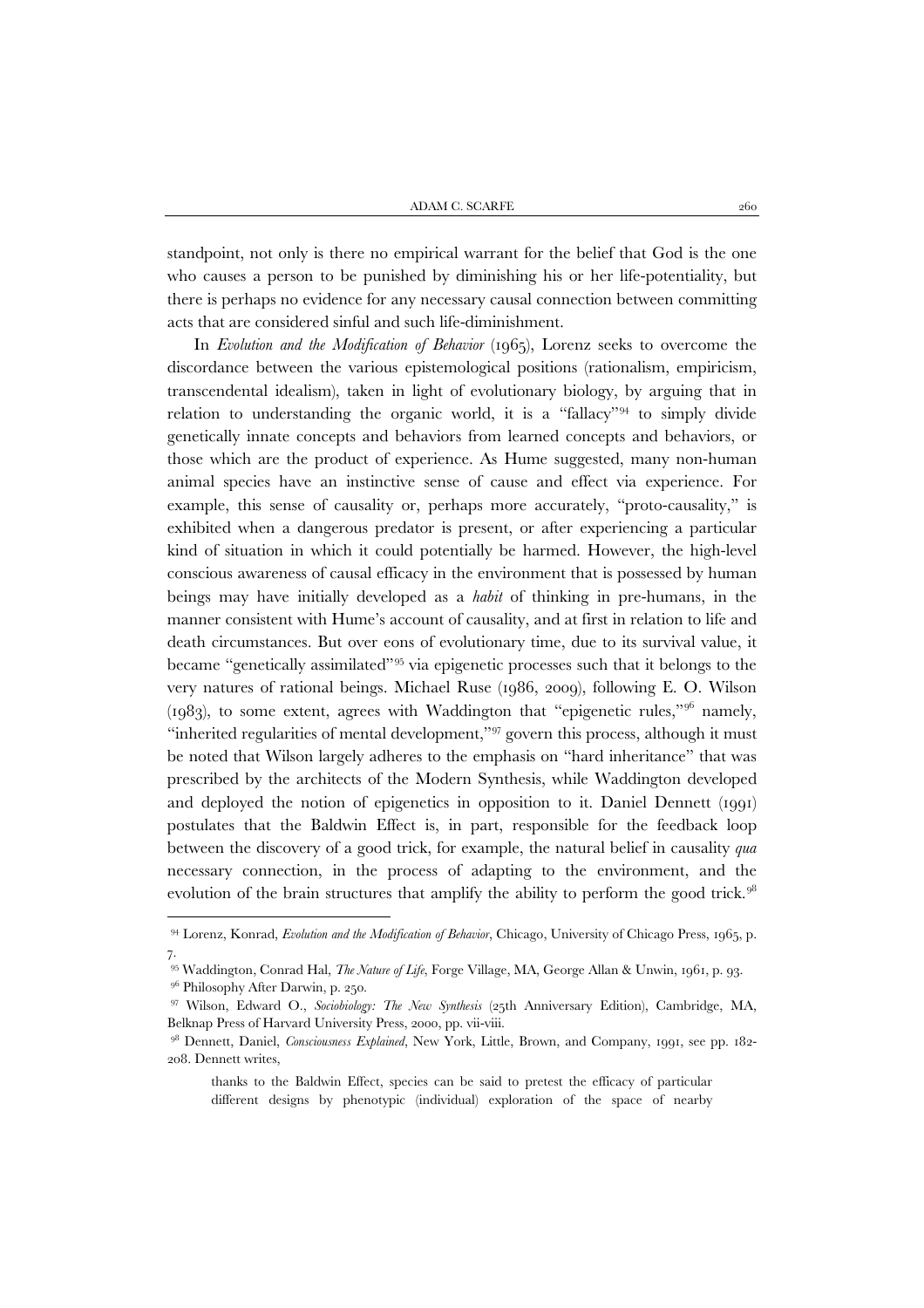standpoint, not only is there no empirical warrant for the belief that God is the one who causes a person to be punished by diminishing his or her life-potentiality, but there is perhaps no evidence for any necessary causal connection between committing acts that are considered sinful and such life-diminishment.

In *Evolution and the Modification of Behavior* (1965), Lorenz seeks to overcome the discordance between the various epistemological positions (rationalism, empiricism, transcendental idealism), taken in light of evolutionary biology, by arguing that in relation to understanding the organic world, it is a "fallacy"[94] to simply divide genetically innate concepts and behaviors from learned concepts and behaviors, or those which are the product of experience. As Hume suggested, many non-human animal species have an instinctive sense of cause and effect via experience. For example, this sense of causality or, perhaps more accurately, "proto-causality," is exhibited when a dangerous predator is present, or after experiencing a particular kind of situation in which it could potentially be harmed. However, the high-level conscious awareness of causal efficacy in the environment that is possessed by human beings may have initially developed as a *habit* of thinking in pre-humans, in the manner consistent with Hume's account of causality, and at first in relation to life and death circumstances. But over eons of evolutionary time, due to its survival value, it became "genetically assimilated"[95] via epigenetic processes such that it belongs to the very natures of rational beings. Michael Ruse (1986, 2009), following E. O. Wilson (1983), to some extent, agrees with Waddington that "epigenetic rules,"[96] namely, "inherited regularities of mental development,"[97] govern this process, although it must be noted that Wilson largely adheres to the emphasis on "hard inheritance" that was prescribed by the architects of the Modern Synthesis, while Waddington developed and deployed the notion of epigenetics in opposition to it. Daniel Dennett (1991) postulates that the Baldwin Effect is, in part, responsible for the feedback loop between the discovery of a good trick, for example, the natural belief in causality *qua* necessary connection, in the process of adapting to the environment, and the evolution of the brain structures that amplify the ability to perform the good trick.[98]

---

[94] Lorenz, Konrad, *Evolution and the Modification of Behavior*, Chicago, University of Chicago Press, 1965, p. 7.

[95] Waddington, Conrad Hal, *The Nature of Life*, Forge Village, MA, George Allan & Unwin, 1961, p. 93.

[96] Philosophy After Darwin, p. 250.

[97] Wilson, Edward O., *Sociobiology: The New Synthesis* (25th Anniversary Edition), Cambridge, MA, Belknap Press of Harvard University Press, 2000, pp. vii-viii.

[98] Dennett, Daniel, *Consciousness Explained*, New York, Little, Brown, and Company, 1991, see pp. 182-208. Dennett writes,

> thanks to the Baldwin Effect, species can be said to pretest the efficacy of particular different designs by phenotypic (individual) exploration of the space of nearby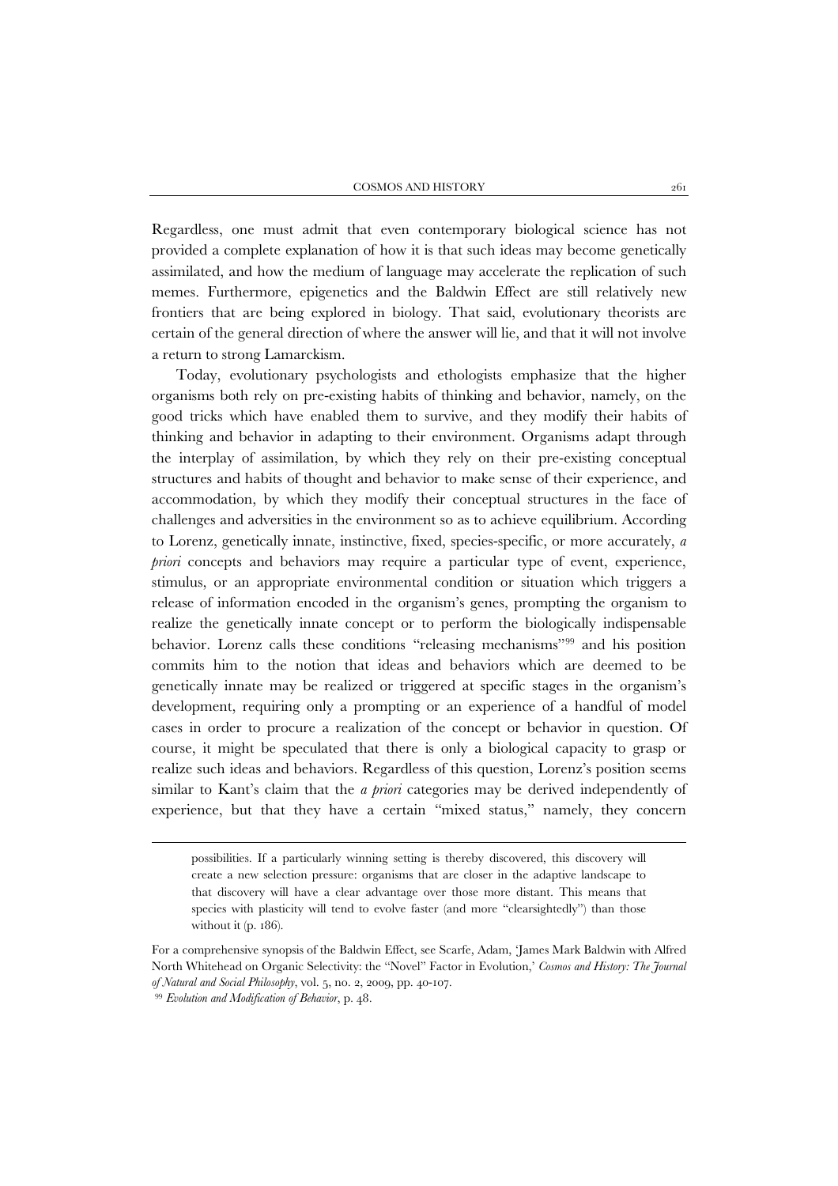Regardless, one must admit that even contemporary biological science has not provided a complete explanation of how it is that such ideas may become genetically assimilated, and how the medium of language may accelerate the replication of such memes. Furthermore, epigenetics and the Baldwin Effect are still relatively new frontiers that are being explored in biology. That said, evolutionary theorists are certain of the general direction of where the answer will lie, and that it will not involve a return to strong Lamarckism.

Today, evolutionary psychologists and ethologists emphasize that the higher organisms both rely on pre-existing habits of thinking and behavior, namely, on the good tricks which have enabled them to survive, and they modify their habits of thinking and behavior in adapting to their environment. Organisms adapt through the interplay of assimilation, by which they rely on their pre-existing conceptual structures and habits of thought and behavior to make sense of their experience, and accommodation, by which they modify their conceptual structures in the face of challenges and adversities in the environment so as to achieve equilibrium. According to Lorenz, genetically innate, instinctive, fixed, species-specific, or more accurately, *a priori* concepts and behaviors may require a particular type of event, experience, stimulus, or an appropriate environmental condition or situation which triggers a release of information encoded in the organism's genes, prompting the organism to realize the genetically innate concept or to perform the biologically indispensable behavior. Lorenz calls these conditions "releasing mechanisms"[99] and his position commits him to the notion that ideas and behaviors which are deemed to be genetically innate may be realized or triggered at specific stages in the organism's development, requiring only a prompting or an experience of a handful of model cases in order to procure a realization of the concept or behavior in question. Of course, it might be speculated that there is only a biological capacity to grasp or realize such ideas and behaviors. Regardless of this question, Lorenz's position seems similar to Kant's claim that the *a priori* categories may be derived independently of experience, but that they have a certain "mixed status," namely, they concern

---

possibilities. If a particularly winning setting is thereby discovered, this discovery will create a new selection pressure: organisms that are closer in the adaptive landscape to that discovery will have a clear advantage over those more distant. This means that species with plasticity will tend to evolve faster (and more "clearsightedly") than those without it (p. 186).

For a comprehensive synopsis of the Baldwin Effect, see Scarfe, Adam, 'James Mark Baldwin with Alfred North Whitehead on Organic Selectivity: the "Novel" Factor in Evolution,' *Cosmos and History: The Journal of Natural and Social Philosophy*, vol. 5, no. 2, 2009, pp. 40-107.

[99] *Evolution and Modification of Behavior*, p. 48.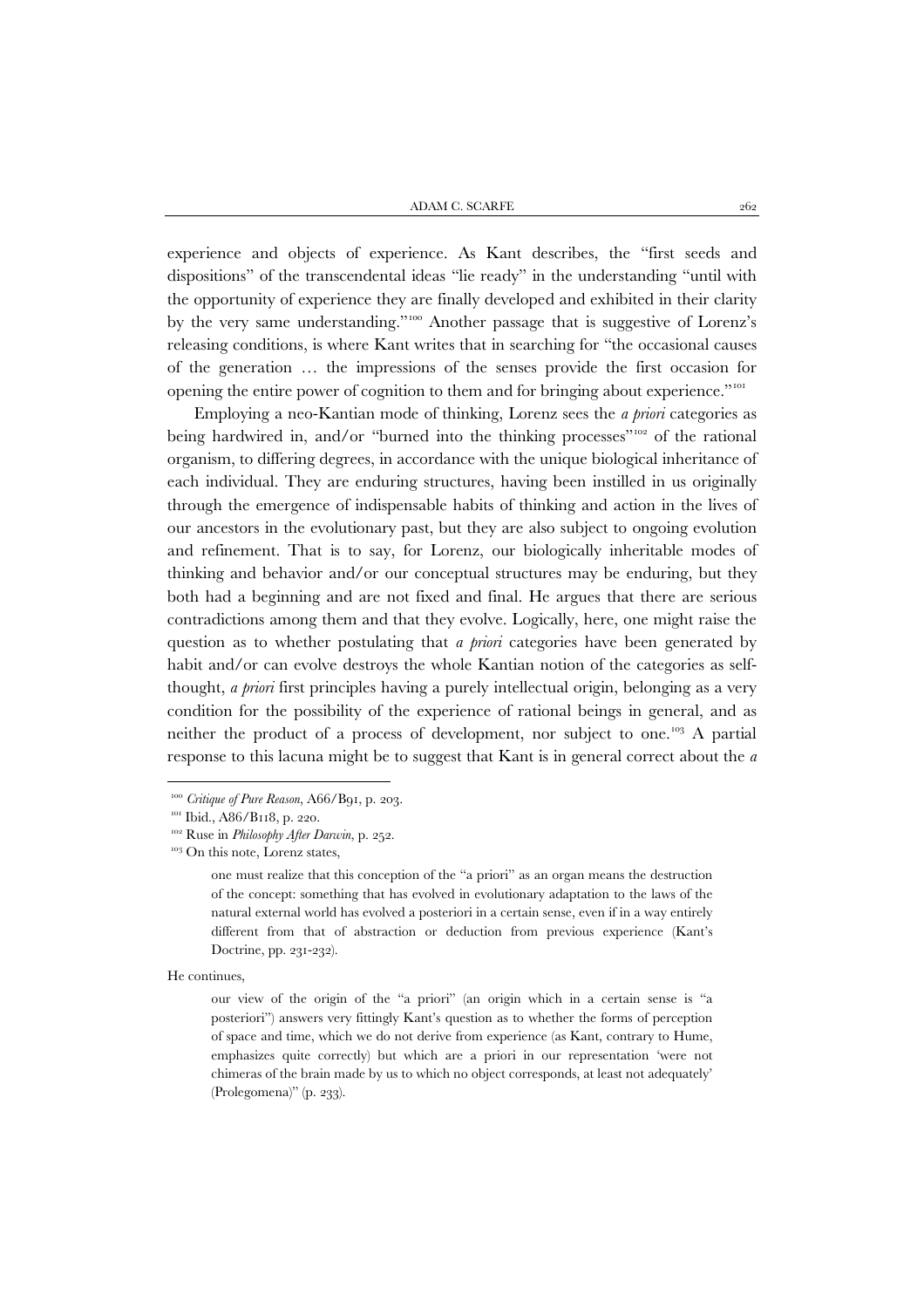experience and objects of experience. As Kant describes, the "first seeds and dispositions" of the transcendental ideas "lie ready" in the understanding "until with the opportunity of experience they are finally developed and exhibited in their clarity by the very same understanding."[100] Another passage that is suggestive of Lorenz's releasing conditions, is where Kant writes that in searching for "the occasional causes of the generation … the impressions of the senses provide the first occasion for opening the entire power of cognition to them and for bringing about experience."[101]

Employing a neo-Kantian mode of thinking, Lorenz sees the *a priori* categories as being hardwired in, and/or "burned into the thinking processes"[102] of the rational organism, to differing degrees, in accordance with the unique biological inheritance of each individual. They are enduring structures, having been instilled in us originally through the emergence of indispensable habits of thinking and action in the lives of our ancestors in the evolutionary past, but they are also subject to ongoing evolution and refinement. That is to say, for Lorenz, our biologically inheritable modes of thinking and behavior and/or our conceptual structures may be enduring, but they both had a beginning and are not fixed and final. He argues that there are serious contradictions among them and that they evolve. Logically, here, one might raise the question as to whether postulating that *a priori* categories have been generated by habit and/or can evolve destroys the whole Kantian notion of the categories as self-thought, *a priori* first principles having a purely intellectual origin, belonging as a very condition for the possibility of the experience of rational beings in general, and as neither the product of a process of development, nor subject to one.[103] A partial response to this lacuna might be to suggest that Kant is in general correct about the *a*

---

[100] *Critique of Pure Reason*, A66/B91, p. 203.

[101] Ibid., A86/B118, p. 220.

[102] Ruse in *Philosophy After Darwin*, p. 252.

[103] On this note, Lorenz states,

> one must realize that this conception of the "a priori" as an organ means the destruction of the concept: something that has evolved in evolutionary adaptation to the laws of the natural external world has evolved a posteriori in a certain sense, even if in a way entirely different from that of abstraction or deduction from previous experience (Kant's Doctrine, pp. 231-232).

He continues,

> our view of the origin of the "a priori" (an origin which in a certain sense is "a posteriori") answers very fittingly Kant's question as to whether the forms of perception of space and time, which we do not derive from experience (as Kant, contrary to Hume, emphasizes quite correctly) but which are a priori in our representation 'were not chimeras of the brain made by us to which no object corresponds, at least not adequately' (Prolegomena)" (p. 233).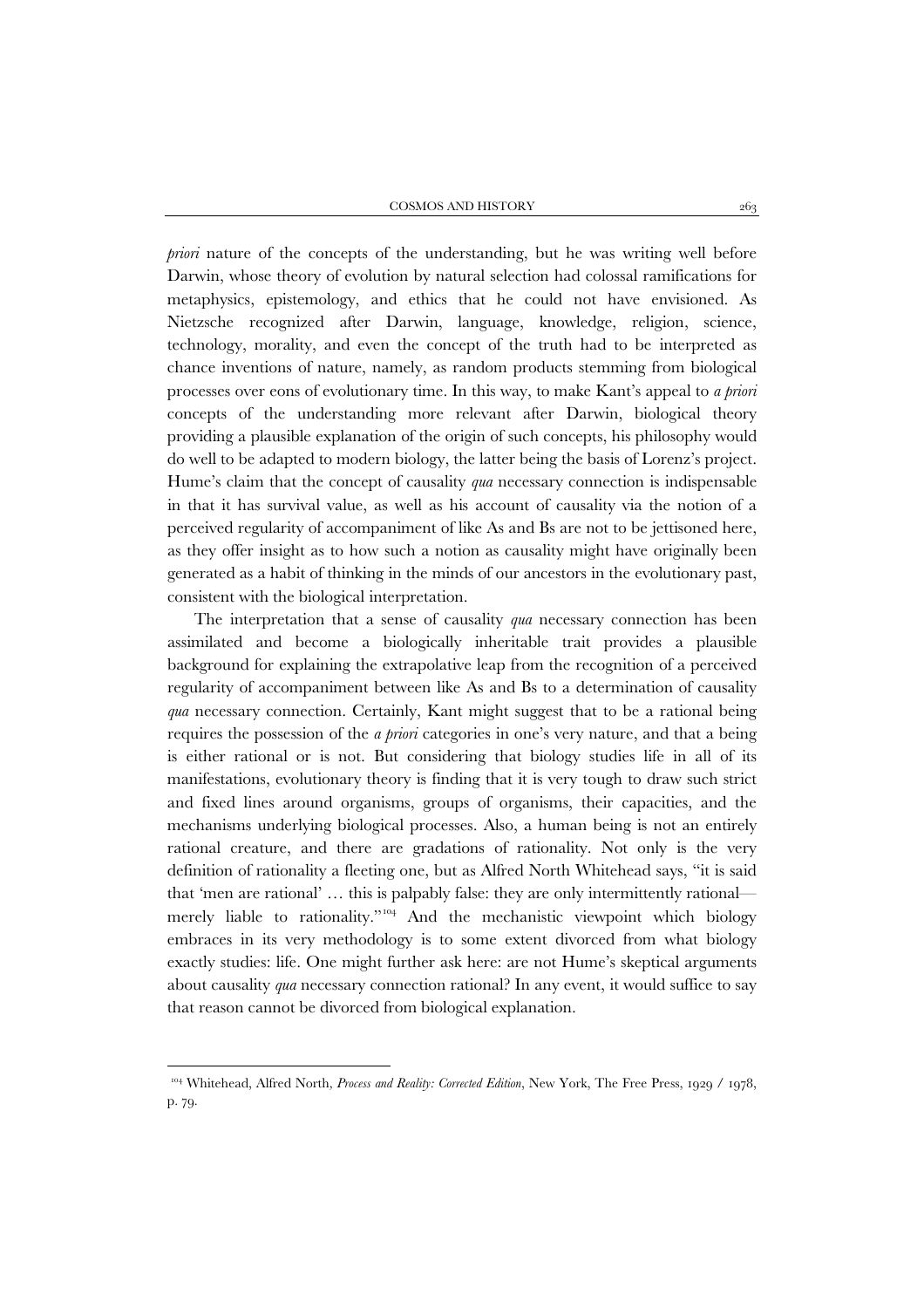*priori* nature of the concepts of the understanding, but he was writing well before Darwin, whose theory of evolution by natural selection had colossal ramifications for metaphysics, epistemology, and ethics that he could not have envisioned. As Nietzsche recognized after Darwin, language, knowledge, religion, science, technology, morality, and even the concept of the truth had to be interpreted as chance inventions of nature, namely, as random products stemming from biological processes over eons of evolutionary time. In this way, to make Kant's appeal to *a priori* concepts of the understanding more relevant after Darwin, biological theory providing a plausible explanation of the origin of such concepts, his philosophy would do well to be adapted to modern biology, the latter being the basis of Lorenz's project. Hume's claim that the concept of causality *qua* necessary connection is indispensable in that it has survival value, as well as his account of causality via the notion of a perceived regularity of accompaniment of like As and Bs are not to be jettisoned here, as they offer insight as to how such a notion as causality might have originally been generated as a habit of thinking in the minds of our ancestors in the evolutionary past, consistent with the biological interpretation.

The interpretation that a sense of causality *qua* necessary connection has been assimilated and become a biologically inheritable trait provides a plausible background for explaining the extrapolative leap from the recognition of a perceived regularity of accompaniment between like As and Bs to a determination of causality *qua* necessary connection. Certainly, Kant might suggest that to be a rational being requires the possession of the *a priori* categories in one's very nature, and that a being is either rational or is not. But considering that biology studies life in all of its manifestations, evolutionary theory is finding that it is very tough to draw such strict and fixed lines around organisms, groups of organisms, their capacities, and the mechanisms underlying biological processes. Also, a human being is not an entirely rational creature, and there are gradations of rationality. Not only is the very definition of rationality a fleeting one, but as Alfred North Whitehead says, "it is said that 'men are rational' … this is palpably false: they are only intermittently rational—merely liable to rationality."[104] And the mechanistic viewpoint which biology embraces in its very methodology is to some extent divorced from what biology exactly studies: life. One might further ask here: are not Hume's skeptical arguments about causality *qua* necessary connection rational? In any event, it would suffice to say that reason cannot be divorced from biological explanation.

[104] Whitehead, Alfred North, *Process and Reality: Corrected Edition*, New York, The Free Press, 1929 / 1978, p. 79.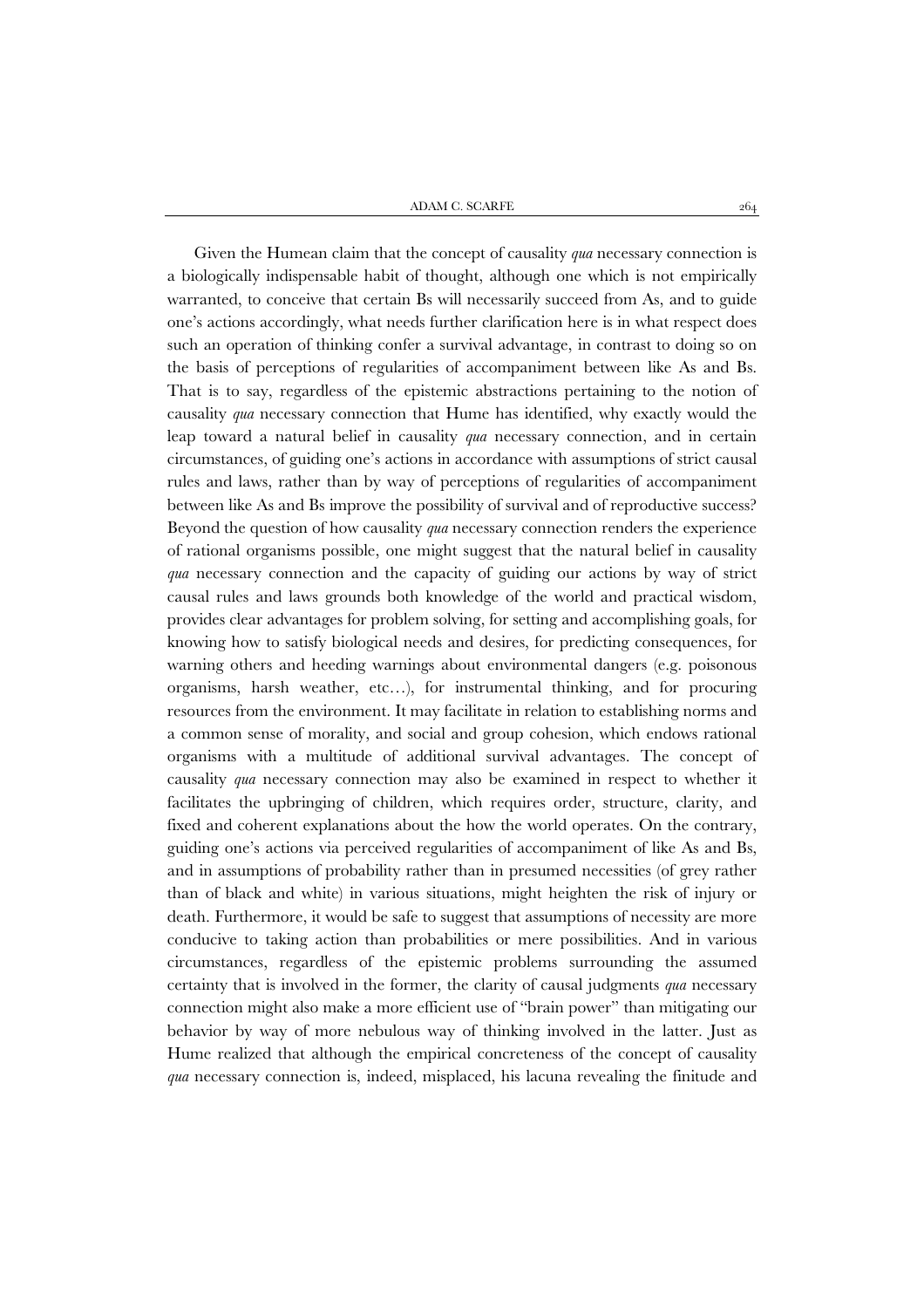Given the Humean claim that the concept of causality *qua* necessary connection is a biologically indispensable habit of thought, although one which is not empirically warranted, to conceive that certain Bs will necessarily succeed from As, and to guide one's actions accordingly, what needs further clarification here is in what respect does such an operation of thinking confer a survival advantage, in contrast to doing so on the basis of perceptions of regularities of accompaniment between like As and Bs. That is to say, regardless of the epistemic abstractions pertaining to the notion of causality *qua* necessary connection that Hume has identified, why exactly would the leap toward a natural belief in causality *qua* necessary connection, and in certain circumstances, of guiding one's actions in accordance with assumptions of strict causal rules and laws, rather than by way of perceptions of regularities of accompaniment between like As and Bs improve the possibility of survival and of reproductive success? Beyond the question of how causality *qua* necessary connection renders the experience of rational organisms possible, one might suggest that the natural belief in causality *qua* necessary connection and the capacity of guiding our actions by way of strict causal rules and laws grounds both knowledge of the world and practical wisdom, provides clear advantages for problem solving, for setting and accomplishing goals, for knowing how to satisfy biological needs and desires, for predicting consequences, for warning others and heeding warnings about environmental dangers (e.g. poisonous organisms, harsh weather, etc…), for instrumental thinking, and for procuring resources from the environment. It may facilitate in relation to establishing norms and a common sense of morality, and social and group cohesion, which endows rational organisms with a multitude of additional survival advantages. The concept of causality *qua* necessary connection may also be examined in respect to whether it facilitates the upbringing of children, which requires order, structure, clarity, and fixed and coherent explanations about the how the world operates. On the contrary, guiding one's actions via perceived regularities of accompaniment of like As and Bs, and in assumptions of probability rather than in presumed necessities (of grey rather than of black and white) in various situations, might heighten the risk of injury or death. Furthermore, it would be safe to suggest that assumptions of necessity are more conducive to taking action than probabilities or mere possibilities. And in various circumstances, regardless of the epistemic problems surrounding the assumed certainty that is involved in the former, the clarity of causal judgments *qua* necessary connection might also make a more efficient use of "brain power" than mitigating our behavior by way of more nebulous way of thinking involved in the latter. Just as Hume realized that although the empirical concreteness of the concept of causality *qua* necessary connection is, indeed, misplaced, his lacuna revealing the finitude and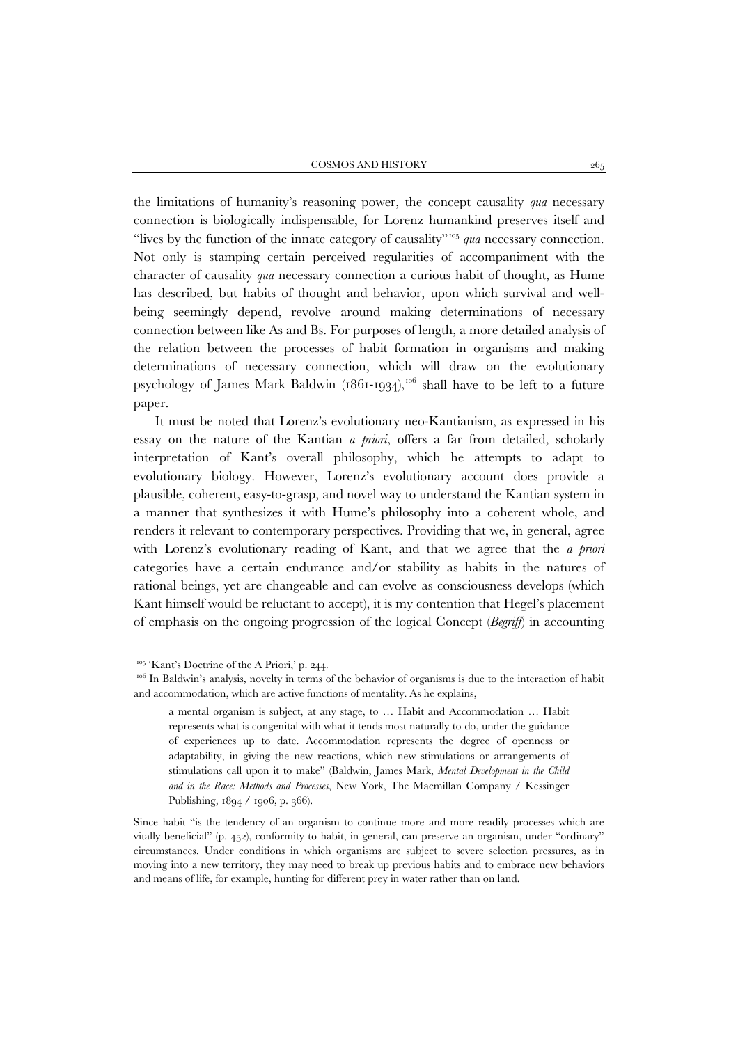the limitations of humanity's reasoning power, the concept causality *qua* necessary connection is biologically indispensable, for Lorenz humankind preserves itself and "lives by the function of the innate category of causality"[105] *qua* necessary connection. Not only is stamping certain perceived regularities of accompaniment with the character of causality *qua* necessary connection a curious habit of thought, as Hume has described, but habits of thought and behavior, upon which survival and well-being seemingly depend, revolve around making determinations of necessary connection between like As and Bs. For purposes of length, a more detailed analysis of the relation between the processes of habit formation in organisms and making determinations of necessary connection, which will draw on the evolutionary psychology of James Mark Baldwin (1861-1934),[106] shall have to be left to a future paper.

It must be noted that Lorenz's evolutionary neo-Kantianism, as expressed in his essay on the nature of the Kantian *a priori*, offers a far from detailed, scholarly interpretation of Kant's overall philosophy, which he attempts to adapt to evolutionary biology. However, Lorenz's evolutionary account does provide a plausible, coherent, easy-to-grasp, and novel way to understand the Kantian system in a manner that synthesizes it with Hume's philosophy into a coherent whole, and renders it relevant to contemporary perspectives. Providing that we, in general, agree with Lorenz's evolutionary reading of Kant, and that we agree that the *a priori* categories have a certain endurance and/or stability as habits in the natures of rational beings, yet are changeable and can evolve as consciousness develops (which Kant himself would be reluctant to accept), it is my contention that Hegel's placement of emphasis on the ongoing progression of the logical Concept (*Begriff*) in accounting

---

[105] 'Kant's Doctrine of the A Priori,' p. 244.

[106] In Baldwin's analysis, novelty in terms of the behavior of organisms is due to the interaction of habit and accommodation, which are active functions of mentality. As he explains,

> a mental organism is subject, at any stage, to … Habit and Accommodation … Habit represents what is congenital with what it tends most naturally to do, under the guidance of experiences up to date. Accommodation represents the degree of openness or adaptability, in giving the new reactions, which new stimulations or arrangements of stimulations call upon it to make" (Baldwin, James Mark, *Mental Development in the Child and in the Race: Methods and Processes*, New York, The Macmillan Company / Kessinger Publishing, 1894 / 1906, p. 366).

Since habit "is the tendency of an organism to continue more and more readily processes which are vitally beneficial" (p. 452), conformity to habit, in general, can preserve an organism, under "ordinary" circumstances. Under conditions in which organisms are subject to severe selection pressures, as in moving into a new territory, they may need to break up previous habits and to embrace new behaviors and means of life, for example, hunting for different prey in water rather than on land.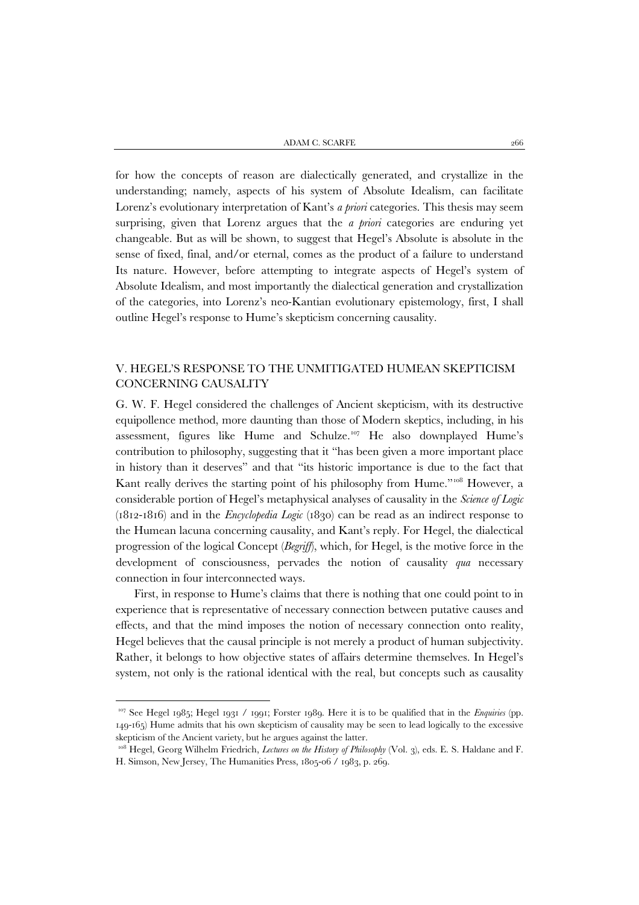for how the concepts of reason are dialectically generated, and crystallize in the understanding; namely, aspects of his system of Absolute Idealism, can facilitate Lorenz's evolutionary interpretation of Kant's *a priori* categories. This thesis may seem surprising, given that Lorenz argues that the *a priori* categories are enduring yet changeable. But as will be shown, to suggest that Hegel's Absolute is absolute in the sense of fixed, final, and/or eternal, comes as the product of a failure to understand Its nature. However, before attempting to integrate aspects of Hegel's system of Absolute Idealism, and most importantly the dialectical generation and crystallization of the categories, into Lorenz's neo-Kantian evolutionary epistemology, first, I shall outline Hegel's response to Hume's skepticism concerning causality.

## V. HEGEL'S RESPONSE TO THE UNMITIGATED HUMEAN SKEPTICISM CONCERNING CAUSALITY

G. W. F. Hegel considered the challenges of Ancient skepticism, with its destructive equipollence method, more daunting than those of Modern skeptics, including, in his assessment, figures like Hume and Schulze.[107] He also downplayed Hume's contribution to philosophy, suggesting that it "has been given a more important place in history than it deserves" and that "its historic importance is due to the fact that Kant really derives the starting point of his philosophy from Hume."[108] However, a considerable portion of Hegel's metaphysical analyses of causality in the *Science of Logic* (1812-1816) and in the *Encyclopedia Logic* (1830) can be read as an indirect response to the Humean lacuna concerning causality, and Kant's reply. For Hegel, the dialectical progression of the logical Concept (*Begriff*), which, for Hegel, is the motive force in the development of consciousness, pervades the notion of causality *qua* necessary connection in four interconnected ways.

First, in response to Hume's claims that there is nothing that one could point to in experience that is representative of necessary connection between putative causes and effects, and that the mind imposes the notion of necessary connection onto reality, Hegel believes that the causal principle is not merely a product of human subjectivity. Rather, it belongs to how objective states of affairs determine themselves. In Hegel's system, not only is the rational identical with the real, but concepts such as causality

[107] See Hegel 1985; Hegel 1931 / 1991; Forster 1989. Here it is to be qualified that in the *Enquiries* (pp. 149-165) Hume admits that his own skepticism of causality may be seen to lead logically to the excessive skepticism of the Ancient variety, but he argues against the latter.

[108] Hegel, Georg Wilhelm Friedrich, *Lectures on the History of Philosophy* (Vol. 3), eds. E. S. Haldane and F. H. Simson, New Jersey, The Humanities Press, 1805-06 / 1983, p. 269.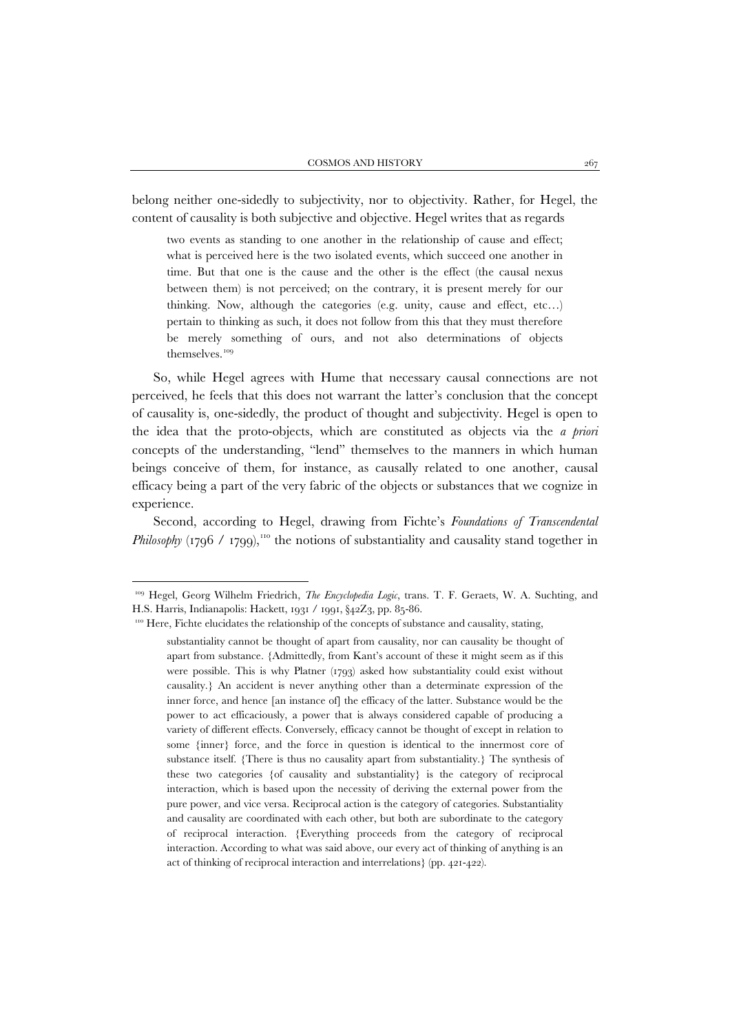belong neither one-sidedly to subjectivity, nor to objectivity. Rather, for Hegel, the content of causality is both subjective and objective. Hegel writes that as regards

> two events as standing to one another in the relationship of cause and effect; what is perceived here is the two isolated events, which succeed one another in time. But that one is the cause and the other is the effect (the causal nexus between them) is not perceived; on the contrary, it is present merely for our thinking. Now, although the categories (e.g. unity, cause and effect, etc…) pertain to thinking as such, it does not follow from this that they must therefore be merely something of ours, and not also determinations of objects themselves.[109]

So, while Hegel agrees with Hume that necessary causal connections are not perceived, he feels that this does not warrant the latter's conclusion that the concept of causality is, one-sidedly, the product of thought and subjectivity. Hegel is open to the idea that the proto-objects, which are constituted as objects via the *a priori* concepts of the understanding, "lend" themselves to the manners in which human beings conceive of them, for instance, as causally related to one another, causal efficacy being a part of the very fabric of the objects or substances that we cognize in experience.

Second, according to Hegel, drawing from Fichte's *Foundations of Transcendental Philosophy* (1796 / 1799),[110] the notions of substantiality and causality stand together in

---

[109] Hegel, Georg Wilhelm Friedrich, *The Encyclopedia Logic*, trans. T. F. Geraets, W. A. Suchting, and H.S. Harris, Indianapolis: Hackett, 1931 / 1991, §42Z3, pp. 85-86.

[110] Here, Fichte elucidates the relationship of the concepts of substance and causality, stating,

> substantiality cannot be thought of apart from causality, nor can causality be thought of apart from substance. {Admittedly, from Kant's account of these it might seem as if this were possible. This is why Platner (1793) asked how substantiality could exist without causality.} An accident is never anything other than a determinate expression of the inner force, and hence [an instance of] the efficacy of the latter. Substance would be the power to act efficaciously, a power that is always considered capable of producing a variety of different effects. Conversely, efficacy cannot be thought of except in relation to some {inner} force, and the force in question is identical to the innermost core of substance itself. {There is thus no causality apart from substantiality.} The synthesis of these two categories {of causality and substantiality} is the category of reciprocal interaction, which is based upon the necessity of deriving the external power from the pure power, and vice versa. Reciprocal action is the category of categories. Substantiality and causality are coordinated with each other, but both are subordinate to the category of reciprocal interaction. {Everything proceeds from the category of reciprocal interaction. According to what was said above, our every act of thinking of anything is an act of thinking of reciprocal interaction and interrelations} (pp. 421-422).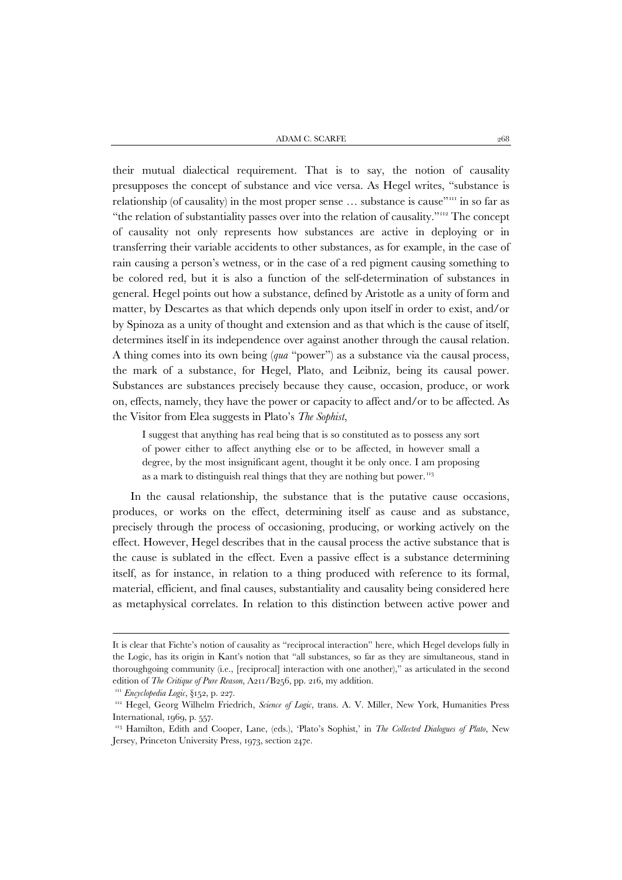their mutual dialectical requirement. That is to say, the notion of causality presupposes the concept of substance and vice versa. As Hegel writes, "substance is relationship (of causality) in the most proper sense … substance is cause"[111] in so far as "the relation of substantiality passes over into the relation of causality."[112] The concept of causality not only represents how substances are active in deploying or in transferring their variable accidents to other substances, as for example, in the case of rain causing a person's wetness, or in the case of a red pigment causing something to be colored red, but it is also a function of the self-determination of substances in general. Hegel points out how a substance, defined by Aristotle as a unity of form and matter, by Descartes as that which depends only upon itself in order to exist, and/or by Spinoza as a unity of thought and extension and as that which is the cause of itself, determines itself in its independence over against another through the causal relation. A thing comes into its own being (*qua* "power") as a substance via the causal process, the mark of a substance, for Hegel, Plato, and Leibniz, being its causal power. Substances are substances precisely because they cause, occasion, produce, or work on, effects, namely, they have the power or capacity to affect and/or to be affected. As the Visitor from Elea suggests in Plato's *The Sophist*,

> I suggest that anything has real being that is so constituted as to possess any sort of power either to affect anything else or to be affected, in however small a degree, by the most insignificant agent, thought it be only once. I am proposing as a mark to distinguish real things that they are nothing but power.[113]

In the causal relationship, the substance that is the putative cause occasions, produces, or works on the effect, determining itself as cause and as substance, precisely through the process of occasioning, producing, or working actively on the effect. However, Hegel describes that in the causal process the active substance that is the cause is sublated in the effect. Even a passive effect is a substance determining itself, as for instance, in relation to a thing produced with reference to its formal, material, efficient, and final causes, substantiality and causality being considered here as metaphysical correlates. In relation to this distinction between active power and

---

It is clear that Fichte's notion of causality as "reciprocal interaction" here, which Hegel develops fully in the Logic, has its origin in Kant's notion that "all substances, so far as they are simultaneous, stand in thoroughgoing community (i.e., [reciprocal] interaction with one another)," as articulated in the second edition of *The Critique of Pure Reason*, A211/B256, pp. 216, my addition.

[111] *Encyclopedia Logic*, §152, p. 227.

[112] Hegel, Georg Wilhelm Friedrich, *Science of Logic*, trans. A. V. Miller, New York, Humanities Press International, 1969, p. 557.

[113] Hamilton, Edith and Cooper, Lane, (eds.), 'Plato's Sophist,' in *The Collected Dialogues of Plato*, New Jersey, Princeton University Press, 1973, section 247e.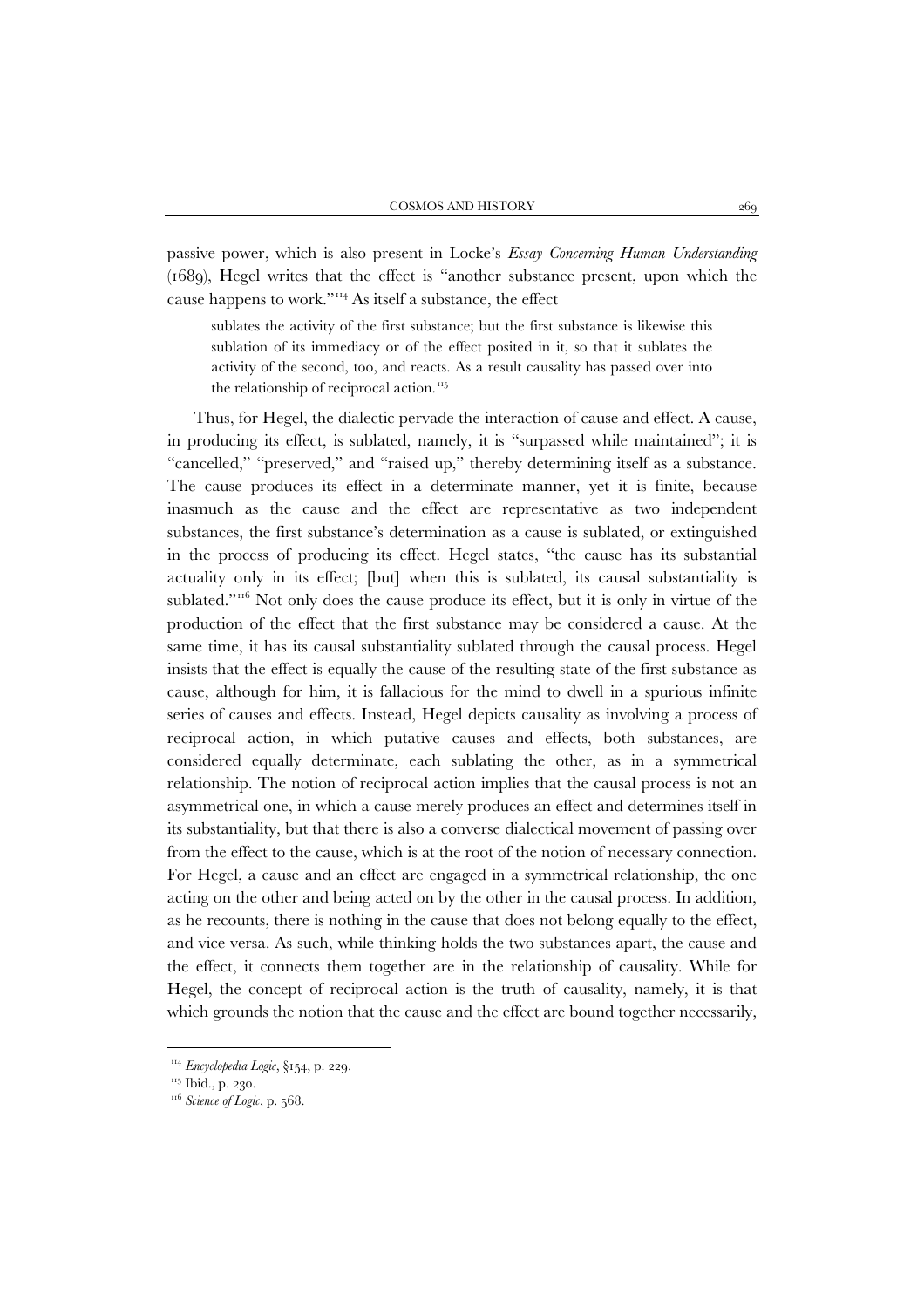passive power, which is also present in Locke's *Essay Concerning Human Understanding* (1689), Hegel writes that the effect is "another substance present, upon which the cause happens to work."[114] As itself a substance, the effect

> sublates the activity of the first substance; but the first substance is likewise this sublation of its immediacy or of the effect posited in it, so that it sublates the activity of the second, too, and reacts. As a result causality has passed over into the relationship of reciprocal action.[115]

Thus, for Hegel, the dialectic pervade the interaction of cause and effect. A cause, in producing its effect, is sublated, namely, it is "surpassed while maintained"; it is "cancelled," "preserved," and "raised up," thereby determining itself as a substance. The cause produces its effect in a determinate manner, yet it is finite, because inasmuch as the cause and the effect are representative as two independent substances, the first substance's determination as a cause is sublated, or extinguished in the process of producing its effect. Hegel states, "the cause has its substantial actuality only in its effect; [but] when this is sublated, its causal substantiality is sublated."[116] Not only does the cause produce its effect, but it is only in virtue of the production of the effect that the first substance may be considered a cause. At the same time, it has its causal substantiality sublated through the causal process. Hegel insists that the effect is equally the cause of the resulting state of the first substance as cause, although for him, it is fallacious for the mind to dwell in a spurious infinite series of causes and effects. Instead, Hegel depicts causality as involving a process of reciprocal action, in which putative causes and effects, both substances, are considered equally determinate, each sublating the other, as in a symmetrical relationship. The notion of reciprocal action implies that the causal process is not an asymmetrical one, in which a cause merely produces an effect and determines itself in its substantiality, but that there is also a converse dialectical movement of passing over from the effect to the cause, which is at the root of the notion of necessary connection. For Hegel, a cause and an effect are engaged in a symmetrical relationship, the one acting on the other and being acted on by the other in the causal process. In addition, as he recounts, there is nothing in the cause that does not belong equally to the effect, and vice versa. As such, while thinking holds the two substances apart, the cause and the effect, it connects them together are in the relationship of causality. While for Hegel, the concept of reciprocal action is the truth of causality, namely, it is that which grounds the notion that the cause and the effect are bound together necessarily,

---

[114] *Encyclopedia Logic*, §154, p. 229.

[115] Ibid., p. 230.

[116] *Science of Logic*, p. 568.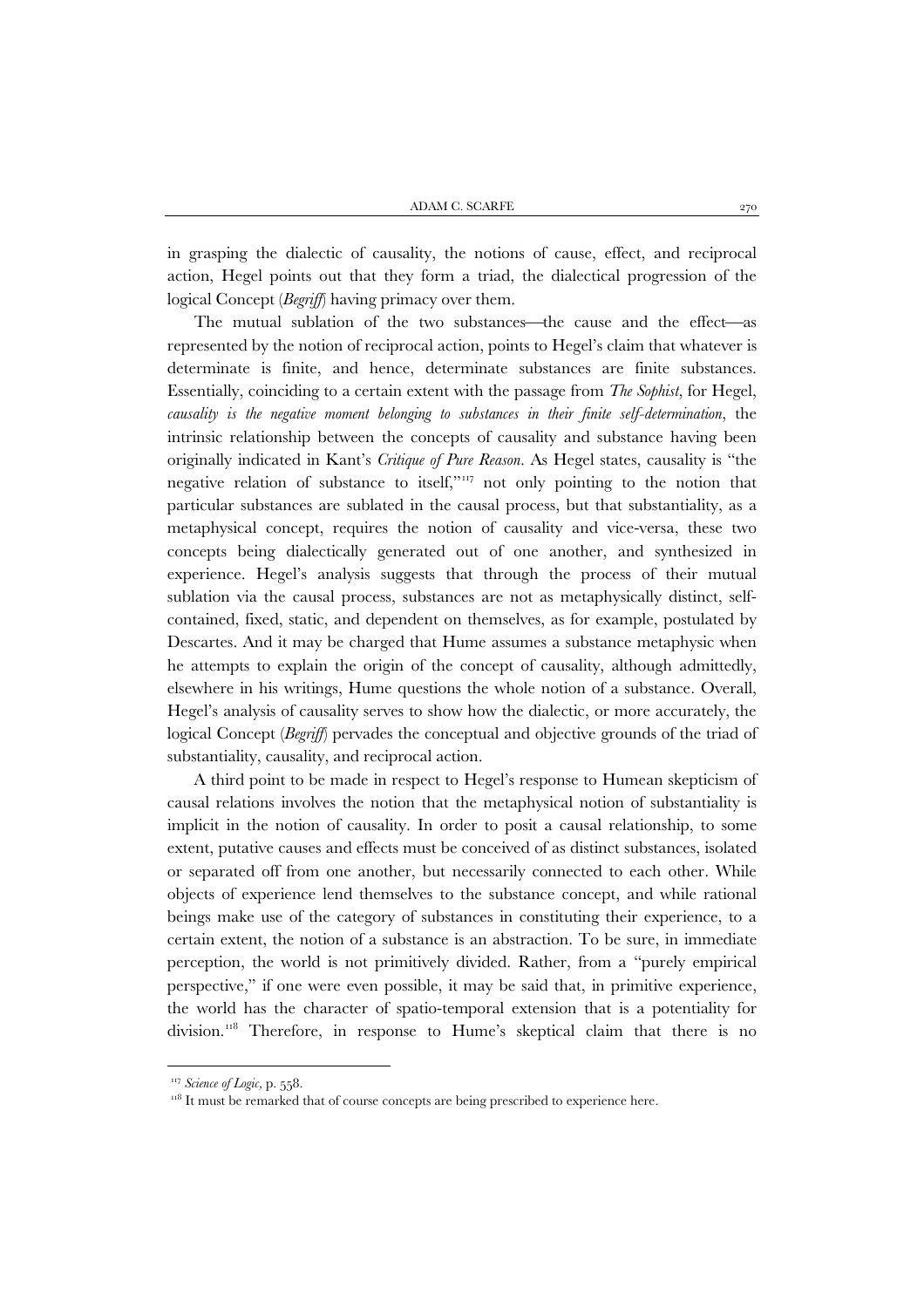in grasping the dialectic of causality, the notions of cause, effect, and reciprocal action, Hegel points out that they form a triad, the dialectical progression of the logical Concept (*Begriff*) having primacy over them.

The mutual sublation of the two substances—the cause and the effect—as represented by the notion of reciprocal action, points to Hegel's claim that whatever is determinate is finite, and hence, determinate substances are finite substances. Essentially, coinciding to a certain extent with the passage from *The Sophist*, for Hegel, *causality is the negative moment belonging to substances in their finite self-determination*, the intrinsic relationship between the concepts of causality and substance having been originally indicated in Kant's *Critique of Pure Reason*. As Hegel states, causality is "the negative relation of substance to itself,"[117] not only pointing to the notion that particular substances are sublated in the causal process, but that substantiality, as a metaphysical concept, requires the notion of causality and vice-versa, these two concepts being dialectically generated out of one another, and synthesized in experience. Hegel's analysis suggests that through the process of their mutual sublation via the causal process, substances are not as metaphysically distinct, self-contained, fixed, static, and dependent on themselves, as for example, postulated by Descartes. And it may be charged that Hume assumes a substance metaphysic when he attempts to explain the origin of the concept of causality, although admittedly, elsewhere in his writings, Hume questions the whole notion of a substance. Overall, Hegel's analysis of causality serves to show how the dialectic, or more accurately, the logical Concept (*Begriff*) pervades the conceptual and objective grounds of the triad of substantiality, causality, and reciprocal action.

A third point to be made in respect to Hegel's response to Humean skepticism of causal relations involves the notion that the metaphysical notion of substantiality is implicit in the notion of causality. In order to posit a causal relationship, to some extent, putative causes and effects must be conceived of as distinct substances, isolated or separated off from one another, but necessarily connected to each other. While objects of experience lend themselves to the substance concept, and while rational beings make use of the category of substances in constituting their experience, to a certain extent, the notion of a substance is an abstraction. To be sure, in immediate perception, the world is not primitively divided. Rather, from a "purely empirical perspective," if one were even possible, it may be said that, in primitive experience, the world has the character of spatio-temporal extension that is a potentiality for division.[118] Therefore, in response to Hume's skeptical claim that there is no

---

[117] *Science of Logic*, p. 558.

[118] It must be remarked that of course concepts are being prescribed to experience here.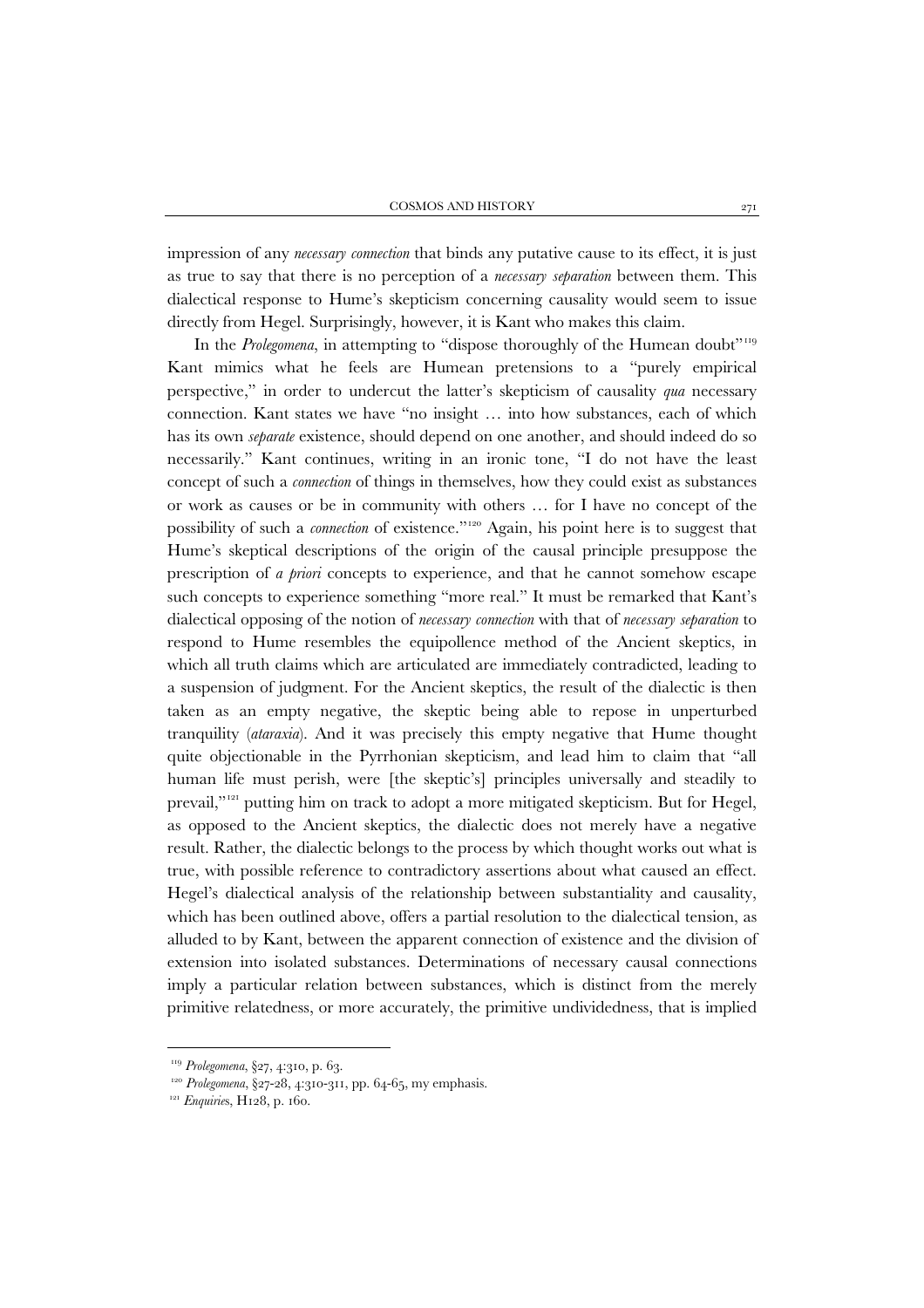impression of any *necessary connection* that binds any putative cause to its effect, it is just as true to say that there is no perception of a *necessary separation* between them. This dialectical response to Hume's skepticism concerning causality would seem to issue directly from Hegel. Surprisingly, however, it is Kant who makes this claim.

In the *Prolegomena*, in attempting to "dispose thoroughly of the Humean doubt"[119] Kant mimics what he feels are Humean pretensions to a "purely empirical perspective," in order to undercut the latter's skepticism of causality *qua* necessary connection. Kant states we have "no insight … into how substances, each of which has its own *separate* existence, should depend on one another, and should indeed do so necessarily." Kant continues, writing in an ironic tone, "I do not have the least concept of such a *connection* of things in themselves, how they could exist as substances or work as causes or be in community with others … for I have no concept of the possibility of such a *connection* of existence."[120] Again, his point here is to suggest that Hume's skeptical descriptions of the origin of the causal principle presuppose the prescription of *a priori* concepts to experience, and that he cannot somehow escape such concepts to experience something "more real." It must be remarked that Kant's dialectical opposing of the notion of *necessary connection* with that of *necessary separation* to respond to Hume resembles the equipollence method of the Ancient skeptics, in which all truth claims which are articulated are immediately contradicted, leading to a suspension of judgment. For the Ancient skeptics, the result of the dialectic is then taken as an empty negative, the skeptic being able to repose in unperturbed tranquility (*ataraxia*). And it was precisely this empty negative that Hume thought quite objectionable in the Pyrrhonian skepticism, and lead him to claim that "all human life must perish, were [the skeptic's] principles universally and steadily to prevail,"[121] putting him on track to adopt a more mitigated skepticism. But for Hegel, as opposed to the Ancient skeptics, the dialectic does not merely have a negative result. Rather, the dialectic belongs to the process by which thought works out what is true, with possible reference to contradictory assertions about what caused an effect. Hegel's dialectical analysis of the relationship between substantiality and causality, which has been outlined above, offers a partial resolution to the dialectical tension, as alluded to by Kant, between the apparent connection of existence and the division of extension into isolated substances. Determinations of necessary causal connections imply a particular relation between substances, which is distinct from the merely primitive relatedness, or more accurately, the primitive undividedness, that is implied

---

[119] *Prolegomena*, §27, 4:310, p. 63.

[120] *Prolegomena*, §27-28, 4:310-311, pp. 64-65, my emphasis.

[121] *Enquiries*, H128, p. 160.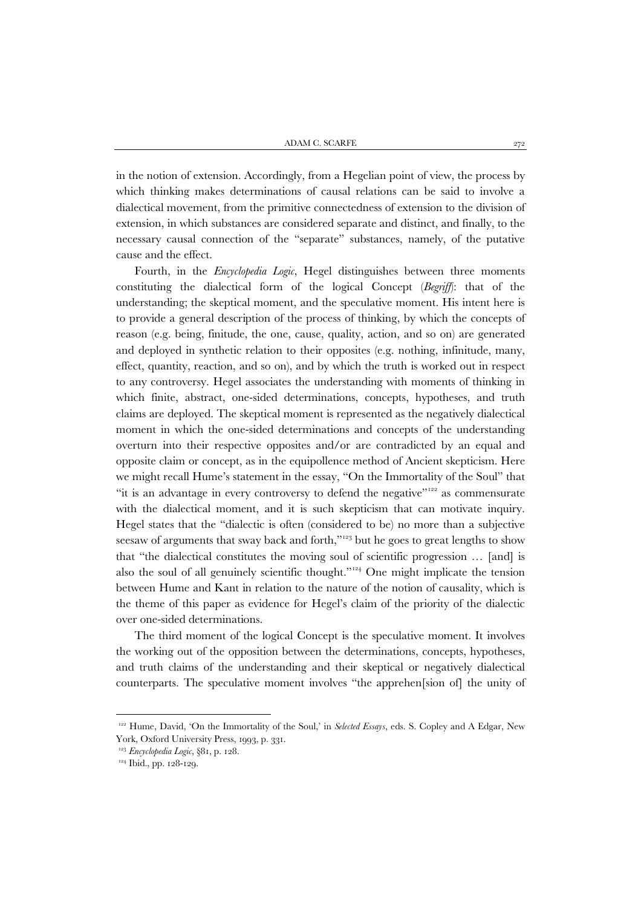in the notion of extension. Accordingly, from a Hegelian point of view, the process by which thinking makes determinations of causal relations can be said to involve a dialectical movement, from the primitive connectedness of extension to the division of extension, in which substances are considered separate and distinct, and finally, to the necessary causal connection of the "separate" substances, namely, of the putative cause and the effect.

Fourth, in the *Encyclopedia Logic*, Hegel distinguishes between three moments constituting the dialectical form of the logical Concept (*Begriff*): that of the understanding; the skeptical moment, and the speculative moment. His intent here is to provide a general description of the process of thinking, by which the concepts of reason (e.g. being, finitude, the one, cause, quality, action, and so on) are generated and deployed in synthetic relation to their opposites (e.g. nothing, infinitude, many, effect, quantity, reaction, and so on), and by which the truth is worked out in respect to any controversy. Hegel associates the understanding with moments of thinking in which finite, abstract, one-sided determinations, concepts, hypotheses, and truth claims are deployed. The skeptical moment is represented as the negatively dialectical moment in which the one-sided determinations and concepts of the understanding overturn into their respective opposites and/or are contradicted by an equal and opposite claim or concept, as in the equipollence method of Ancient skepticism. Here we might recall Hume's statement in the essay, "On the Immortality of the Soul" that "it is an advantage in every controversy to defend the negative"[122] as commensurate with the dialectical moment, and it is such skepticism that can motivate inquiry. Hegel states that the "dialectic is often (considered to be) no more than a subjective seesaw of arguments that sway back and forth,"[123] but he goes to great lengths to show that "the dialectical constitutes the moving soul of scientific progression … [and] is also the soul of all genuinely scientific thought."[124] One might implicate the tension between Hume and Kant in relation to the nature of the notion of causality, which is the theme of this paper as evidence for Hegel's claim of the priority of the dialectic over one-sided determinations.

The third moment of the logical Concept is the speculative moment. It involves the working out of the opposition between the determinations, concepts, hypotheses, and truth claims of the understanding and their skeptical or negatively dialectical counterparts. The speculative moment involves "the apprehen[sion of] the unity of

---

[122] Hume, David, 'On the Immortality of the Soul,' in *Selected Essays*, eds. S. Copley and A Edgar, New York, Oxford University Press, 1993, p. 331.

[123] *Encyclopedia Logic*, §81, p. 128.

[124] Ibid., pp. 128-129.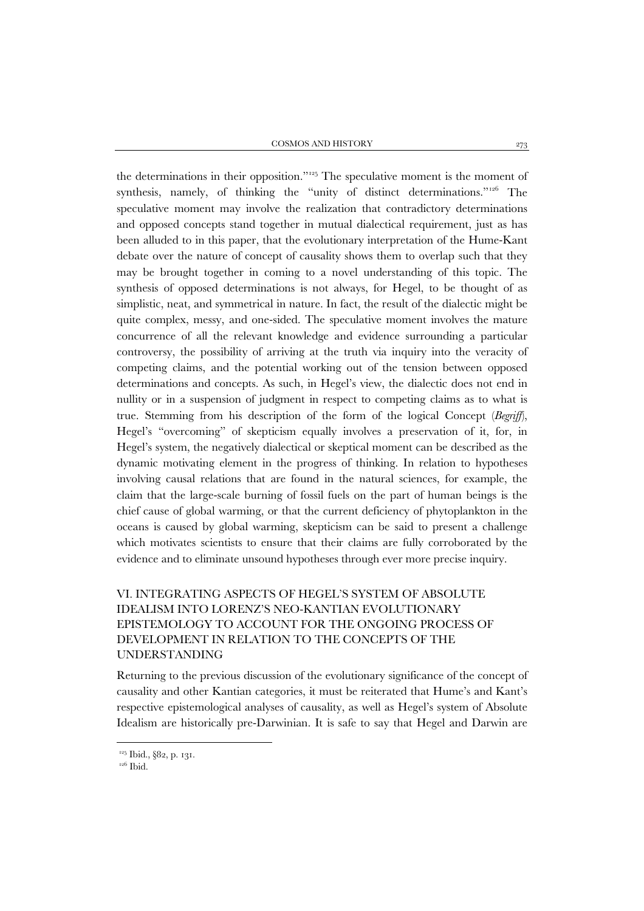the determinations in their opposition."[125] The speculative moment is the moment of synthesis, namely, of thinking the "unity of distinct determinations."[126] The speculative moment may involve the realization that contradictory determinations and opposed concepts stand together in mutual dialectical requirement, just as has been alluded to in this paper, that the evolutionary interpretation of the Hume-Kant debate over the nature of concept of causality shows them to overlap such that they may be brought together in coming to a novel understanding of this topic. The synthesis of opposed determinations is not always, for Hegel, to be thought of as simplistic, neat, and symmetrical in nature. In fact, the result of the dialectic might be quite complex, messy, and one-sided. The speculative moment involves the mature concurrence of all the relevant knowledge and evidence surrounding a particular controversy, the possibility of arriving at the truth via inquiry into the veracity of competing claims, and the potential working out of the tension between opposed determinations and concepts. As such, in Hegel's view, the dialectic does not end in nullity or in a suspension of judgment in respect to competing claims as to what is true. Stemming from his description of the form of the logical Concept (*Begriff*), Hegel's "overcoming" of skepticism equally involves a preservation of it, for, in Hegel's system, the negatively dialectical or skeptical moment can be described as the dynamic motivating element in the progress of thinking. In relation to hypotheses involving causal relations that are found in the natural sciences, for example, the claim that the large-scale burning of fossil fuels on the part of human beings is the chief cause of global warming, or that the current deficiency of phytoplankton in the oceans is caused by global warming, skepticism can be said to present a challenge which motivates scientists to ensure that their claims are fully corroborated by the evidence and to eliminate unsound hypotheses through ever more precise inquiry.

## VI. INTEGRATING ASPECTS OF HEGEL'S SYSTEM OF ABSOLUTE IDEALISM INTO LORENZ'S NEO-KANTIAN EVOLUTIONARY EPISTEMOLOGY TO ACCOUNT FOR THE ONGOING PROCESS OF DEVELOPMENT IN RELATION TO THE CONCEPTS OF THE UNDERSTANDING

Returning to the previous discussion of the evolutionary significance of the concept of causality and other Kantian categories, it must be reiterated that Hume's and Kant's respective epistemological analyses of causality, as well as Hegel's system of Absolute Idealism are historically pre-Darwinian. It is safe to say that Hegel and Darwin are

[125] Ibid., §82, p. 131.

[126] Ibid.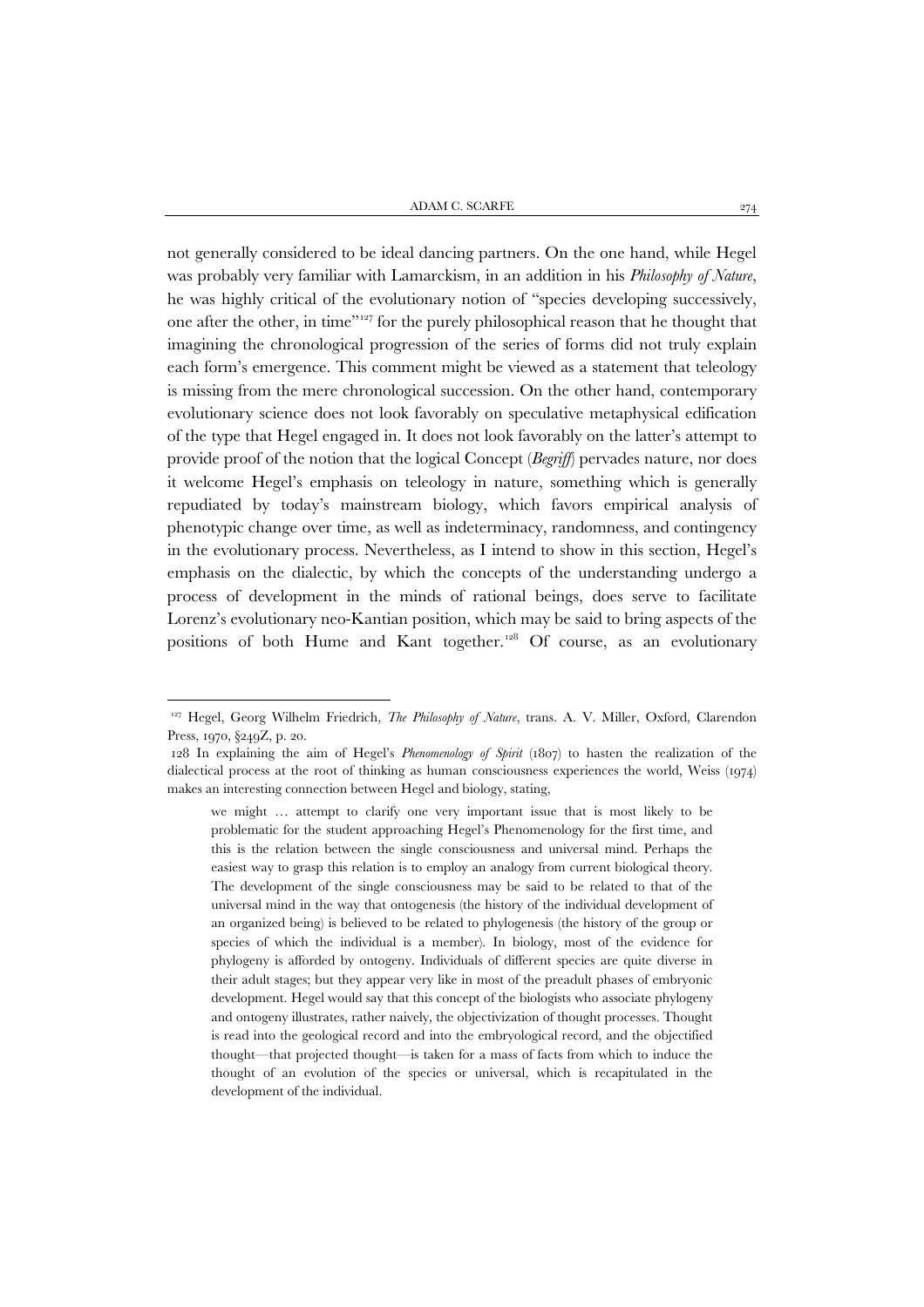not generally considered to be ideal dancing partners. On the one hand, while Hegel was probably very familiar with Lamarckism, in an addition in his *Philosophy of Nature*, he was highly critical of the evolutionary notion of "species developing successively, one after the other, in time"[127] for the purely philosophical reason that he thought that imagining the chronological progression of the series of forms did not truly explain each form's emergence. This comment might be viewed as a statement that teleology is missing from the mere chronological succession. On the other hand, contemporary evolutionary science does not look favorably on speculative metaphysical edification of the type that Hegel engaged in. It does not look favorably on the latter's attempt to provide proof of the notion that the logical Concept (*Begriff*) pervades nature, nor does it welcome Hegel's emphasis on teleology in nature, something which is generally repudiated by today's mainstream biology, which favors empirical analysis of phenotypic change over time, as well as indeterminacy, randomness, and contingency in the evolutionary process. Nevertheless, as I intend to show in this section, Hegel's emphasis on the dialectic, by which the concepts of the understanding undergo a process of development in the minds of rational beings, does serve to facilitate Lorenz's evolutionary neo-Kantian position, which may be said to bring aspects of the positions of both Hume and Kant together.[128] Of course, as an evolutionary

---

[127] Hegel, Georg Wilhelm Friedrich, *The Philosophy of Nature*, trans. A. V. Miller, Oxford, Clarendon Press, 1970, §249Z, p. 20.

[128] In explaining the aim of Hegel's *Phenomenology of Spirit* (1807) to hasten the realization of the dialectical process at the root of thinking as human consciousness experiences the world, Weiss (1974) makes an interesting connection between Hegel and biology, stating,

> we might … attempt to clarify one very important issue that is most likely to be problematic for the student approaching Hegel's Phenomenology for the first time, and this is the relation between the single consciousness and universal mind. Perhaps the easiest way to grasp this relation is to employ an analogy from current biological theory. The development of the single consciousness may be said to be related to that of the universal mind in the way that ontogenesis (the history of the individual development of an organized being) is believed to be related to phylogenesis (the history of the group or species of which the individual is a member). In biology, most of the evidence for phylogeny is afforded by ontogeny. Individuals of different species are quite diverse in their adult stages; but they appear very like in most of the preadult phases of embryonic development. Hegel would say that this concept of the biologists who associate phylogeny and ontogeny illustrates, rather naively, the objectivization of thought processes. Thought is read into the geological record and into the embryological record, and the objectified thought—that projected thought—is taken for a mass of facts from which to induce the thought of an evolution of the species or universal, which is recapitulated in the development of the individual.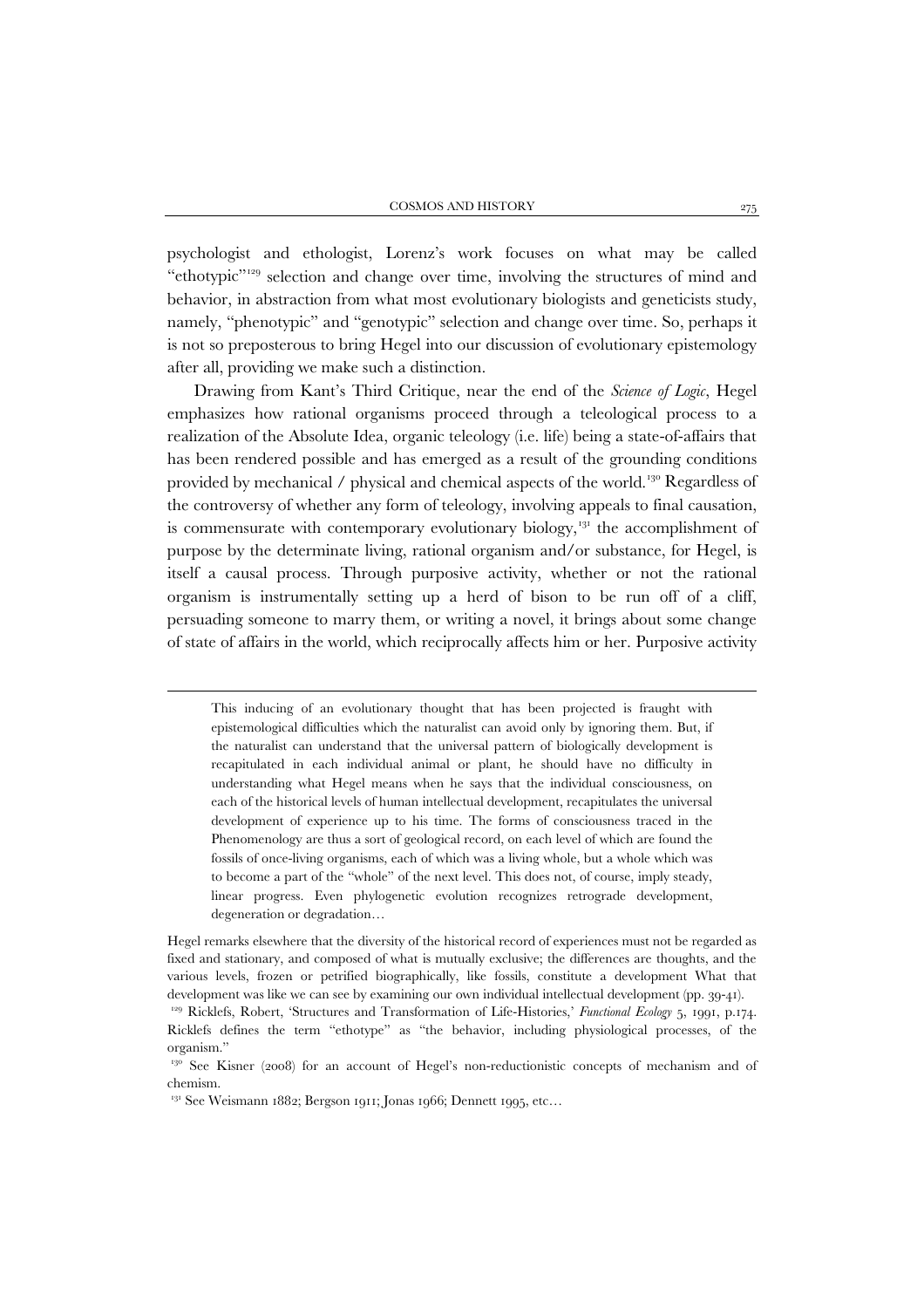psychologist and ethologist, Lorenz's work focuses on what may be called "ethotypic"[129] selection and change over time, involving the structures of mind and behavior, in abstraction from what most evolutionary biologists and geneticists study, namely, "phenotypic" and "genotypic" selection and change over time. So, perhaps it is not so preposterous to bring Hegel into our discussion of evolutionary epistemology after all, providing we make such a distinction.

Drawing from Kant's Third Critique, near the end of the *Science of Logic*, Hegel emphasizes how rational organisms proceed through a teleological process to a realization of the Absolute Idea, organic teleology (i.e. life) being a state-of-affairs that has been rendered possible and has emerged as a result of the grounding conditions provided by mechanical / physical and chemical aspects of the world.[130] Regardless of the controversy of whether any form of teleology, involving appeals to final causation, is commensurate with contemporary evolutionary biology,[131] the accomplishment of purpose by the determinate living, rational organism and/or substance, for Hegel, is itself a causal process. Through purposive activity, whether or not the rational organism is instrumentally setting up a herd of bison to be run off of a cliff, persuading someone to marry them, or writing a novel, it brings about some change of state of affairs in the world, which reciprocally affects him or her. Purposive activity

---

> This inducing of an evolutionary thought that has been projected is fraught with epistemological difficulties which the naturalist can avoid only by ignoring them. But, if the naturalist can understand that the universal pattern of biologically development is recapitulated in each individual animal or plant, he should have no difficulty in understanding what Hegel means when he says that the individual consciousness, on each of the historical levels of human intellectual development, recapitulates the universal development of experience up to his time. The forms of consciousness traced in the Phenomenology are thus a sort of geological record, on each level of which are found the fossils of once-living organisms, each of which was a living whole, but a whole which was to become a part of the "whole" of the next level. This does not, of course, imply steady, linear progress. Even phylogenetic evolution recognizes retrograde development, degeneration or degradation…

Hegel remarks elsewhere that the diversity of the historical record of experiences must not be regarded as fixed and stationary, and composed of what is mutually exclusive; the differences are thoughts, and the various levels, frozen or petrified biographically, like fossils, constitute a development What that development was like we can see by examining our own individual intellectual development (pp. 39-41).

[129] Ricklefs, Robert, 'Structures and Transformation of Life-Histories,' *Functional Ecology* 5, 1991, p.174. Ricklefs defines the term "ethotype" as "the behavior, including physiological processes, of the organism."

[130] See Kisner (2008) for an account of Hegel's non-reductionistic concepts of mechanism and of chemism.

[131] See Weismann 1882; Bergson 1911; Jonas 1966; Dennett 1995, etc…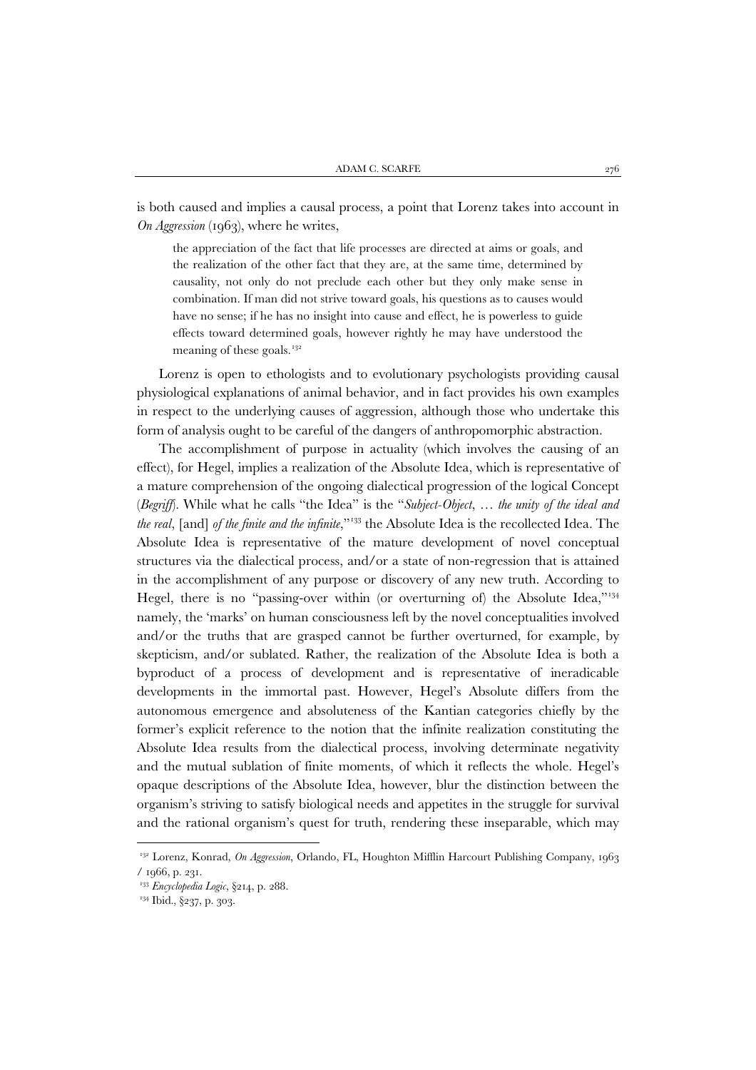is both caused and implies a causal process, a point that Lorenz takes into account in *On Aggression* (1963), where he writes,

> the appreciation of the fact that life processes are directed at aims or goals, and the realization of the other fact that they are, at the same time, determined by causality, not only do not preclude each other but they only make sense in combination. If man did not strive toward goals, his questions as to causes would have no sense; if he has no insight into cause and effect, he is powerless to guide effects toward determined goals, however rightly he may have understood the meaning of these goals.[132]

Lorenz is open to ethologists and to evolutionary psychologists providing causal physiological explanations of animal behavior, and in fact provides his own examples in respect to the underlying causes of aggression, although those who undertake this form of analysis ought to be careful of the dangers of anthropomorphic abstraction.

The accomplishment of purpose in actuality (which involves the causing of an effect), for Hegel, implies a realization of the Absolute Idea, which is representative of a mature comprehension of the ongoing dialectical progression of the logical Concept (*Begriff*). While what he calls "the Idea" is the "*Subject-Object*, … *the unity of the ideal and the real*, [and] *of the finite and the infinite*,"[133] the Absolute Idea is the recollected Idea. The Absolute Idea is representative of the mature development of novel conceptual structures via the dialectical process, and/or a state of non-regression that is attained in the accomplishment of any purpose or discovery of any new truth. According to Hegel, there is no "passing-over within (or overturning of) the Absolute Idea,"[134] namely, the 'marks' on human consciousness left by the novel conceptualities involved and/or the truths that are grasped cannot be further overturned, for example, by skepticism, and/or sublated. Rather, the realization of the Absolute Idea is both a byproduct of a process of development and is representative of ineradicable developments in the immortal past. However, Hegel's Absolute differs from the autonomous emergence and absoluteness of the Kantian categories chiefly by the former's explicit reference to the notion that the infinite realization constituting the Absolute Idea results from the dialectical process, involving determinate negativity and the mutual sublation of finite moments, of which it reflects the whole. Hegel's opaque descriptions of the Absolute Idea, however, blur the distinction between the organism's striving to satisfy biological needs and appetites in the struggle for survival and the rational organism's quest for truth, rendering these inseparable, which may

---

[132] Lorenz, Konrad, *On Aggression*, Orlando, FL, Houghton Mifflin Harcourt Publishing Company, 1963 / 1966, p. 231.

[133] *Encyclopedia Logic*, §214, p. 288.

[134] Ibid., §237, p. 303.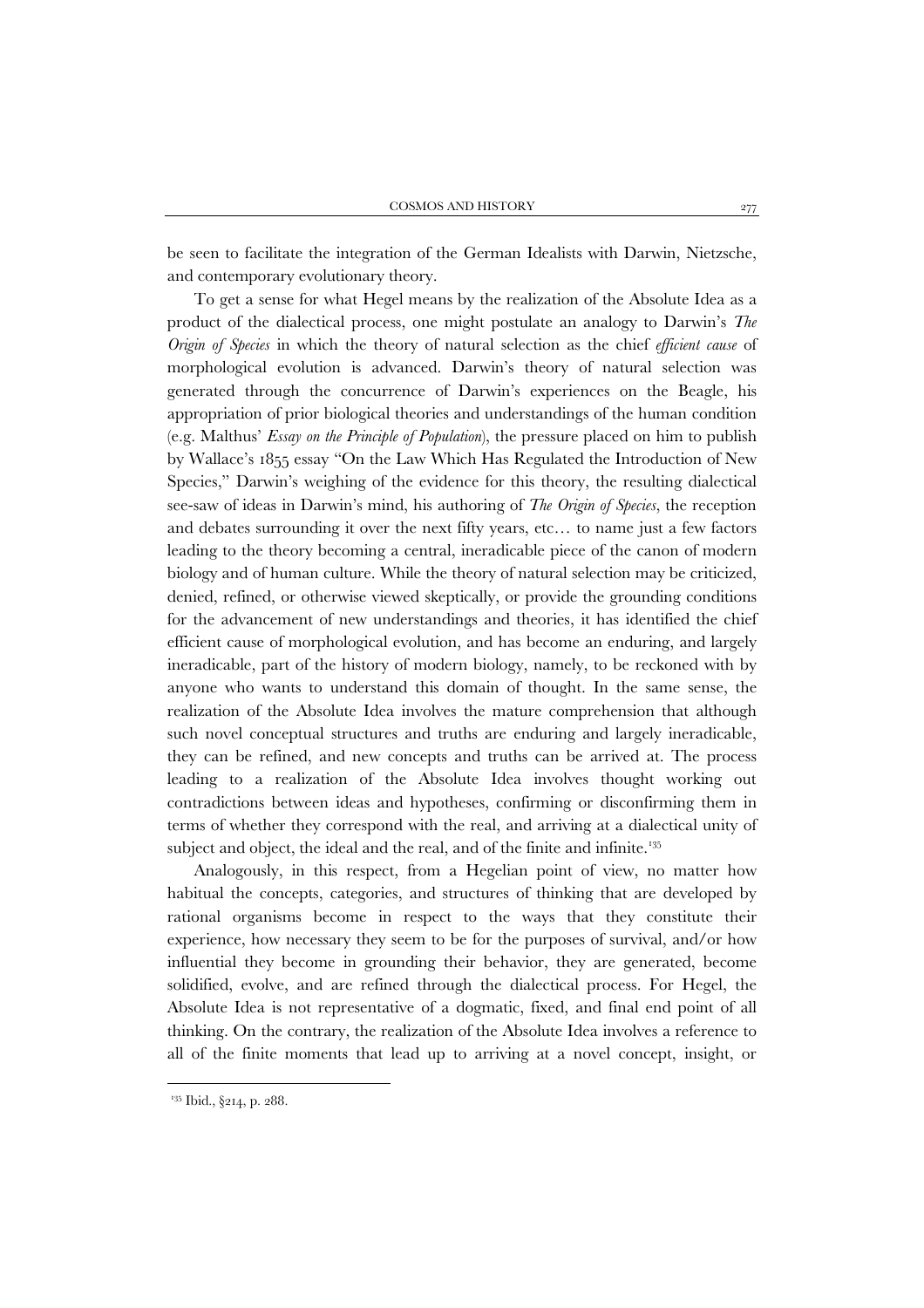be seen to facilitate the integration of the German Idealists with Darwin, Nietzsche, and contemporary evolutionary theory.

To get a sense for what Hegel means by the realization of the Absolute Idea as a product of the dialectical process, one might postulate an analogy to Darwin's *The Origin of Species* in which the theory of natural selection as the chief *efficient cause* of morphological evolution is advanced. Darwin's theory of natural selection was generated through the concurrence of Darwin's experiences on the Beagle, his appropriation of prior biological theories and understandings of the human condition (e.g. Malthus' *Essay on the Principle of Population*), the pressure placed on him to publish by Wallace's 1855 essay "On the Law Which Has Regulated the Introduction of New Species," Darwin's weighing of the evidence for this theory, the resulting dialectical see-saw of ideas in Darwin's mind, his authoring of *The Origin of Species*, the reception and debates surrounding it over the next fifty years, etc… to name just a few factors leading to the theory becoming a central, ineradicable piece of the canon of modern biology and of human culture. While the theory of natural selection may be criticized, denied, refined, or otherwise viewed skeptically, or provide the grounding conditions for the advancement of new understandings and theories, it has identified the chief efficient cause of morphological evolution, and has become an enduring, and largely ineradicable, part of the history of modern biology, namely, to be reckoned with by anyone who wants to understand this domain of thought. In the same sense, the realization of the Absolute Idea involves the mature comprehension that although such novel conceptual structures and truths are enduring and largely ineradicable, they can be refined, and new concepts and truths can be arrived at. The process leading to a realization of the Absolute Idea involves thought working out contradictions between ideas and hypotheses, confirming or disconfirming them in terms of whether they correspond with the real, and arriving at a dialectical unity of subject and object, the ideal and the real, and of the finite and infinite.[135]

Analogously, in this respect, from a Hegelian point of view, no matter how habitual the concepts, categories, and structures of thinking that are developed by rational organisms become in respect to the ways that they constitute their experience, how necessary they seem to be for the purposes of survival, and/or how influential they become in grounding their behavior, they are generated, become solidified, evolve, and are refined through the dialectical process. For Hegel, the Absolute Idea is not representative of a dogmatic, fixed, and final end point of all thinking. On the contrary, the realization of the Absolute Idea involves a reference to all of the finite moments that lead up to arriving at a novel concept, insight, or

[135] Ibid., §214, p. 288.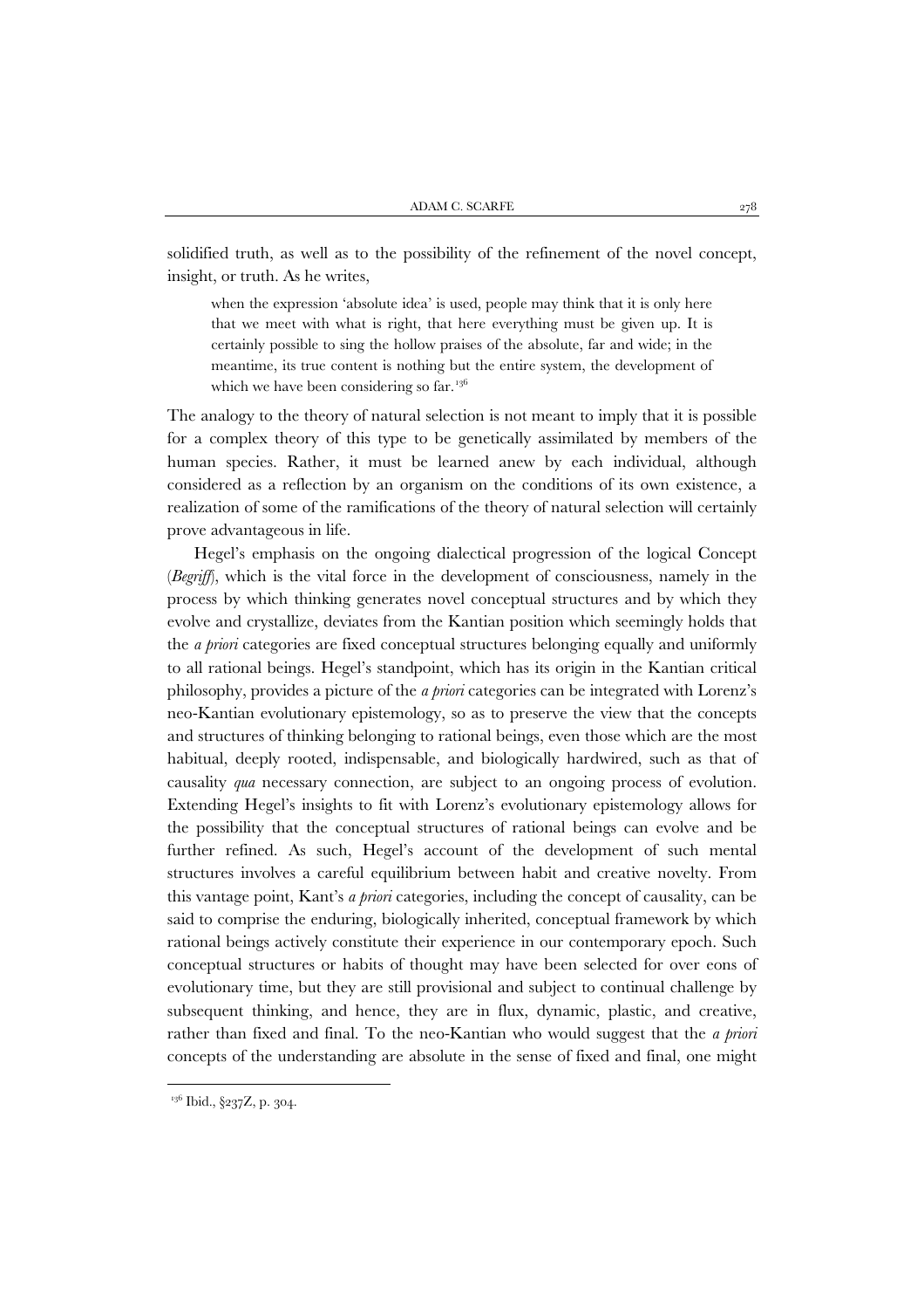solidified truth, as well as to the possibility of the refinement of the novel concept, insight, or truth. As he writes,

> when the expression 'absolute idea' is used, people may think that it is only here that we meet with what is right, that here everything must be given up. It is certainly possible to sing the hollow praises of the absolute, far and wide; in the meantime, its true content is nothing but the entire system, the development of which we have been considering so far.[136]

The analogy to the theory of natural selection is not meant to imply that it is possible for a complex theory of this type to be genetically assimilated by members of the human species. Rather, it must be learned anew by each individual, although considered as a reflection by an organism on the conditions of its own existence, a realization of some of the ramifications of the theory of natural selection will certainly prove advantageous in life.

Hegel's emphasis on the ongoing dialectical progression of the logical Concept (*Begriff*), which is the vital force in the development of consciousness, namely in the process by which thinking generates novel conceptual structures and by which they evolve and crystallize, deviates from the Kantian position which seemingly holds that the *a priori* categories are fixed conceptual structures belonging equally and uniformly to all rational beings. Hegel's standpoint, which has its origin in the Kantian critical philosophy, provides a picture of the *a priori* categories can be integrated with Lorenz's neo-Kantian evolutionary epistemology, so as to preserve the view that the concepts and structures of thinking belonging to rational beings, even those which are the most habitual, deeply rooted, indispensable, and biologically hardwired, such as that of causality *qua* necessary connection, are subject to an ongoing process of evolution. Extending Hegel's insights to fit with Lorenz's evolutionary epistemology allows for the possibility that the conceptual structures of rational beings can evolve and be further refined. As such, Hegel's account of the development of such mental structures involves a careful equilibrium between habit and creative novelty. From this vantage point, Kant's *a priori* categories, including the concept of causality, can be said to comprise the enduring, biologically inherited, conceptual framework by which rational beings actively constitute their experience in our contemporary epoch. Such conceptual structures or habits of thought may have been selected for over eons of evolutionary time, but they are still provisional and subject to continual challenge by subsequent thinking, and hence, they are in flux, dynamic, plastic, and creative, rather than fixed and final. To the neo-Kantian who would suggest that the *a priori* concepts of the understanding are absolute in the sense of fixed and final, one might

[136] Ibid., §237Z, p. 304.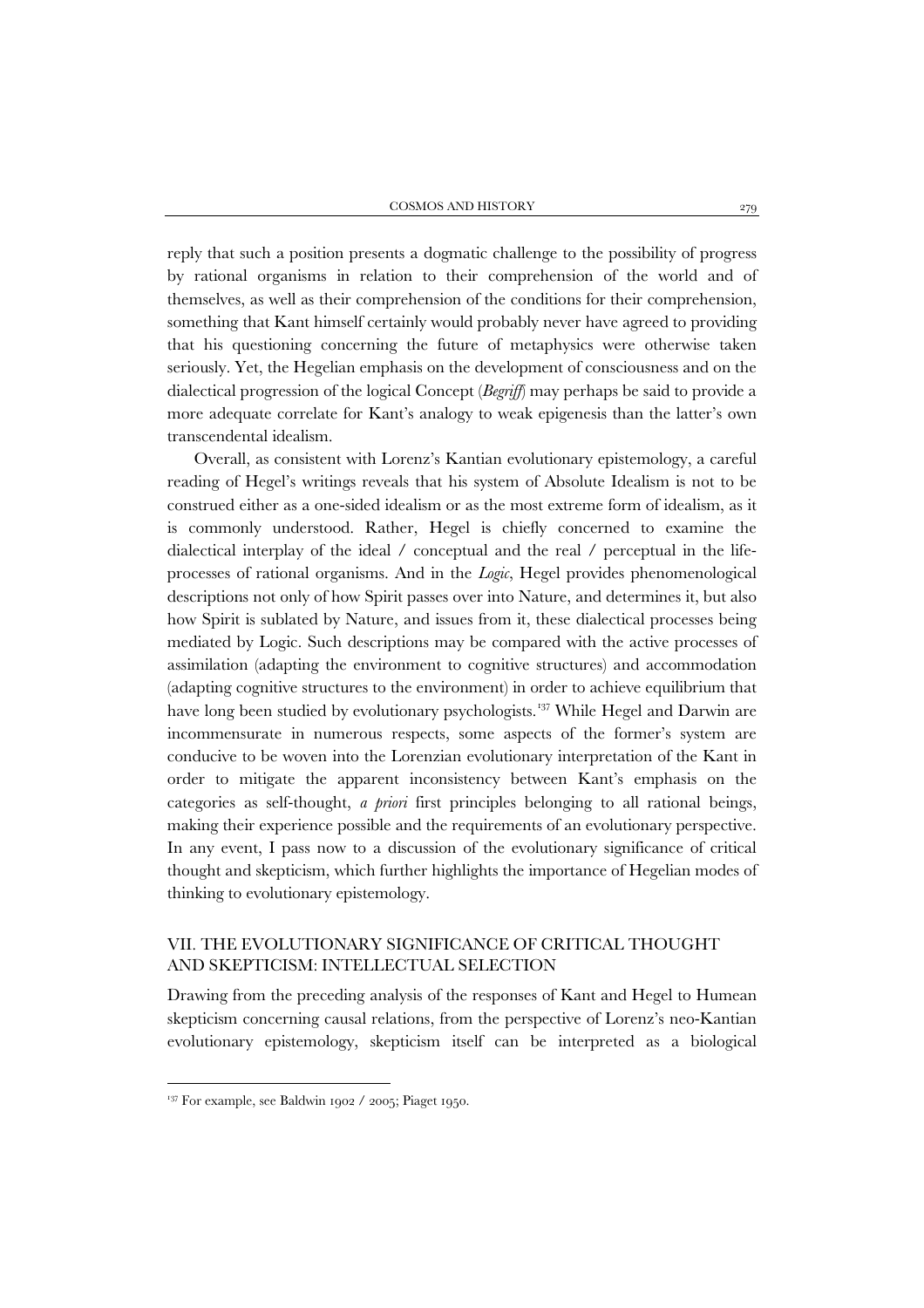reply that such a position presents a dogmatic challenge to the possibility of progress by rational organisms in relation to their comprehension of the world and of themselves, as well as their comprehension of the conditions for their comprehension, something that Kant himself certainly would probably never have agreed to providing that his questioning concerning the future of metaphysics were otherwise taken seriously. Yet, the Hegelian emphasis on the development of consciousness and on the dialectical progression of the logical Concept (*Begriff*) may perhaps be said to provide a more adequate correlate for Kant's analogy to weak epigenesis than the latter's own transcendental idealism.

Overall, as consistent with Lorenz's Kantian evolutionary epistemology, a careful reading of Hegel's writings reveals that his system of Absolute Idealism is not to be construed either as a one-sided idealism or as the most extreme form of idealism, as it is commonly understood. Rather, Hegel is chiefly concerned to examine the dialectical interplay of the ideal / conceptual and the real / perceptual in the life-processes of rational organisms. And in the *Logic*, Hegel provides phenomenological descriptions not only of how Spirit passes over into Nature, and determines it, but also how Spirit is sublated by Nature, and issues from it, these dialectical processes being mediated by Logic. Such descriptions may be compared with the active processes of assimilation (adapting the environment to cognitive structures) and accommodation (adapting cognitive structures to the environment) in order to achieve equilibrium that have long been studied by evolutionary psychologists.[137] While Hegel and Darwin are incommensurate in numerous respects, some aspects of the former's system are conducive to be woven into the Lorenzian evolutionary interpretation of the Kant in order to mitigate the apparent inconsistency between Kant's emphasis on the categories as self-thought, *a priori* first principles belonging to all rational beings, making their experience possible and the requirements of an evolutionary perspective. In any event, I pass now to a discussion of the evolutionary significance of critical thought and skepticism, which further highlights the importance of Hegelian modes of thinking to evolutionary epistemology.

## VII. THE EVOLUTIONARY SIGNIFICANCE OF CRITICAL THOUGHT AND SKEPTICISM: INTELLECTUAL SELECTION

Drawing from the preceding analysis of the responses of Kant and Hegel to Humean skepticism concerning causal relations, from the perspective of Lorenz's neo-Kantian evolutionary epistemology, skepticism itself can be interpreted as a biological

[137] For example, see Baldwin 1902 / 2005; Piaget 1950.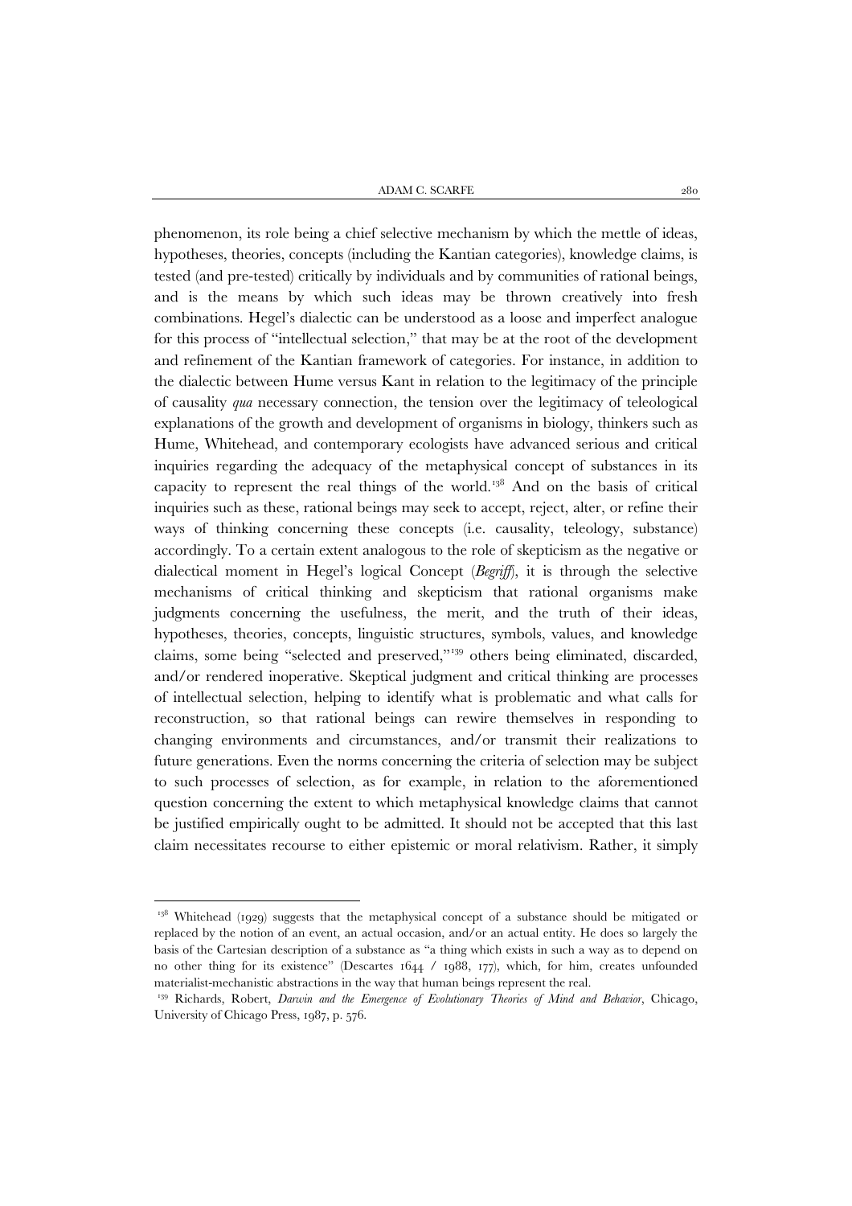phenomenon, its role being a chief selective mechanism by which the mettle of ideas, hypotheses, theories, concepts (including the Kantian categories), knowledge claims, is tested (and pre-tested) critically by individuals and by communities of rational beings, and is the means by which such ideas may be thrown creatively into fresh combinations. Hegel's dialectic can be understood as a loose and imperfect analogue for this process of "intellectual selection," that may be at the root of the development and refinement of the Kantian framework of categories. For instance, in addition to the dialectic between Hume versus Kant in relation to the legitimacy of the principle of causality *qua* necessary connection, the tension over the legitimacy of teleological explanations of the growth and development of organisms in biology, thinkers such as Hume, Whitehead, and contemporary ecologists have advanced serious and critical inquiries regarding the adequacy of the metaphysical concept of substances in its capacity to represent the real things of the world.[138] And on the basis of critical inquiries such as these, rational beings may seek to accept, reject, alter, or refine their ways of thinking concerning these concepts (i.e. causality, teleology, substance) accordingly. To a certain extent analogous to the role of skepticism as the negative or dialectical moment in Hegel's logical Concept (*Begriff*), it is through the selective mechanisms of critical thinking and skepticism that rational organisms make judgments concerning the usefulness, the merit, and the truth of their ideas, hypotheses, theories, concepts, linguistic structures, symbols, values, and knowledge claims, some being "selected and preserved,"[139] others being eliminated, discarded, and/or rendered inoperative. Skeptical judgment and critical thinking are processes of intellectual selection, helping to identify what is problematic and what calls for reconstruction, so that rational beings can rewire themselves in responding to changing environments and circumstances, and/or transmit their realizations to future generations. Even the norms concerning the criteria of selection may be subject to such processes of selection, as for example, in relation to the aforementioned question concerning the extent to which metaphysical knowledge claims that cannot be justified empirically ought to be admitted. It should not be accepted that this last claim necessitates recourse to either epistemic or moral relativism. Rather, it simply

[138] Whitehead (1929) suggests that the metaphysical concept of a substance should be mitigated or replaced by the notion of an event, an actual occasion, and/or an actual entity. He does so largely the basis of the Cartesian description of a substance as "a thing which exists in such a way as to depend on no other thing for its existence" (Descartes 1644 / 1988, 177), which, for him, creates unfounded materialist-mechanistic abstractions in the way that human beings represent the real.

[139] Richards, Robert, *Darwin and the Emergence of Evolutionary Theories of Mind and Behavior*, Chicago, University of Chicago Press, 1987, p. 576.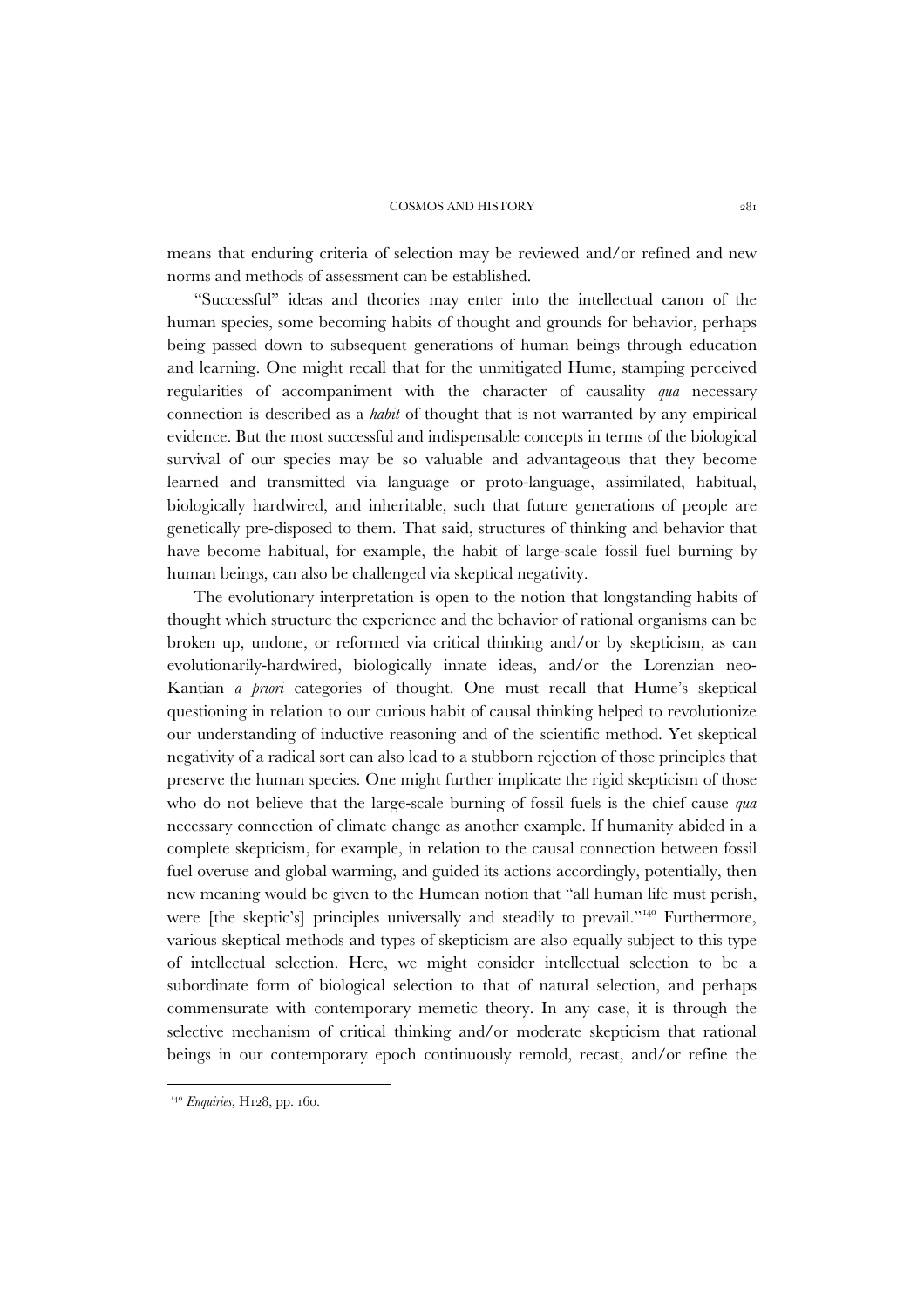means that enduring criteria of selection may be reviewed and/or refined and new norms and methods of assessment can be established.

"Successful" ideas and theories may enter into the intellectual canon of the human species, some becoming habits of thought and grounds for behavior, perhaps being passed down to subsequent generations of human beings through education and learning. One might recall that for the unmitigated Hume, stamping perceived regularities of accompaniment with the character of causality *qua* necessary connection is described as a *habit* of thought that is not warranted by any empirical evidence. But the most successful and indispensable concepts in terms of the biological survival of our species may be so valuable and advantageous that they become learned and transmitted via language or proto-language, assimilated, habitual, biologically hardwired, and inheritable, such that future generations of people are genetically pre-disposed to them. That said, structures of thinking and behavior that have become habitual, for example, the habit of large-scale fossil fuel burning by human beings, can also be challenged via skeptical negativity.

The evolutionary interpretation is open to the notion that longstanding habits of thought which structure the experience and the behavior of rational organisms can be broken up, undone, or reformed via critical thinking and/or by skepticism, as can evolutionarily-hardwired, biologically innate ideas, and/or the Lorenzian neo-Kantian *a priori* categories of thought. One must recall that Hume's skeptical questioning in relation to our curious habit of causal thinking helped to revolutionize our understanding of inductive reasoning and of the scientific method. Yet skeptical negativity of a radical sort can also lead to a stubborn rejection of those principles that preserve the human species. One might further implicate the rigid skepticism of those who do not believe that the large-scale burning of fossil fuels is the chief cause *qua* necessary connection of climate change as another example. If humanity abided in a complete skepticism, for example, in relation to the causal connection between fossil fuel overuse and global warming, and guided its actions accordingly, potentially, then new meaning would be given to the Humean notion that "all human life must perish, were [the skeptic's] principles universally and steadily to prevail."[140] Furthermore, various skeptical methods and types of skepticism are also equally subject to this type of intellectual selection. Here, we might consider intellectual selection to be a subordinate form of biological selection to that of natural selection, and perhaps commensurate with contemporary memetic theory. In any case, it is through the selective mechanism of critical thinking and/or moderate skepticism that rational beings in our contemporary epoch continuously remold, recast, and/or refine the

[140] *Enquiries*, H128, pp. 160.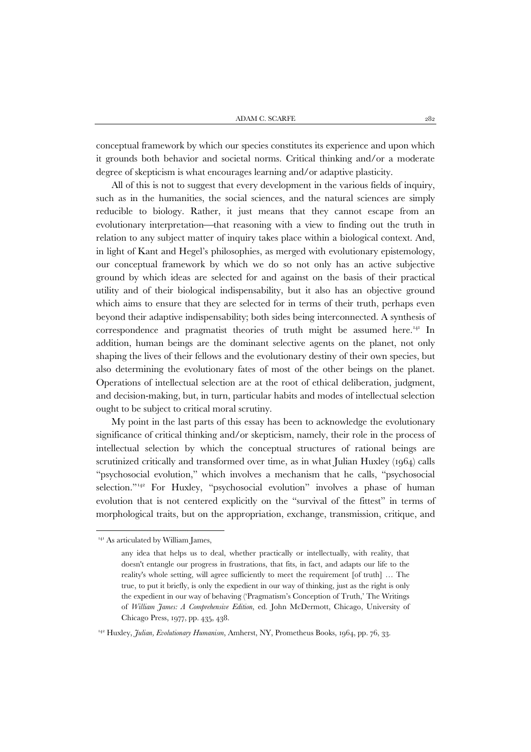conceptual framework by which our species constitutes its experience and upon which it grounds both behavior and societal norms. Critical thinking and/or a moderate degree of skepticism is what encourages learning and/or adaptive plasticity.

All of this is not to suggest that every development in the various fields of inquiry, such as in the humanities, the social sciences, and the natural sciences are simply reducible to biology. Rather, it just means that they cannot escape from an evolutionary interpretation—that reasoning with a view to finding out the truth in relation to any subject matter of inquiry takes place within a biological context. And, in light of Kant and Hegel's philosophies, as merged with evolutionary epistemology, our conceptual framework by which we do so not only has an active subjective ground by which ideas are selected for and against on the basis of their practical utility and of their biological indispensability, but it also has an objective ground which aims to ensure that they are selected for in terms of their truth, perhaps even beyond their adaptive indispensability; both sides being interconnected. A synthesis of correspondence and pragmatist theories of truth might be assumed here.[141] In addition, human beings are the dominant selective agents on the planet, not only shaping the lives of their fellows and the evolutionary destiny of their own species, but also determining the evolutionary fates of most of the other beings on the planet. Operations of intellectual selection are at the root of ethical deliberation, judgment, and decision-making, but, in turn, particular habits and modes of intellectual selection ought to be subject to critical moral scrutiny.

My point in the last parts of this essay has been to acknowledge the evolutionary significance of critical thinking and/or skepticism, namely, their role in the process of intellectual selection by which the conceptual structures of rational beings are scrutinized critically and transformed over time, as in what Julian Huxley (1964) calls "psychosocial evolution," which involves a mechanism that he calls, "psychosocial selection."[142] For Huxley, "psychosocial evolution" involves a phase of human evolution that is not centered explicitly on the "survival of the fittest" in terms of morphological traits, but on the appropriation, exchange, transmission, critique, and

---

[141] As articulated by William James,

> any idea that helps us to deal, whether practically or intellectually, with reality, that doesn't entangle our progress in frustrations, that fits, in fact, and adapts our life to the reality's whole setting, will agree sufficiently to meet the requirement [of truth] … The true, to put it briefly, is only the expedient in our way of thinking, just as the right is only the expedient in our way of behaving ('Pragmatism's Conception of Truth,' The Writings of *William James: A Comprehensive Edition*, ed. John McDermott, Chicago, University of Chicago Press, 1977, pp. 435, 438.

[142] Huxley, *Julian*, *Evolutionary Humanism*, Amherst, NY, Prometheus Books, 1964, pp. 76, 33.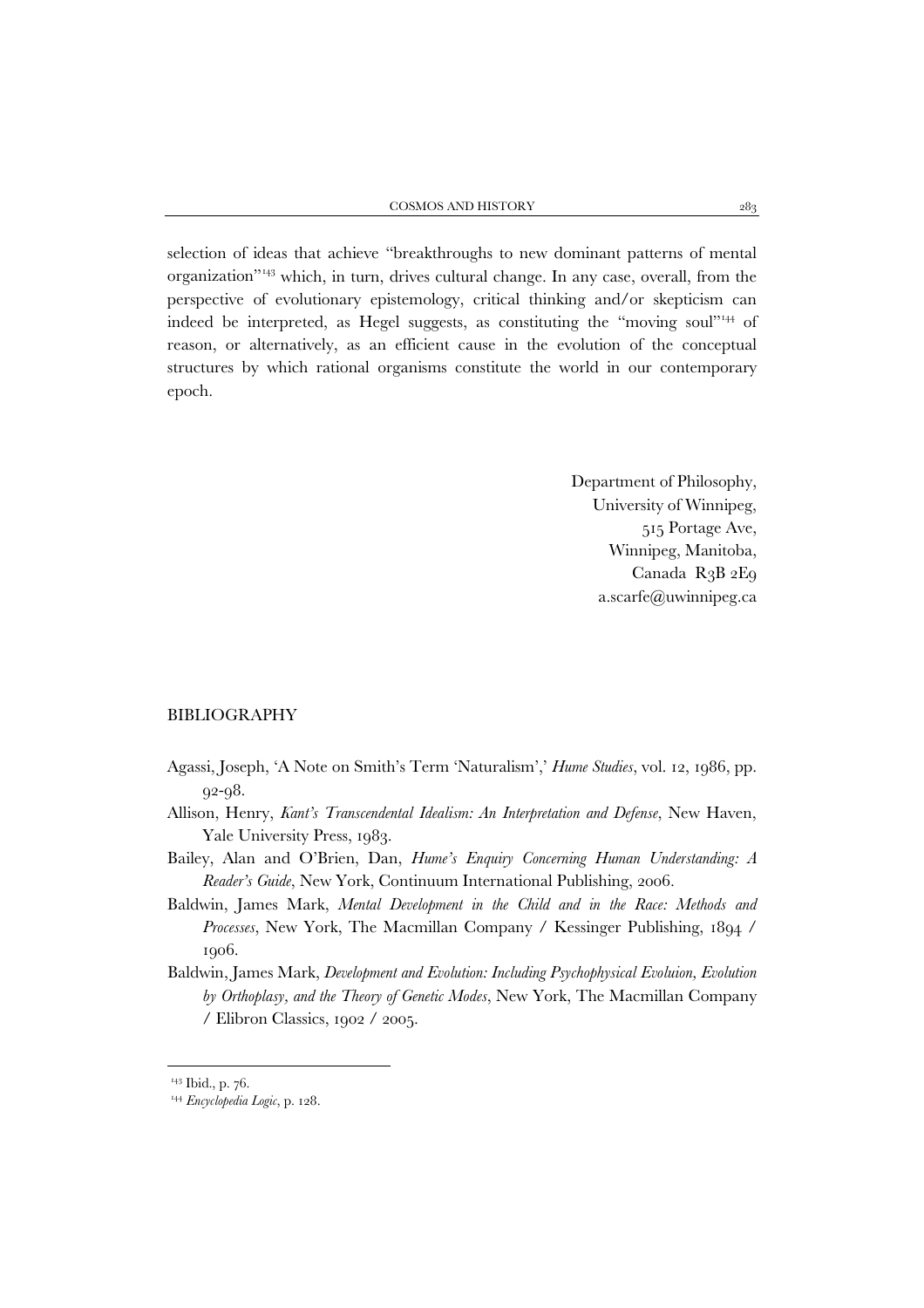selection of ideas that achieve "breakthroughs to new dominant patterns of mental organization"[143] which, in turn, drives cultural change. In any case, overall, from the perspective of evolutionary epistemology, critical thinking and/or skepticism can indeed be interpreted, as Hegel suggests, as constituting the "moving soul"[144] of reason, or alternatively, as an efficient cause in the evolution of the conceptual structures by which rational organisms constitute the world in our contemporary epoch.

Department of Philosophy,
University of Winnipeg,
515 Portage Ave,
Winnipeg, Manitoba,
Canada R3B 2E9
a.scarfe@uwinnipeg.ca

## BIBLIOGRAPHY

Agassi, Joseph, 'A Note on Smith's Term 'Naturalism',' *Hume Studies*, vol. 12, 1986, pp. 92-98.

Allison, Henry, *Kant's Transcendental Idealism: An Interpretation and Defense*, New Haven, Yale University Press, 1983.

Bailey, Alan and O'Brien, Dan, *Hume's Enquiry Concerning Human Understanding: A Reader's Guide*, New York, Continuum International Publishing, 2006.

Baldwin, James Mark, *Mental Development in the Child and in the Race: Methods and Processes*, New York, The Macmillan Company / Kessinger Publishing, 1894 / 1906.

Baldwin, James Mark, *Development and Evolution: Including Psychophysical Evoluion, Evolution by Orthoplasy, and the Theory of Genetic Modes*, New York, The Macmillan Company / Elibron Classics, 1902 / 2005.

---

[143] Ibid., p. 76.

[144] *Encyclopedia Logic*, p. 128.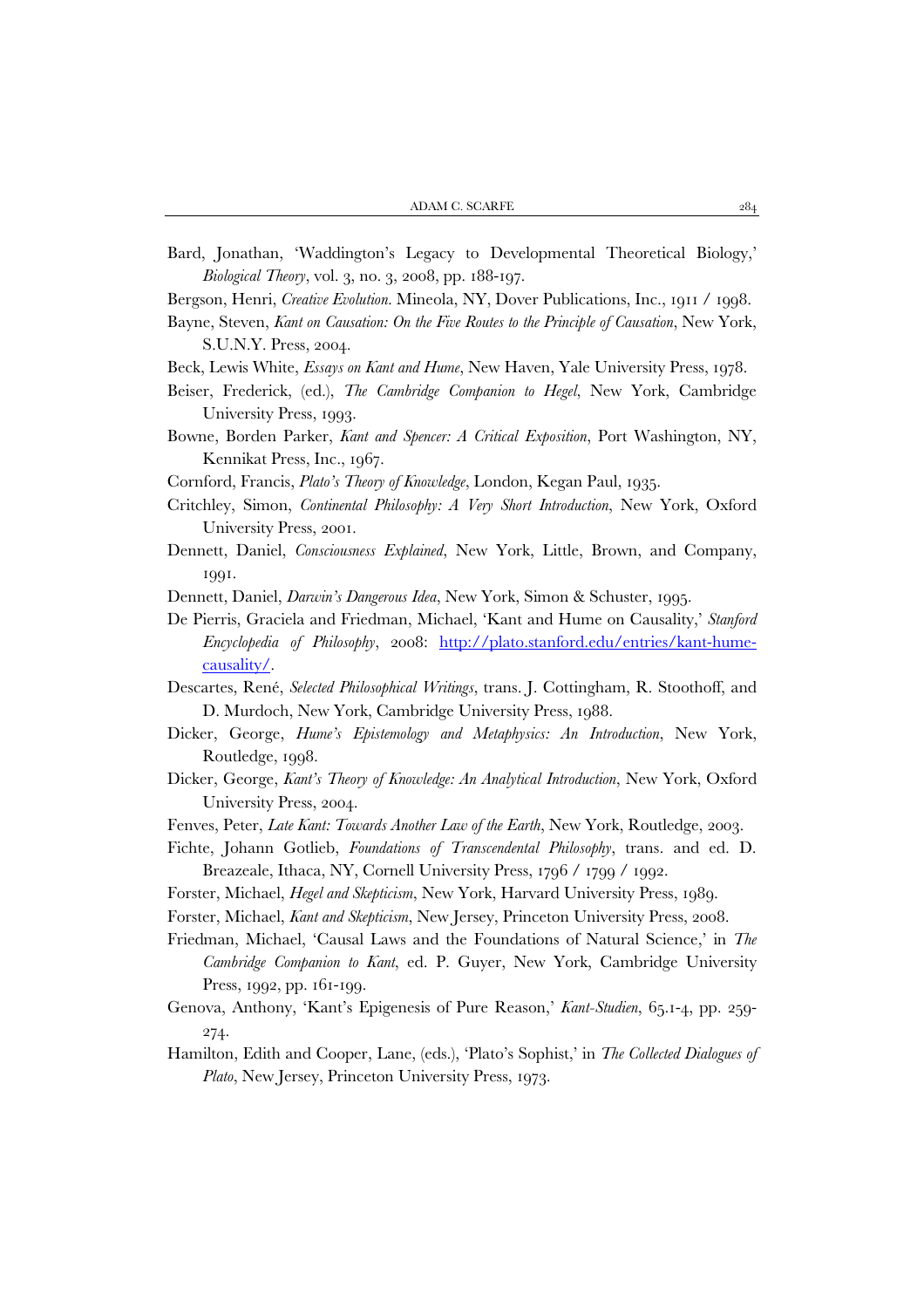Bard, Jonathan, 'Waddington's Legacy to Developmental Theoretical Biology,' *Biological Theory*, vol. 3, no. 3, 2008, pp. 188-197.

Bergson, Henri, *Creative Evolution*. Mineola, NY, Dover Publications, Inc., 1911 / 1998.

Bayne, Steven, *Kant on Causation: On the Five Routes to the Principle of Causation*, New York, S.U.N.Y. Press, 2004.

Beck, Lewis White, *Essays on Kant and Hume*, New Haven, Yale University Press, 1978.

Beiser, Frederick, (ed.), *The Cambridge Companion to Hegel*, New York, Cambridge University Press, 1993.

Bowne, Borden Parker, *Kant and Spencer: A Critical Exposition*, Port Washington, NY, Kennikat Press, Inc., 1967.

Cornford, Francis, *Plato's Theory of Knowledge*, London, Kegan Paul, 1935.

Critchley, Simon, *Continental Philosophy: A Very Short Introduction*, New York, Oxford University Press, 2001.

Dennett, Daniel, *Consciousness Explained*, New York, Little, Brown, and Company, 1991.

Dennett, Daniel, *Darwin's Dangerous Idea*, New York, Simon & Schuster, 1995.

De Pierris, Graciela and Friedman, Michael, 'Kant and Hume on Causality,' *Stanford Encyclopedia of Philosophy*, 2008: [http://plato.stanford.edu/entries/kant-hume-causality/](http://plato.stanford.edu/entries/kant-hume-causality/).

Descartes, René, *Selected Philosophical Writings*, trans. J. Cottingham, R. Stoothoff, and D. Murdoch, New York, Cambridge University Press, 1988.

Dicker, George, *Hume's Epistemology and Metaphysics: An Introduction*, New York, Routledge, 1998.

Dicker, George, *Kant's Theory of Knowledge: An Analytical Introduction*, New York, Oxford University Press, 2004.

Fenves, Peter, *Late Kant: Towards Another Law of the Earth*, New York, Routledge, 2003.

Fichte, Johann Gotlieb, *Foundations of Transcendental Philosophy*, trans. and ed. D. Breazeale, Ithaca, NY, Cornell University Press, 1796 / 1799 / 1992.

Forster, Michael, *Hegel and Skepticism*, New York, Harvard University Press, 1989.

Forster, Michael, *Kant and Skepticism*, New Jersey, Princeton University Press, 2008.

Friedman, Michael, 'Causal Laws and the Foundations of Natural Science,' in *The Cambridge Companion to Kant*, ed. P. Guyer, New York, Cambridge University Press, 1992, pp. 161-199.

Genova, Anthony, 'Kant's Epigenesis of Pure Reason,' *Kant-Studien*, 65.1-4, pp. 259-274.

Hamilton, Edith and Cooper, Lane, (eds.), 'Plato's Sophist,' in *The Collected Dialogues of Plato*, New Jersey, Princeton University Press, 1973.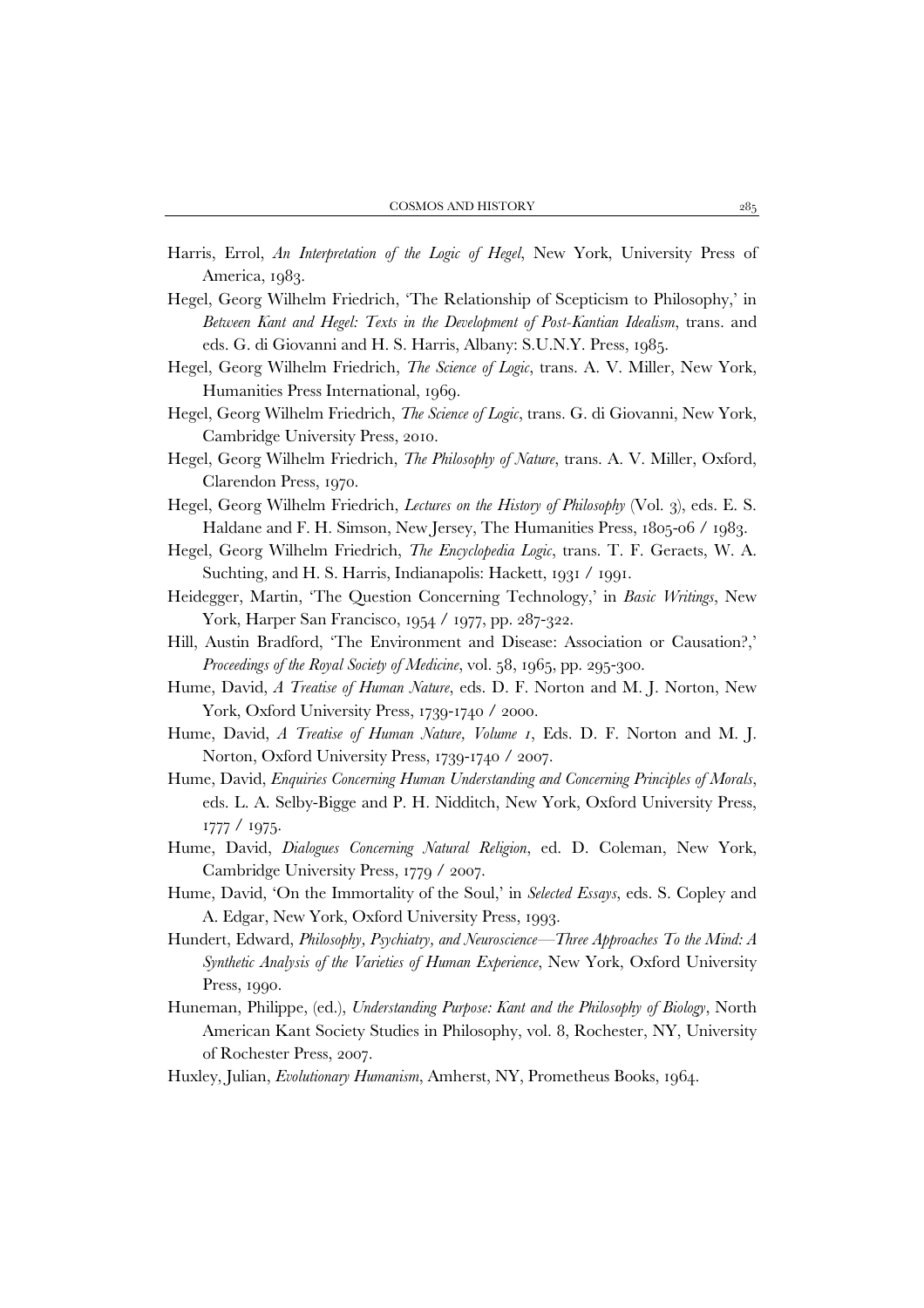Harris, Errol, *An Interpretation of the Logic of Hegel*, New York, University Press of America, 1983.

Hegel, Georg Wilhelm Friedrich, 'The Relationship of Scepticism to Philosophy,' in *Between Kant and Hegel: Texts in the Development of Post-Kantian Idealism*, trans. and eds. G. di Giovanni and H. S. Harris, Albany: S.U.N.Y. Press, 1985.

Hegel, Georg Wilhelm Friedrich, *The Science of Logic*, trans. A. V. Miller, New York, Humanities Press International, 1969.

Hegel, Georg Wilhelm Friedrich, *The Science of Logic*, trans. G. di Giovanni, New York, Cambridge University Press, 2010.

Hegel, Georg Wilhelm Friedrich, *The Philosophy of Nature*, trans. A. V. Miller, Oxford, Clarendon Press, 1970.

Hegel, Georg Wilhelm Friedrich, *Lectures on the History of Philosophy* (Vol. 3), eds. E. S. Haldane and F. H. Simson, New Jersey, The Humanities Press, 1805-06 / 1983.

Hegel, Georg Wilhelm Friedrich, *The Encyclopedia Logic*, trans. T. F. Geraets, W. A. Suchting, and H. S. Harris, Indianapolis: Hackett, 1931 / 1991.

Heidegger, Martin, 'The Question Concerning Technology,' in *Basic Writings*, New York, Harper San Francisco, 1954 / 1977, pp. 287-322.

Hill, Austin Bradford, 'The Environment and Disease: Association or Causation?,' *Proceedings of the Royal Society of Medicine*, vol. 58, 1965, pp. 295-300.

Hume, David, *A Treatise of Human Nature*, eds. D. F. Norton and M. J. Norton, New York, Oxford University Press, 1739-1740 / 2000.

Hume, David, *A Treatise of Human Nature, Volume 1*, Eds. D. F. Norton and M. J. Norton, Oxford University Press, 1739-1740 / 2007.

Hume, David, *Enquiries Concerning Human Understanding and Concerning Principles of Morals*, eds. L. A. Selby-Bigge and P. H. Nidditch, New York, Oxford University Press, 1777 / 1975.

Hume, David, *Dialogues Concerning Natural Religion*, ed. D. Coleman, New York, Cambridge University Press, 1779 / 2007.

Hume, David, 'On the Immortality of the Soul,' in *Selected Essays*, eds. S. Copley and A. Edgar, New York, Oxford University Press, 1993.

Hundert, Edward, *Philosophy, Psychiatry, and Neuroscience—Three Approaches To the Mind: A Synthetic Analysis of the Varieties of Human Experience*, New York, Oxford University Press, 1990.

Huneman, Philippe, (ed.), *Understanding Purpose: Kant and the Philosophy of Biology*, North American Kant Society Studies in Philosophy, vol. 8, Rochester, NY, University of Rochester Press, 2007.

Huxley, Julian, *Evolutionary Humanism*, Amherst, NY, Prometheus Books, 1964.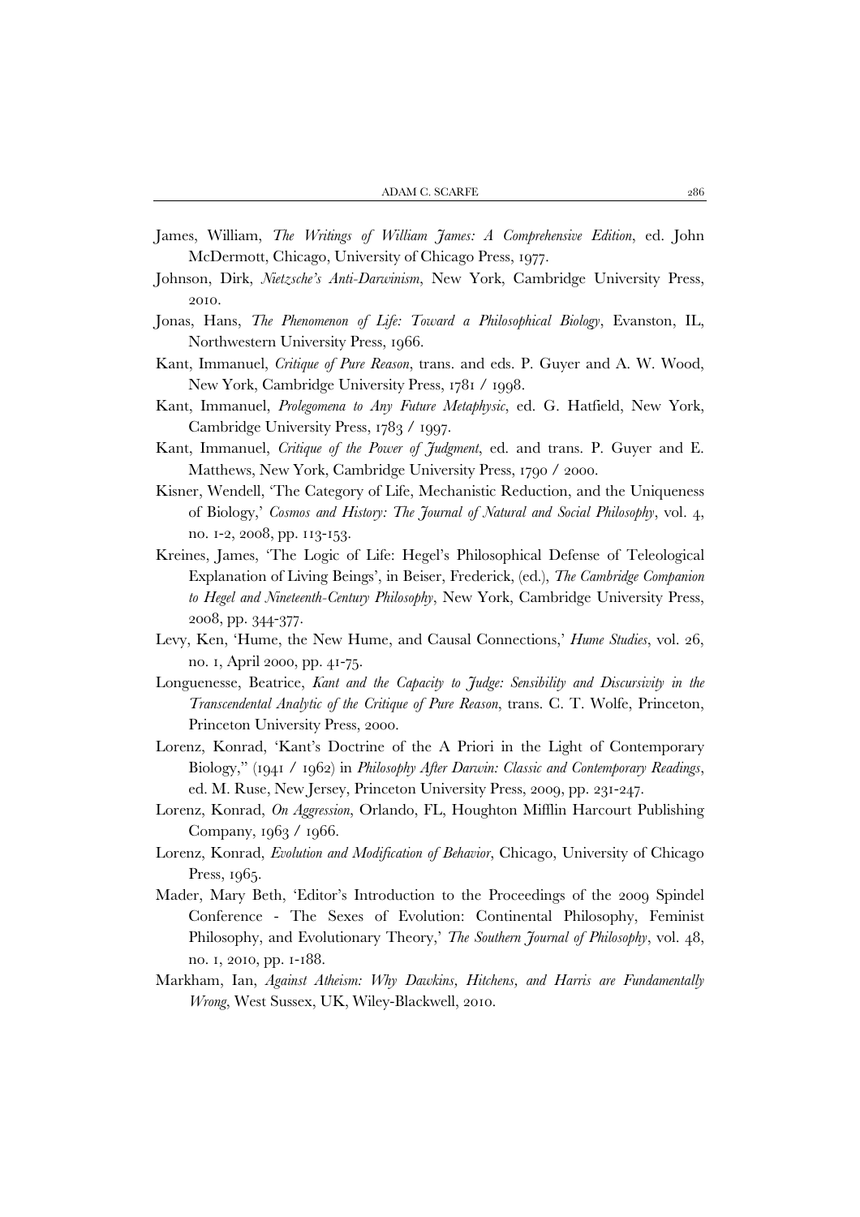James, William, *The Writings of William James: A Comprehensive Edition*, ed. John McDermott, Chicago, University of Chicago Press, 1977.

Johnson, Dirk, *Nietzsche's Anti-Darwinism*, New York, Cambridge University Press, 2010.

Jonas, Hans, *The Phenomenon of Life: Toward a Philosophical Biology*, Evanston, IL, Northwestern University Press, 1966.

Kant, Immanuel, *Critique of Pure Reason*, trans. and eds. P. Guyer and A. W. Wood, New York, Cambridge University Press, 1781 / 1998.

Kant, Immanuel, *Prolegomena to Any Future Metaphysic*, ed. G. Hatfield, New York, Cambridge University Press, 1783 / 1997.

Kant, Immanuel, *Critique of the Power of Judgment*, ed. and trans. P. Guyer and E. Matthews, New York, Cambridge University Press, 1790 / 2000.

Kisner, Wendell, 'The Category of Life, Mechanistic Reduction, and the Uniqueness of Biology,' *Cosmos and History: The Journal of Natural and Social Philosophy*, vol. 4, no. 1-2, 2008, pp. 113-153.

Kreines, James, 'The Logic of Life: Hegel's Philosophical Defense of Teleological Explanation of Living Beings', in Beiser, Frederick, (ed.), *The Cambridge Companion to Hegel and Nineteenth-Century Philosophy*, New York, Cambridge University Press, 2008, pp. 344-377.

Levy, Ken, 'Hume, the New Hume, and Causal Connections,' *Hume Studies*, vol. 26, no. 1, April 2000, pp. 41-75.

Longuenesse, Beatrice, *Kant and the Capacity to Judge: Sensibility and Discursivity in the Transcendental Analytic of the Critique of Pure Reason*, trans. C. T. Wolfe, Princeton, Princeton University Press, 2000.

Lorenz, Konrad, 'Kant's Doctrine of the A Priori in the Light of Contemporary Biology," (1941 / 1962) in *Philosophy After Darwin: Classic and Contemporary Readings*, ed. M. Ruse, New Jersey, Princeton University Press, 2009, pp. 231-247.

Lorenz, Konrad, *On Aggression*, Orlando, FL, Houghton Mifflin Harcourt Publishing Company, 1963 / 1966.

Lorenz, Konrad, *Evolution and Modification of Behavior*, Chicago, University of Chicago Press, 1965.

Mader, Mary Beth, 'Editor's Introduction to the Proceedings of the 2009 Spindel Conference - The Sexes of Evolution: Continental Philosophy, Feminist Philosophy, and Evolutionary Theory,' *The Southern Journal of Philosophy*, vol. 48, no. 1, 2010, pp. 1-188.

Markham, Ian, *Against Atheism: Why Dawkins, Hitchens, and Harris are Fundamentally Wrong*, West Sussex, UK, Wiley-Blackwell, 2010.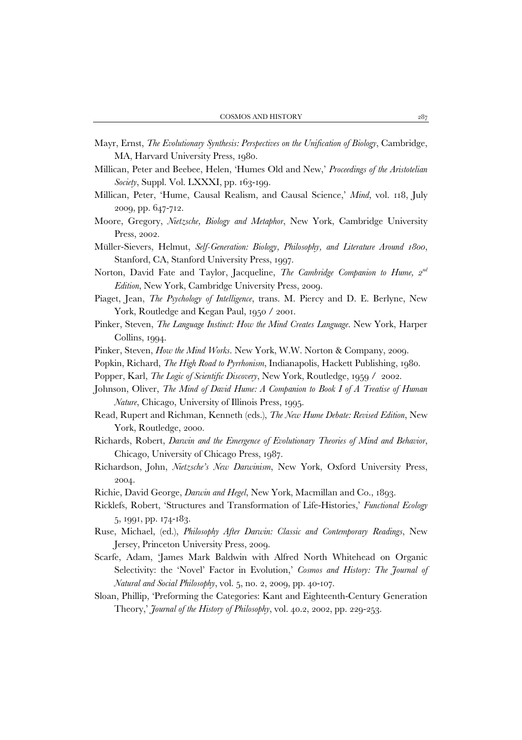Mayr, Ernst, *The Evolutionary Synthesis: Perspectives on the Unification of Biology*, Cambridge, MA, Harvard University Press, 1980.

Millican, Peter and Beebee, Helen, 'Humes Old and New,' *Proceedings of the Aristotelian Society*, Suppl. Vol. LXXXI, pp. 163-199.

Millican, Peter, 'Hume, Causal Realism, and Causal Science,' *Mind*, vol. 118, July 2009, pp. 647-712.

Moore, Gregory, *Nietzsche, Biology and Metaphor*, New York, Cambridge University Press, 2002.

Müller-Sievers, Helmut, *Self-Generation: Biology, Philosophy, and Literature Around 1800*, Stanford, CA, Stanford University Press, 1997.

Norton, David Fate and Taylor, Jacqueline, *The Cambridge Companion to Hume, 2nd Edition*, New York, Cambridge University Press, 2009.

Piaget, Jean, *The Psychology of Intelligence*, trans. M. Piercy and D. E. Berlyne, New York, Routledge and Kegan Paul, 1950 / 2001.

Pinker, Steven, *The Language Instinct: How the Mind Creates Language*. New York, Harper Collins, 1994.

Pinker, Steven, *How the Mind Works*. New York, W.W. Norton & Company, 2009.

Popkin, Richard, *The High Road to Pyrrhonism*, Indianapolis, Hackett Publishing, 1980.

Popper, Karl, *The Logic of Scientific Discovery*, New York, Routledge, 1959 / 2002.

Johnson, Oliver, *The Mind of David Hume: A Companion to Book I of A Treatise of Human Nature*, Chicago, University of Illinois Press, 1995.

Read, Rupert and Richman, Kenneth (eds.), *The New Hume Debate: Revised Edition*, New York, Routledge, 2000.

Richards, Robert, *Darwin and the Emergence of Evolutionary Theories of Mind and Behavior*, Chicago, University of Chicago Press, 1987.

Richardson, John, *Nietzsche's New Darwinism*, New York, Oxford University Press, 2004.

Richie, David George, *Darwin and Hegel*, New York, Macmillan and Co., 1893.

Ricklefs, Robert, 'Structures and Transformation of Life-Histories,' *Functional Ecology* 5, 1991, pp. 174-183.

Ruse, Michael, (ed.), *Philosophy After Darwin: Classic and Contemporary Readings*, New Jersey, Princeton University Press, 2009.

Scarfe, Adam, 'James Mark Baldwin with Alfred North Whitehead on Organic Selectivity: the 'Novel' Factor in Evolution,' *Cosmos and History: The Journal of Natural and Social Philosophy*, vol. 5, no. 2, 2009, pp. 40-107.

Sloan, Phillip, 'Preforming the Categories: Kant and Eighteenth-Century Generation Theory,' *Journal of the History of Philosophy*, vol. 40.2, 2002, pp. 229-253.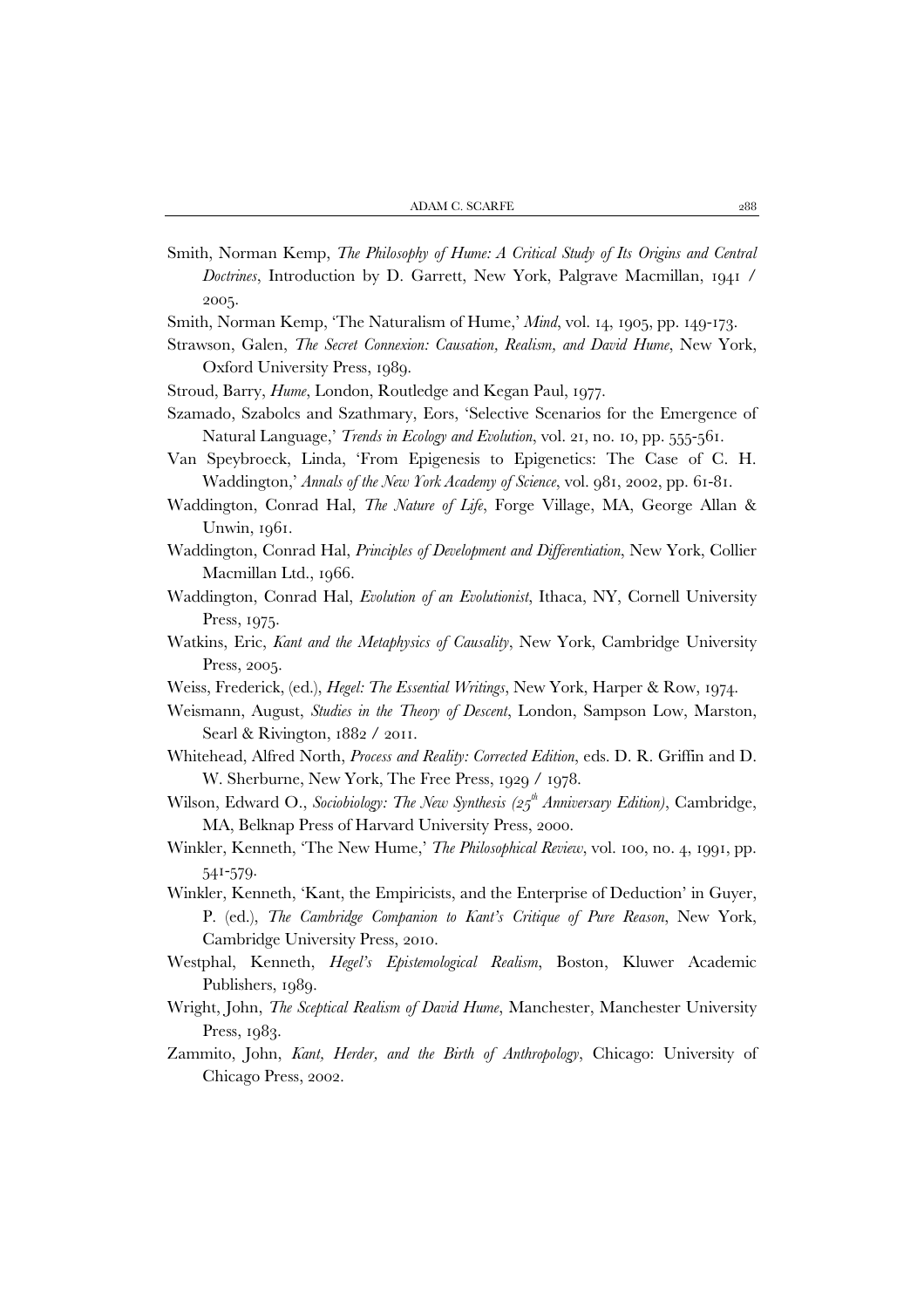Smith, Norman Kemp, *The Philosophy of Hume: A Critical Study of Its Origins and Central Doctrines*, Introduction by D. Garrett, New York, Palgrave Macmillan, 1941 / 2005.

Smith, Norman Kemp, 'The Naturalism of Hume,' *Mind*, vol. 14, 1905, pp. 149-173.

Strawson, Galen, *The Secret Connexion: Causation, Realism, and David Hume*, New York, Oxford University Press, 1989.

Stroud, Barry, *Hume*, London, Routledge and Kegan Paul, 1977.

Szamado, Szabolcs and Szathmary, Eors, 'Selective Scenarios for the Emergence of Natural Language,' *Trends in Ecology and Evolution*, vol. 21, no. 10, pp. 555-561.

Van Speybroeck, Linda, 'From Epigenesis to Epigenetics: The Case of C. H. Waddington,' *Annals of the New York Academy of Science*, vol. 981, 2002, pp. 61-81.

Waddington, Conrad Hal, *The Nature of Life*, Forge Village, MA, George Allan & Unwin, 1961.

Waddington, Conrad Hal, *Principles of Development and Differentiation*, New York, Collier Macmillan Ltd., 1966.

Waddington, Conrad Hal, *Evolution of an Evolutionist*, Ithaca, NY, Cornell University Press, 1975.

Watkins, Eric, *Kant and the Metaphysics of Causality*, New York, Cambridge University Press, 2005.

Weiss, Frederick, (ed.), *Hegel: The Essential Writings*, New York, Harper & Row, 1974.

Weismann, August, *Studies in the Theory of Descent*, London, Sampson Low, Marston, Searl & Rivington, 1882 / 2011.

Whitehead, Alfred North, *Process and Reality: Corrected Edition*, eds. D. R. Griffin and D. W. Sherburne, New York, The Free Press, 1929 / 1978.

Wilson, Edward O., *Sociobiology: The New Synthesis (25th Anniversary Edition)*, Cambridge, MA, Belknap Press of Harvard University Press, 2000.

Winkler, Kenneth, 'The New Hume,' *The Philosophical Review*, vol. 100, no. 4, 1991, pp. 541-579.

Winkler, Kenneth, 'Kant, the Empiricists, and the Enterprise of Deduction' in Guyer, P. (ed.), *The Cambridge Companion to Kant's Critique of Pure Reason*, New York, Cambridge University Press, 2010.

Westphal, Kenneth, *Hegel's Epistemological Realism*, Boston, Kluwer Academic Publishers, 1989.

Wright, John, *The Sceptical Realism of David Hume*, Manchester, Manchester University Press, 1983.

Zammito, John, *Kant, Herder, and the Birth of Anthropology*, Chicago: University of Chicago Press, 2002.